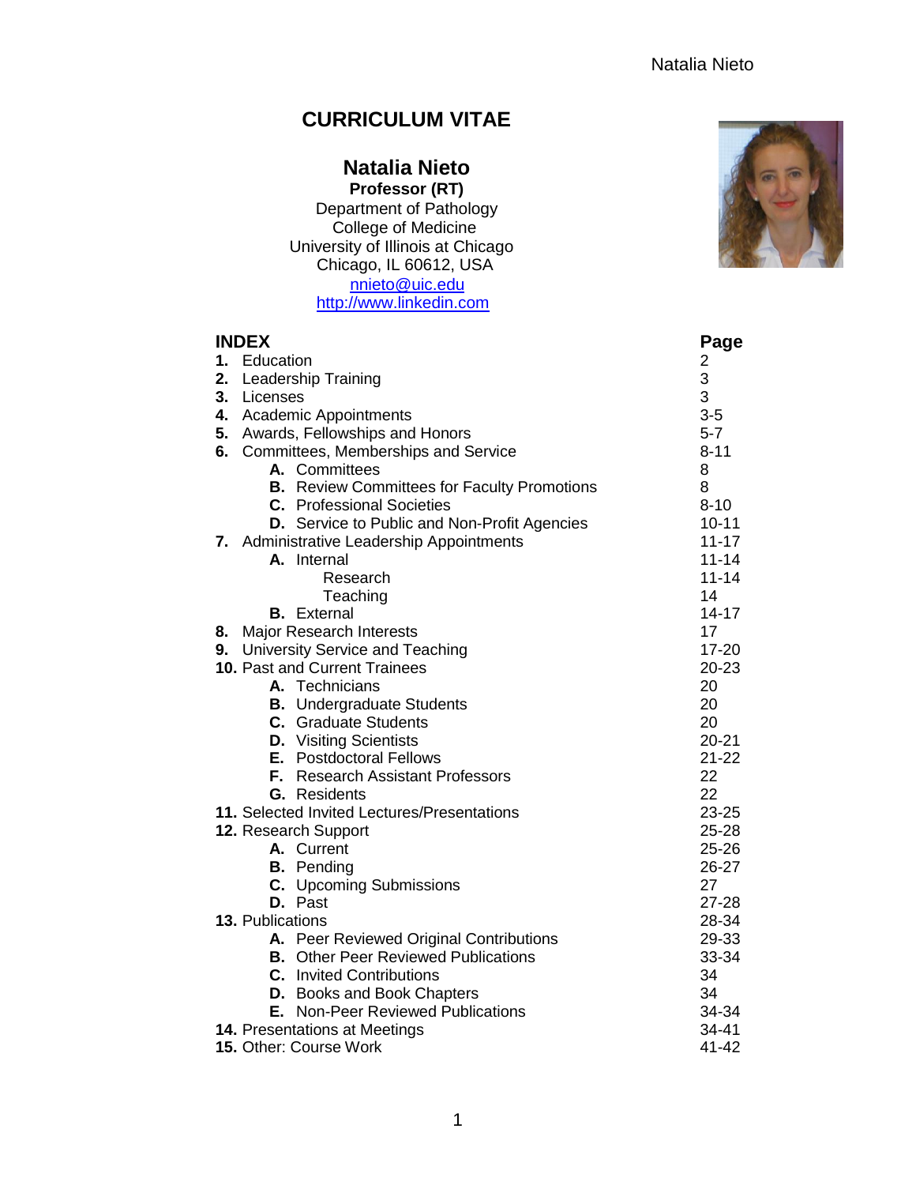# CURRICULUM VITAE

## Natalia Nieto

**Professor (RT)**
Department of Pathology
College of Medicine
University of Illinois at Chicago
Chicago, IL 60612, USA
nnieto@uic.edu
http://www.linkedin.com

| **INDEX** | **Page** |
|---|---|
| **1.** Education | 2 |
| **2.** Leadership Training | 3 |
| **3.** Licenses | 3 |
| **4.** Academic Appointments | 3-5 |
| **5.** Awards, Fellowships and Honors | 5-7 |
| **6.** Committees, Memberships and Service | 8-11 |
| &nbsp;&nbsp;&nbsp;&nbsp;**A.** Committees | 8 |
| &nbsp;&nbsp;&nbsp;&nbsp;**B.** Review Committees for Faculty Promotions | 8 |
| &nbsp;&nbsp;&nbsp;&nbsp;**C.** Professional Societies | 8-10 |
| &nbsp;&nbsp;&nbsp;&nbsp;**D.** Service to Public and Non-Profit Agencies | 10-11 |
| **7.** Administrative Leadership Appointments | 11-17 |
| &nbsp;&nbsp;&nbsp;&nbsp;**A.** Internal | 11-14 |
| &nbsp;&nbsp;&nbsp;&nbsp;&nbsp;&nbsp;&nbsp;&nbsp;Research | 11-14 |
| &nbsp;&nbsp;&nbsp;&nbsp;&nbsp;&nbsp;&nbsp;&nbsp;Teaching | 14 |
| &nbsp;&nbsp;&nbsp;&nbsp;**B.** External | 14-17 |
| **8.** Major Research Interests | 17 |
| **9.** University Service and Teaching | 17-20 |
| **10.** Past and Current Trainees | 20-23 |
| &nbsp;&nbsp;&nbsp;&nbsp;**A.** Technicians | 20 |
| &nbsp;&nbsp;&nbsp;&nbsp;**B.** Undergraduate Students | 20 |
| &nbsp;&nbsp;&nbsp;&nbsp;**C.** Graduate Students | 20 |
| &nbsp;&nbsp;&nbsp;&nbsp;**D.** Visiting Scientists | 20-21 |
| &nbsp;&nbsp;&nbsp;&nbsp;**E.** Postdoctoral Fellows | 21-22 |
| &nbsp;&nbsp;&nbsp;&nbsp;**F.** Research Assistant Professors | 22 |
| &nbsp;&nbsp;&nbsp;&nbsp;**G.** Residents | 22 |
| **11.** Selected Invited Lectures/Presentations | 23-25 |
| **12.** Research Support | 25-28 |
| &nbsp;&nbsp;&nbsp;&nbsp;**A.** Current | 25-26 |
| &nbsp;&nbsp;&nbsp;&nbsp;**B.** Pending | 26-27 |
| &nbsp;&nbsp;&nbsp;&nbsp;**C.** Upcoming Submissions | 27 |
| &nbsp;&nbsp;&nbsp;&nbsp;**D.** Past | 27-28 |
| **13.** Publications | 28-34 |
| &nbsp;&nbsp;&nbsp;&nbsp;**A.** Peer Reviewed Original Contributions | 29-33 |
| &nbsp;&nbsp;&nbsp;&nbsp;**B.** Other Peer Reviewed Publications | 33-34 |
| &nbsp;&nbsp;&nbsp;&nbsp;**C.** Invited Contributions | 34 |
| &nbsp;&nbsp;&nbsp;&nbsp;**D.** Books and Book Chapters | 34 |
| &nbsp;&nbsp;&nbsp;&nbsp;**E.** Non-Peer Reviewed Publications | 34-34 |
| **14.** Presentations at Meetings | 34-41 |
| **15.** Other: Course Work | 41-42 |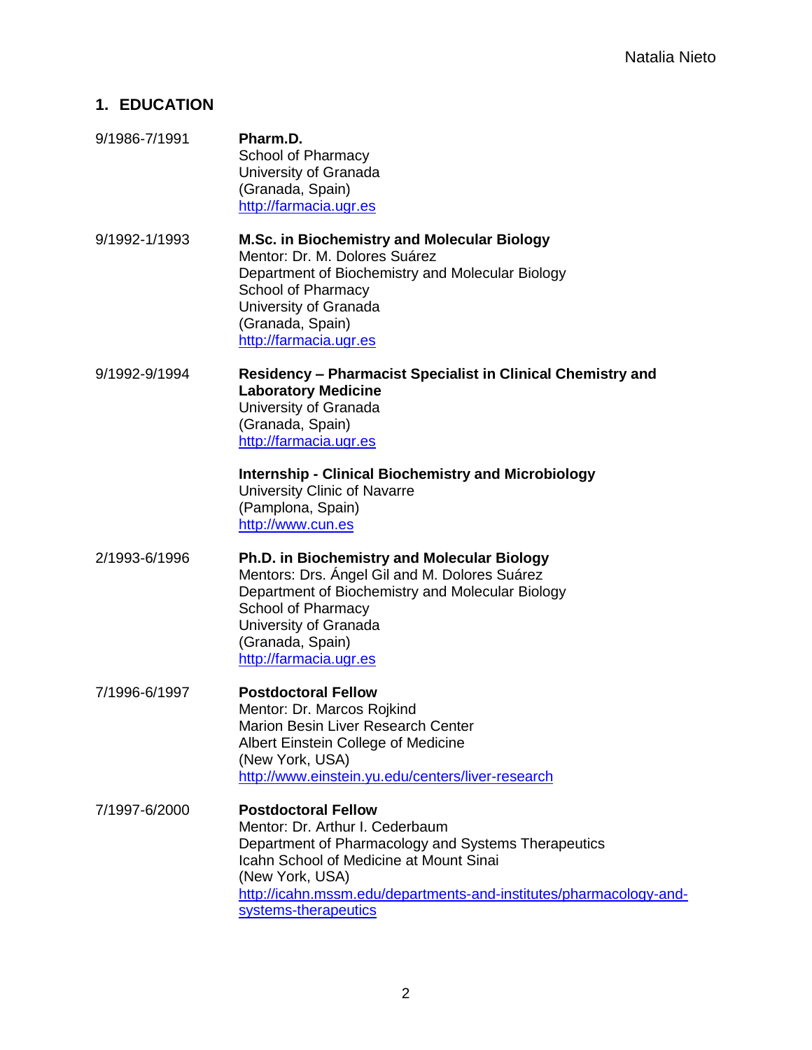## 1. EDUCATION

9/1986-7/1991 **Pharm.D.**
School of Pharmacy
University of Granada
(Granada, Spain)
http://farmacia.ugr.es

9/1992-1/1993 **M.Sc. in Biochemistry and Molecular Biology**
Mentor: Dr. M. Dolores Suárez
Department of Biochemistry and Molecular Biology
School of Pharmacy
University of Granada
(Granada, Spain)
http://farmacia.ugr.es

9/1992-9/1994 **Residency – Pharmacist Specialist in Clinical Chemistry and Laboratory Medicine**
University of Granada
(Granada, Spain)
http://farmacia.ugr.es

**Internship - Clinical Biochemistry and Microbiology**
University Clinic of Navarre
(Pamplona, Spain)
http://www.cun.es

2/1993-6/1996 **Ph.D. in Biochemistry and Molecular Biology**
Mentors: Drs. Ángel Gil and M. Dolores Suárez
Department of Biochemistry and Molecular Biology
School of Pharmacy
University of Granada
(Granada, Spain)
http://farmacia.ugr.es

7/1996-6/1997 **Postdoctoral Fellow**
Mentor: Dr. Marcos Rojkind
Marion Besin Liver Research Center
Albert Einstein College of Medicine
(New York, USA)
http://www.einstein.yu.edu/centers/liver-research

7/1997-6/2000 **Postdoctoral Fellow**
Mentor: Dr. Arthur I. Cederbaum
Department of Pharmacology and Systems Therapeutics
Icahn School of Medicine at Mount Sinai
(New York, USA)
http://icahn.mssm.edu/departments-and-institutes/pharmacology-and-systems-therapeutics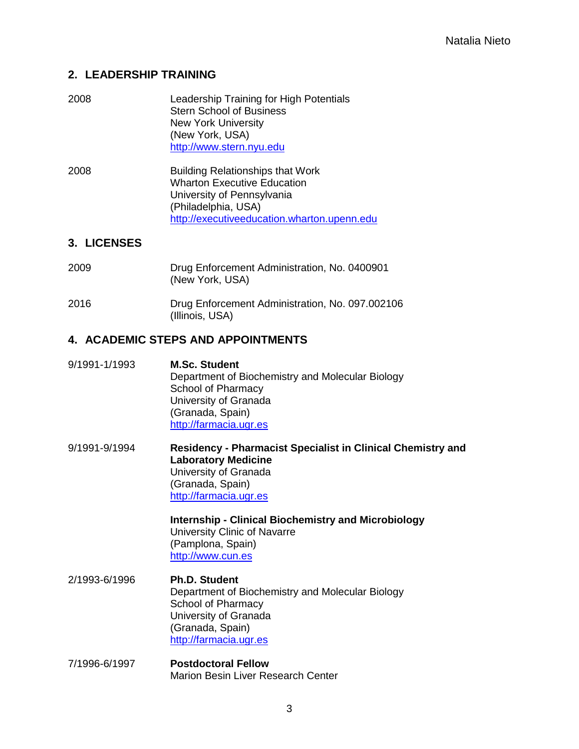## 2. LEADERSHIP TRAINING

2008 Leadership Training for High Potentials
Stern School of Business
New York University
(New York, USA)
http://www.stern.nyu.edu

2008 Building Relationships that Work
Wharton Executive Education
University of Pennsylvania
(Philadelphia, USA)
http://executiveeducation.wharton.upenn.edu

## 3. LICENSES

2009 Drug Enforcement Administration, No. 0400901
(New York, USA)

2016 Drug Enforcement Administration, No. 097.002106
(Illinois, USA)

## 4. ACADEMIC STEPS AND APPOINTMENTS

9/1991-1/1993 **M.Sc. Student**
Department of Biochemistry and Molecular Biology
School of Pharmacy
University of Granada
(Granada, Spain)
http://farmacia.ugr.es

9/1991-9/1994 **Residency - Pharmacist Specialist in Clinical Chemistry and Laboratory Medicine**
University of Granada
(Granada, Spain)
http://farmacia.ugr.es

**Internship - Clinical Biochemistry and Microbiology**
University Clinic of Navarre
(Pamplona, Spain)
http://www.cun.es

2/1993-6/1996 **Ph.D. Student**
Department of Biochemistry and Molecular Biology
School of Pharmacy
University of Granada
(Granada, Spain)
http://farmacia.ugr.es

7/1996-6/1997 **Postdoctoral Fellow**
Marion Besin Liver Research Center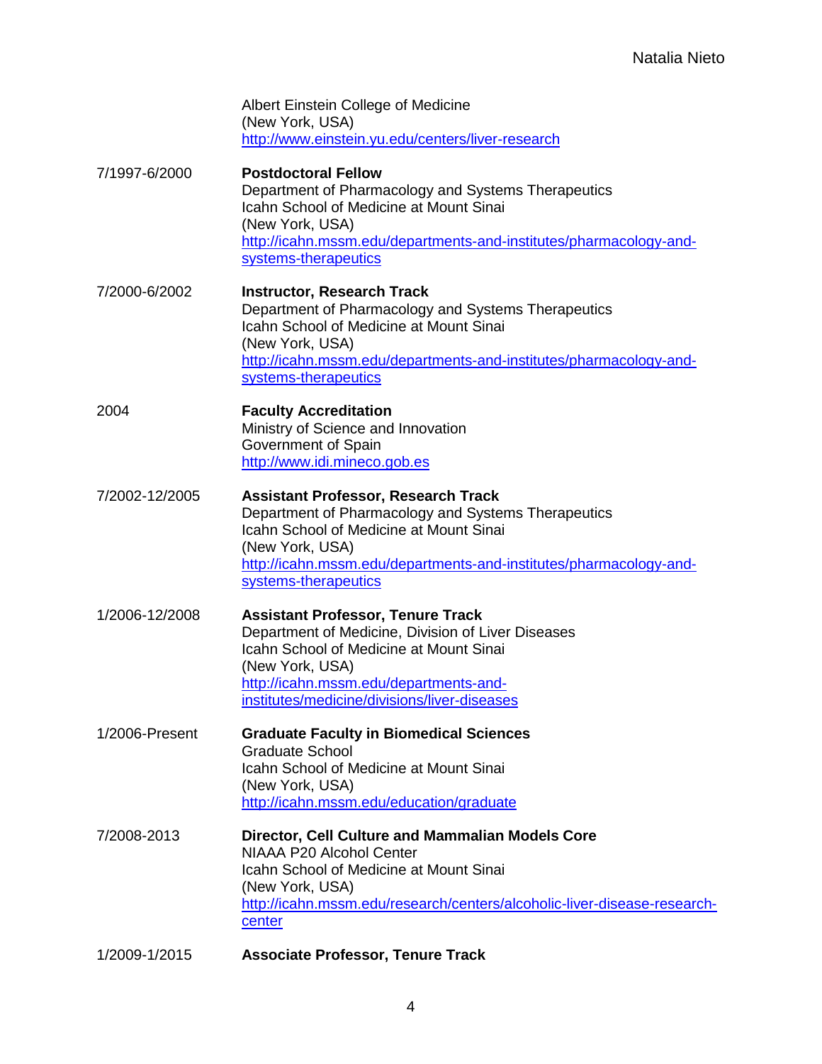Albert Einstein College of Medicine
(New York, USA)
http://www.einstein.yu.edu/centers/liver-research

7/1997-6/2000 **Postdoctoral Fellow**
Department of Pharmacology and Systems Therapeutics
Icahn School of Medicine at Mount Sinai
(New York, USA)
http://icahn.mssm.edu/departments-and-institutes/pharmacology-and-systems-therapeutics

7/2000-6/2002 **Instructor, Research Track**
Department of Pharmacology and Systems Therapeutics
Icahn School of Medicine at Mount Sinai
(New York, USA)
http://icahn.mssm.edu/departments-and-institutes/pharmacology-and-systems-therapeutics

2004 **Faculty Accreditation**
Ministry of Science and Innovation
Government of Spain
http://www.idi.mineco.gob.es

7/2002-12/2005 **Assistant Professor, Research Track**
Department of Pharmacology and Systems Therapeutics
Icahn School of Medicine at Mount Sinai
(New York, USA)
http://icahn.mssm.edu/departments-and-institutes/pharmacology-and-systems-therapeutics

1/2006-12/2008 **Assistant Professor, Tenure Track**
Department of Medicine, Division of Liver Diseases
Icahn School of Medicine at Mount Sinai
(New York, USA)
http://icahn.mssm.edu/departments-and-institutes/medicine/divisions/liver-diseases

1/2006-Present **Graduate Faculty in Biomedical Sciences**
Graduate School
Icahn School of Medicine at Mount Sinai
(New York, USA)
http://icahn.mssm.edu/education/graduate

7/2008-2013 **Director, Cell Culture and Mammalian Models Core**
NIAAA P20 Alcohol Center
Icahn School of Medicine at Mount Sinai
(New York, USA)
http://icahn.mssm.edu/research/centers/alcoholic-liver-disease-research-center

1/2009-1/2015 **Associate Professor, Tenure Track**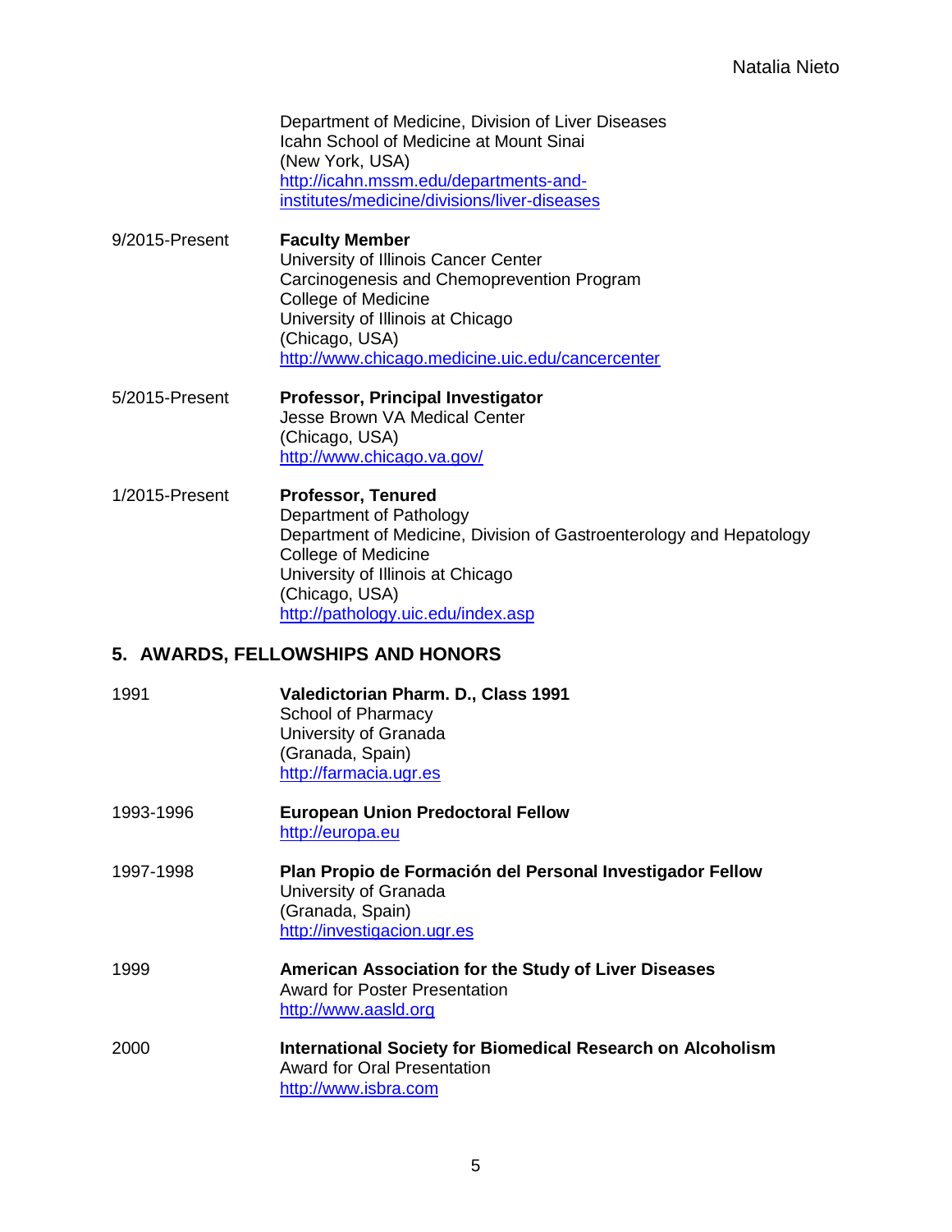Department of Medicine, Division of Liver Diseases
Icahn School of Medicine at Mount Sinai
(New York, USA)
http://icahn.mssm.edu/departments-and-institutes/medicine/divisions/liver-diseases

9/2015-Present **Faculty Member**
University of Illinois Cancer Center
Carcinogenesis and Chemoprevention Program
College of Medicine
University of Illinois at Chicago
(Chicago, USA)
http://www.chicago.medicine.uic.edu/cancercenter

5/2015-Present **Professor, Principal Investigator**
Jesse Brown VA Medical Center
(Chicago, USA)
http://www.chicago.va.gov/

1/2015-Present **Professor, Tenured**
Department of Pathology
Department of Medicine, Division of Gastroenterology and Hepatology
College of Medicine
University of Illinois at Chicago
(Chicago, USA)
http://pathology.uic.edu/index.asp

## 5. AWARDS, FELLOWSHIPS AND HONORS

1991 **Valedictorian Pharm. D., Class 1991**
School of Pharmacy
University of Granada
(Granada, Spain)
http://farmacia.ugr.es

1993-1996 **European Union Predoctoral Fellow**
http://europa.eu

1997-1998 **Plan Propio de Formación del Personal Investigador Fellow**
University of Granada
(Granada, Spain)
http://investigacion.ugr.es

1999 **American Association for the Study of Liver Diseases**
Award for Poster Presentation
http://www.aasld.org

2000 **International Society for Biomedical Research on Alcoholism**
Award for Oral Presentation
http://www.isbra.com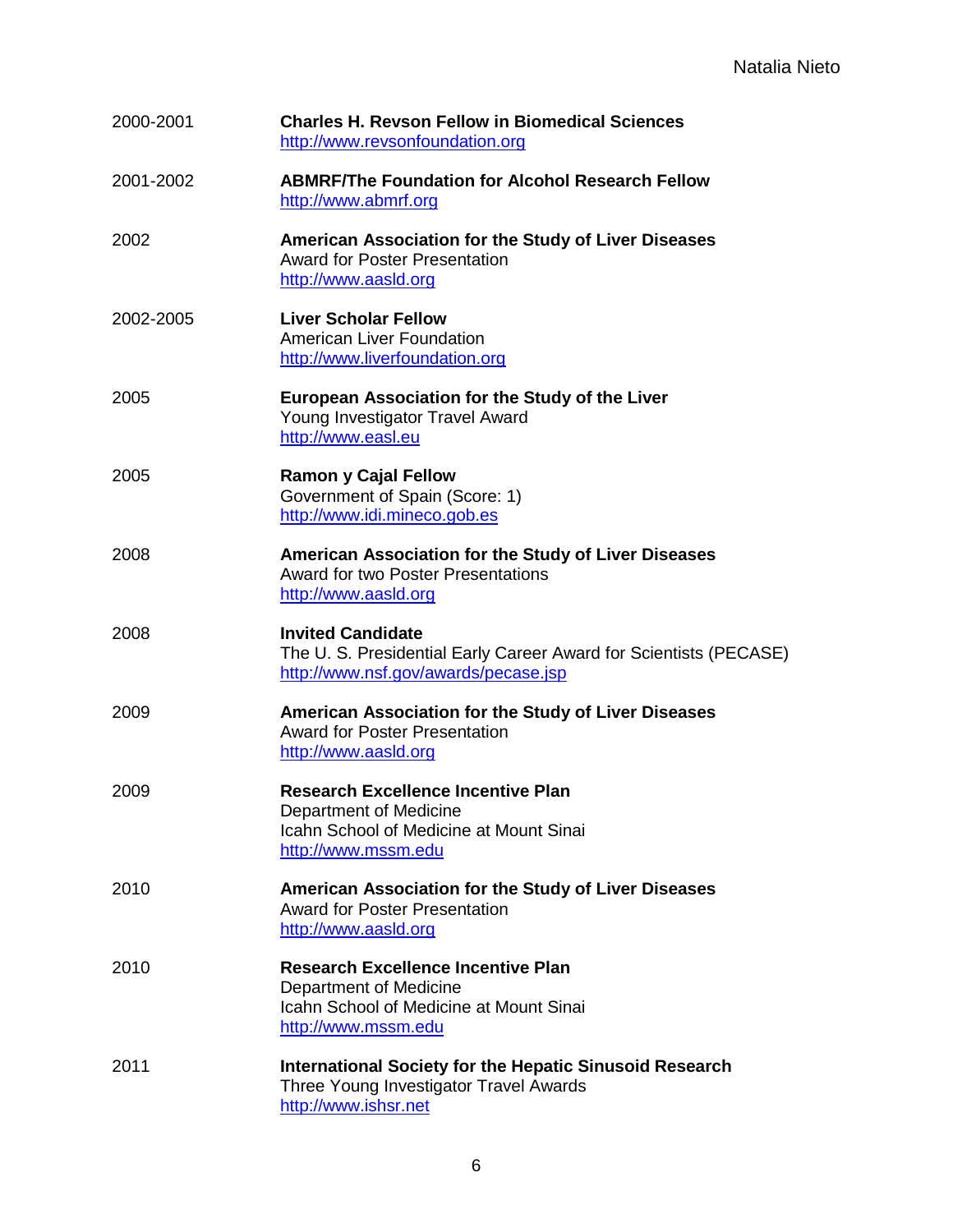| | |
|---|---|
| 2000-2001 | **Charles H. Revson Fellow in Biomedical Sciences**<br>http://www.revsonfoundation.org |
| 2001-2002 | **ABMRF/The Foundation for Alcohol Research Fellow**<br>http://www.abmrf.org |
| 2002 | **American Association for the Study of Liver Diseases**<br>Award for Poster Presentation<br>http://www.aasld.org |
| 2002-2005 | **Liver Scholar Fellow**<br>American Liver Foundation<br>http://www.liverfoundation.org |
| 2005 | **European Association for the Study of the Liver**<br>Young Investigator Travel Award<br>http://www.easl.eu |
| 2005 | **Ramon y Cajal Fellow**<br>Government of Spain (Score: 1)<br>http://www.idi.mineco.gob.es |
| 2008 | **American Association for the Study of Liver Diseases**<br>Award for two Poster Presentations<br>http://www.aasld.org |
| 2008 | **Invited Candidate**<br>The U. S. Presidential Early Career Award for Scientists (PECASE)<br>http://www.nsf.gov/awards/pecase.jsp |
| 2009 | **American Association for the Study of Liver Diseases**<br>Award for Poster Presentation<br>http://www.aasld.org |
| 2009 | **Research Excellence Incentive Plan**<br>Department of Medicine<br>Icahn School of Medicine at Mount Sinai<br>http://www.mssm.edu |
| 2010 | **American Association for the Study of Liver Diseases**<br>Award for Poster Presentation<br>http://www.aasld.org |
| 2010 | **Research Excellence Incentive Plan**<br>Department of Medicine<br>Icahn School of Medicine at Mount Sinai<br>http://www.mssm.edu |
| 2011 | **International Society for the Hepatic Sinusoid Research**<br>Three Young Investigator Travel Awards<br>http://www.ishsr.net |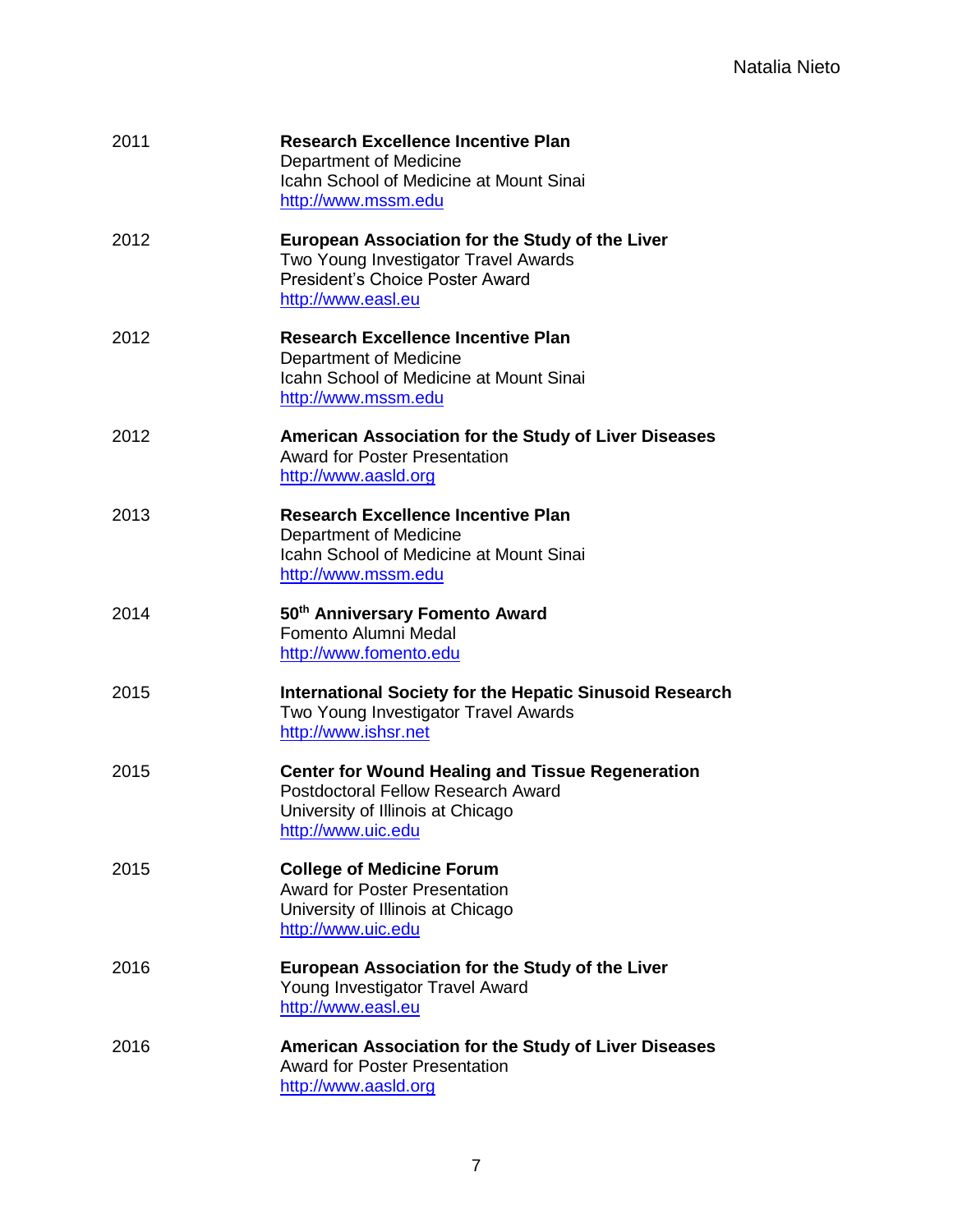2011 **Research Excellence Incentive Plan**
Department of Medicine
Icahn School of Medicine at Mount Sinai
http://www.mssm.edu

2012 **European Association for the Study of the Liver**
Two Young Investigator Travel Awards
President's Choice Poster Award
http://www.easl.eu

2012 **Research Excellence Incentive Plan**
Department of Medicine
Icahn School of Medicine at Mount Sinai
http://www.mssm.edu

2012 **American Association for the Study of Liver Diseases**
Award for Poster Presentation
http://www.aasld.org

2013 **Research Excellence Incentive Plan**
Department of Medicine
Icahn School of Medicine at Mount Sinai
http://www.mssm.edu

2014 **50th Anniversary Fomento Award**
Fomento Alumni Medal
http://www.fomento.edu

2015 **International Society for the Hepatic Sinusoid Research**
Two Young Investigator Travel Awards
http://www.ishsr.net

2015 **Center for Wound Healing and Tissue Regeneration**
Postdoctoral Fellow Research Award
University of Illinois at Chicago
http://www.uic.edu

2015 **College of Medicine Forum**
Award for Poster Presentation
University of Illinois at Chicago
http://www.uic.edu

2016 **European Association for the Study of the Liver**
Young Investigator Travel Award
http://www.easl.eu

2016 **American Association for the Study of Liver Diseases**
Award for Poster Presentation
http://www.aasld.org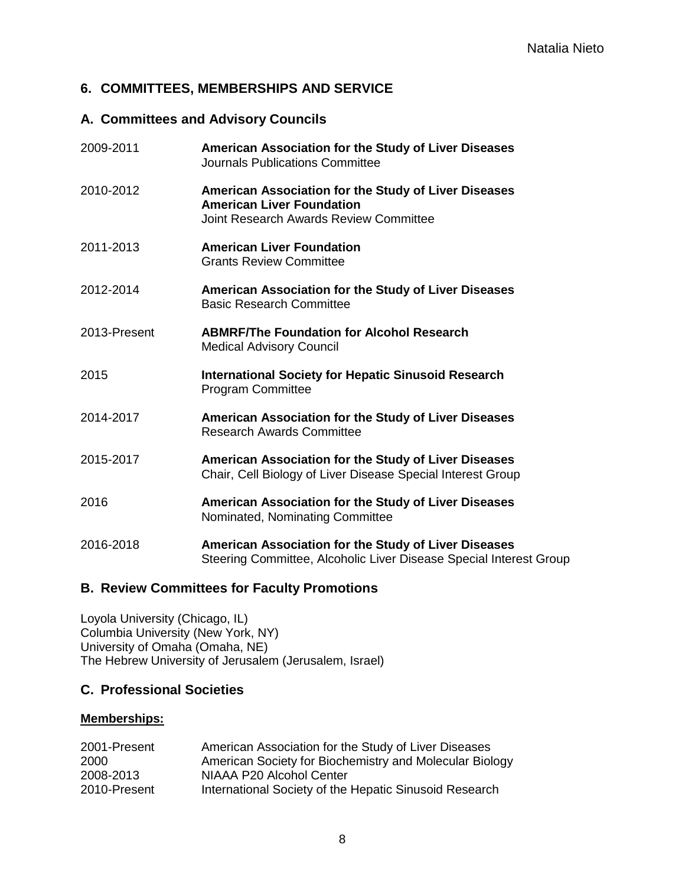## 6. COMMITTEES, MEMBERSHIPS AND SERVICE

### A. Committees and Advisory Councils

2009-2011 **American Association for the Study of Liver Diseases**
Journals Publications Committee

2010-2012 **American Association for the Study of Liver Diseases**
**American Liver Foundation**
Joint Research Awards Review Committee

2011-2013 **American Liver Foundation**
Grants Review Committee

2012-2014 **American Association for the Study of Liver Diseases**
Basic Research Committee

2013-Present **ABMRF/The Foundation for Alcohol Research**
Medical Advisory Council

2015 **International Society for Hepatic Sinusoid Research**
Program Committee

2014-2017 **American Association for the Study of Liver Diseases**
Research Awards Committee

2015-2017 **American Association for the Study of Liver Diseases**
Chair, Cell Biology of Liver Disease Special Interest Group

2016 **American Association for the Study of Liver Diseases**
Nominated, Nominating Committee

2016-2018 **American Association for the Study of Liver Diseases**
Steering Committee, Alcoholic Liver Disease Special Interest Group

### B. Review Committees for Faculty Promotions

Loyola University (Chicago, IL)
Columbia University (New York, NY)
University of Omaha (Omaha, NE)
The Hebrew University of Jerusalem (Jerusalem, Israel)

### C. Professional Societies

**Memberships:**

2001-Present American Association for the Study of Liver Diseases
2000 American Society for Biochemistry and Molecular Biology
2008-2013 NIAAA P20 Alcohol Center
2010-Present International Society of the Hepatic Sinusoid Research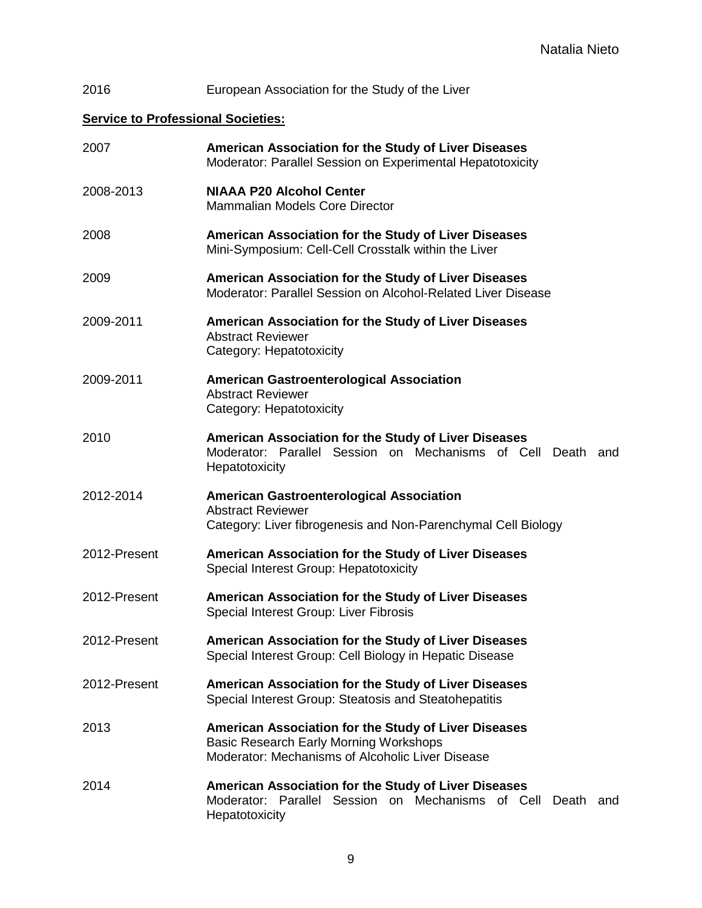2016 European Association for the Study of the Liver

**Service to Professional Societies:**

2007 **American Association for the Study of Liver Diseases**
Moderator: Parallel Session on Experimental Hepatotoxicity

2008-2013 **NIAAA P20 Alcohol Center**
Mammalian Models Core Director

2008 **American Association for the Study of Liver Diseases**
Mini-Symposium: Cell-Cell Crosstalk within the Liver

2009 **American Association for the Study of Liver Diseases**
Moderator: Parallel Session on Alcohol-Related Liver Disease

2009-2011 **American Association for the Study of Liver Diseases**
Abstract Reviewer
Category: Hepatotoxicity

2009-2011 **American Gastroenterological Association**
Abstract Reviewer
Category: Hepatotoxicity

2010 **American Association for the Study of Liver Diseases**
Moderator: Parallel Session on Mechanisms of Cell Death and Hepatotoxicity

2012-2014 **American Gastroenterological Association**
Abstract Reviewer
Category: Liver fibrogenesis and Non-Parenchymal Cell Biology

2012-Present **American Association for the Study of Liver Diseases**
Special Interest Group: Hepatotoxicity

2012-Present **American Association for the Study of Liver Diseases**
Special Interest Group: Liver Fibrosis

2012-Present **American Association for the Study of Liver Diseases**
Special Interest Group: Cell Biology in Hepatic Disease

2012-Present **American Association for the Study of Liver Diseases**
Special Interest Group: Steatosis and Steatohepatitis

2013 **American Association for the Study of Liver Diseases**
Basic Research Early Morning Workshops
Moderator: Mechanisms of Alcoholic Liver Disease

2014 **American Association for the Study of Liver Diseases**
Moderator: Parallel Session on Mechanisms of Cell Death and Hepatotoxicity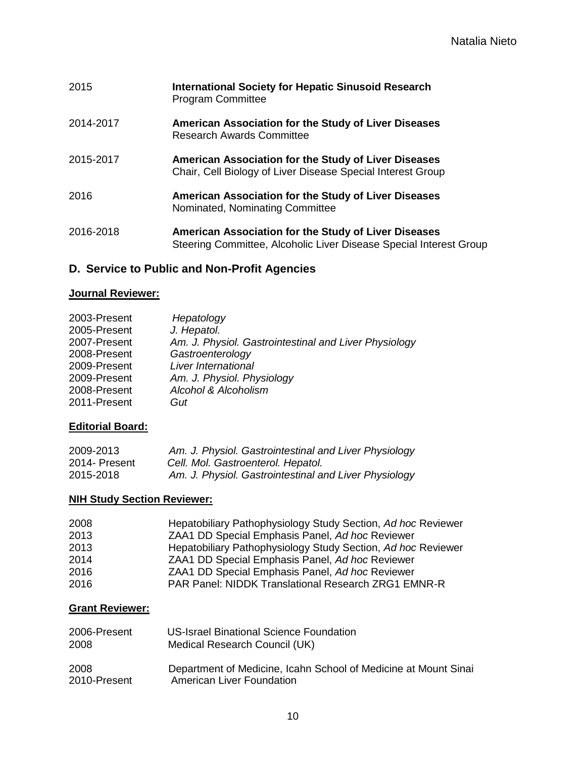2015 **International Society for Hepatic Sinusoid Research**
Program Committee

2014-2017 **American Association for the Study of Liver Diseases**
Research Awards Committee

2015-2017 **American Association for the Study of Liver Diseases**
Chair, Cell Biology of Liver Disease Special Interest Group

2016 **American Association for the Study of Liver Diseases**
Nominated, Nominating Committee

2016-2018 **American Association for the Study of Liver Diseases**
Steering Committee, Alcoholic Liver Disease Special Interest Group

## D. Service to Public and Non-Profit Agencies

**Journal Reviewer:**

2003-Present *Hepatology*
2005-Present *J. Hepatol.*
2007-Present *Am. J. Physiol. Gastrointestinal and Liver Physiology*
2008-Present *Gastroenterology*
2009-Present *Liver International*
2009-Present *Am. J. Physiol. Physiology*
2008-Present *Alcohol & Alcoholism*
2011-Present *Gut*

**Editorial Board:**

2009-2013 *Am. J. Physiol. Gastrointestinal and Liver Physiology*
2014- Present *Cell. Mol. Gastroenterol. Hepatol.*
2015-2018 *Am. J. Physiol. Gastrointestinal and Liver Physiology*

**NIH Study Section Reviewer:**

2008 Hepatobiliary Pathophysiology Study Section, *Ad hoc* Reviewer
2013 ZAA1 DD Special Emphasis Panel, *Ad hoc* Reviewer
2013 Hepatobiliary Pathophysiology Study Section, *Ad hoc* Reviewer
2014 ZAA1 DD Special Emphasis Panel, *Ad hoc* Reviewer
2016 ZAA1 DD Special Emphasis Panel, *Ad hoc* Reviewer
2016 PAR Panel: NIDDK Translational Research ZRG1 EMNR-R

**Grant Reviewer:**

2006-Present US-Israel Binational Science Foundation
2008 Medical Research Council (UK)

2008 Department of Medicine, Icahn School of Medicine at Mount Sinai
2010-Present American Liver Foundation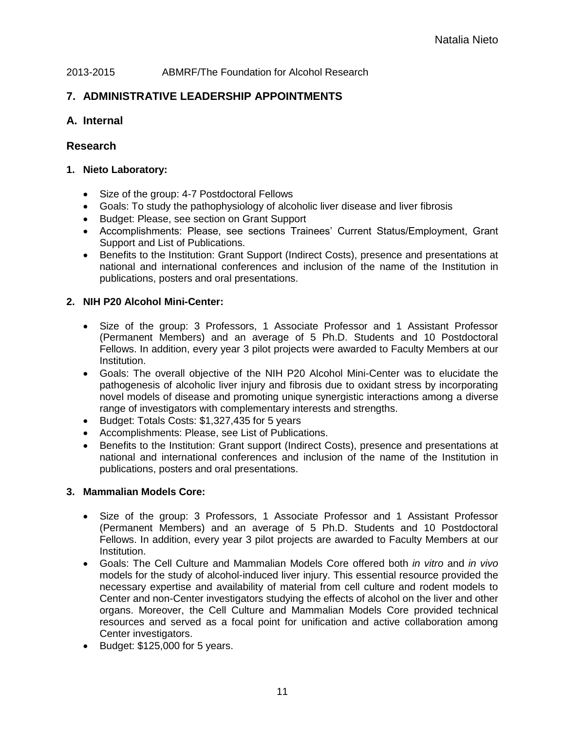2013-2015 ABMRF/The Foundation for Alcohol Research

## 7. ADMINISTRATIVE LEADERSHIP APPOINTMENTS

## A. Internal

## Research

### 1. Nieto Laboratory:

- Size of the group: 4-7 Postdoctoral Fellows
- Goals: To study the pathophysiology of alcoholic liver disease and liver fibrosis
- Budget: Please, see section on Grant Support
- Accomplishments: Please, see sections Trainees' Current Status/Employment, Grant Support and List of Publications.
- Benefits to the Institution: Grant Support (Indirect Costs), presence and presentations at national and international conferences and inclusion of the name of the Institution in publications, posters and oral presentations.

### 2. NIH P20 Alcohol Mini-Center:

- Size of the group: 3 Professors, 1 Associate Professor and 1 Assistant Professor (Permanent Members) and an average of 5 Ph.D. Students and 10 Postdoctoral Fellows. In addition, every year 3 pilot projects were awarded to Faculty Members at our Institution.
- Goals: The overall objective of the NIH P20 Alcohol Mini-Center was to elucidate the pathogenesis of alcoholic liver injury and fibrosis due to oxidant stress by incorporating novel models of disease and promoting unique synergistic interactions among a diverse range of investigators with complementary interests and strengths.
- Budget: Totals Costs: $1,327,435 for 5 years
- Accomplishments: Please, see List of Publications.
- Benefits to the Institution: Grant support (Indirect Costs), presence and presentations at national and international conferences and inclusion of the name of the Institution in publications, posters and oral presentations.

### 3. Mammalian Models Core:

- Size of the group: 3 Professors, 1 Associate Professor and 1 Assistant Professor (Permanent Members) and an average of 5 Ph.D. Students and 10 Postdoctoral Fellows. In addition, every year 3 pilot projects are awarded to Faculty Members at our Institution.
- Goals: The Cell Culture and Mammalian Models Core offered both *in vitro* and *in vivo* models for the study of alcohol-induced liver injury. This essential resource provided the necessary expertise and availability of material from cell culture and rodent models to Center and non-Center investigators studying the effects of alcohol on the liver and other organs. Moreover, the Cell Culture and Mammalian Models Core provided technical resources and served as a focal point for unification and active collaboration among Center investigators.
- Budget: $125,000 for 5 years.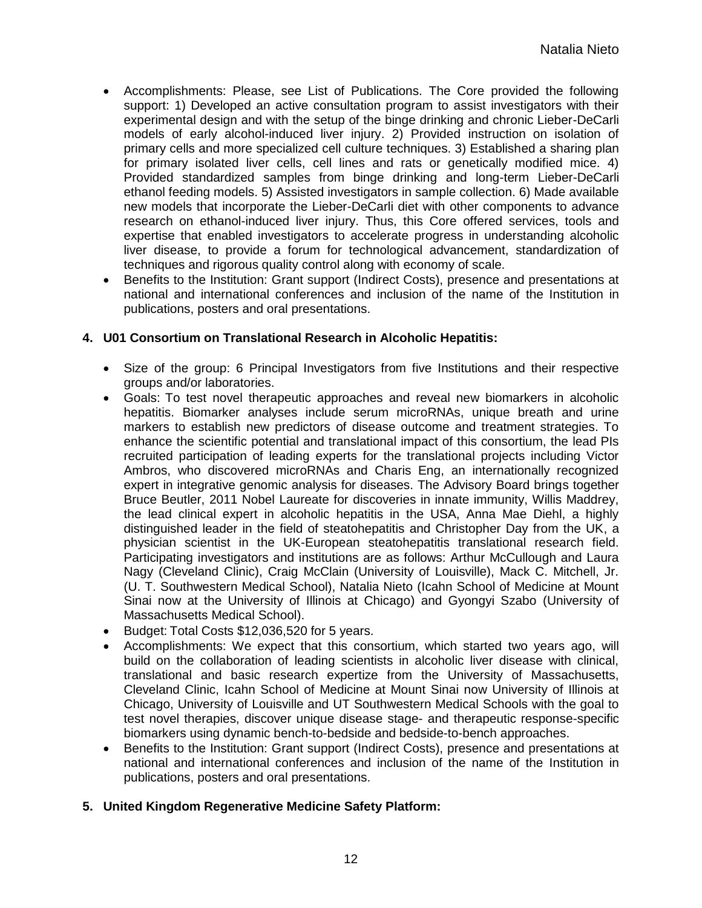- Accomplishments: Please, see List of Publications. The Core provided the following support: 1) Developed an active consultation program to assist investigators with their experimental design and with the setup of the binge drinking and chronic Lieber-DeCarli models of early alcohol-induced liver injury. 2) Provided instruction on isolation of primary cells and more specialized cell culture techniques. 3) Established a sharing plan for primary isolated liver cells, cell lines and rats or genetically modified mice. 4) Provided standardized samples from binge drinking and long-term Lieber-DeCarli ethanol feeding models. 5) Assisted investigators in sample collection. 6) Made available new models that incorporate the Lieber-DeCarli diet with other components to advance research on ethanol-induced liver injury. Thus, this Core offered services, tools and expertise that enabled investigators to accelerate progress in understanding alcoholic liver disease, to provide a forum for technological advancement, standardization of techniques and rigorous quality control along with economy of scale.
- Benefits to the Institution: Grant support (Indirect Costs), presence and presentations at national and international conferences and inclusion of the name of the Institution in publications, posters and oral presentations.

**4. U01 Consortium on Translational Research in Alcoholic Hepatitis:**

- Size of the group: 6 Principal Investigators from five Institutions and their respective groups and/or laboratories.
- Goals: To test novel therapeutic approaches and reveal new biomarkers in alcoholic hepatitis. Biomarker analyses include serum microRNAs, unique breath and urine markers to establish new predictors of disease outcome and treatment strategies. To enhance the scientific potential and translational impact of this consortium, the lead PIs recruited participation of leading experts for the translational projects including Victor Ambros, who discovered microRNAs and Charis Eng, an internationally recognized expert in integrative genomic analysis for diseases. The Advisory Board brings together Bruce Beutler, 2011 Nobel Laureate for discoveries in innate immunity, Willis Maddrey, the lead clinical expert in alcoholic hepatitis in the USA, Anna Mae Diehl, a highly distinguished leader in the field of steatohepatitis and Christopher Day from the UK, a physician scientist in the UK-European steatohepatitis translational research field. Participating investigators and institutions are as follows: Arthur McCullough and Laura Nagy (Cleveland Clinic), Craig McClain (University of Louisville), Mack C. Mitchell, Jr. (U. T. Southwestern Medical School), Natalia Nieto (Icahn School of Medicine at Mount Sinai now at the University of Illinois at Chicago) and Gyongyi Szabo (University of Massachusetts Medical School).
- Budget: Total Costs $12,036,520 for 5 years.
- Accomplishments: We expect that this consortium, which started two years ago, will build on the collaboration of leading scientists in alcoholic liver disease with clinical, translational and basic research expertize from the University of Massachusetts, Cleveland Clinic, Icahn School of Medicine at Mount Sinai now University of Illinois at Chicago, University of Louisville and UT Southwestern Medical Schools with the goal to test novel therapies, discover unique disease stage- and therapeutic response-specific biomarkers using dynamic bench-to-bedside and bedside-to-bench approaches.
- Benefits to the Institution: Grant support (Indirect Costs), presence and presentations at national and international conferences and inclusion of the name of the Institution in publications, posters and oral presentations.

**5. United Kingdom Regenerative Medicine Safety Platform:**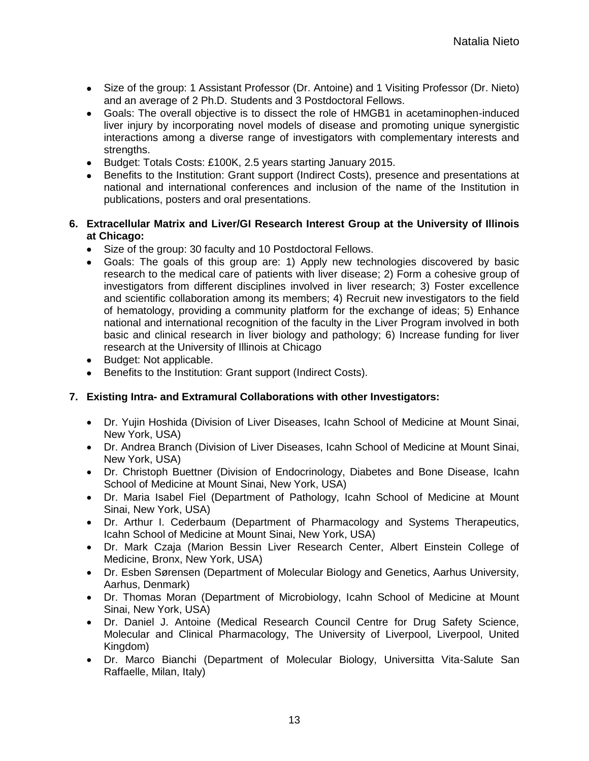- Size of the group: 1 Assistant Professor (Dr. Antoine) and 1 Visiting Professor (Dr. Nieto) and an average of 2 Ph.D. Students and 3 Postdoctoral Fellows.
- Goals: The overall objective is to dissect the role of HMGB1 in acetaminophen-induced liver injury by incorporating novel models of disease and promoting unique synergistic interactions among a diverse range of investigators with complementary interests and strengths.
- Budget: Totals Costs: £100K, 2.5 years starting January 2015.
- Benefits to the Institution: Grant support (Indirect Costs), presence and presentations at national and international conferences and inclusion of the name of the Institution in publications, posters and oral presentations.

**6. Extracellular Matrix and Liver/GI Research Interest Group at the University of Illinois at Chicago:**

- Size of the group: 30 faculty and 10 Postdoctoral Fellows.
- Goals: The goals of this group are: 1) Apply new technologies discovered by basic research to the medical care of patients with liver disease; 2) Form a cohesive group of investigators from different disciplines involved in liver research; 3) Foster excellence and scientific collaboration among its members; 4) Recruit new investigators to the field of hematology, providing a community platform for the exchange of ideas; 5) Enhance national and international recognition of the faculty in the Liver Program involved in both basic and clinical research in liver biology and pathology; 6) Increase funding for liver research at the University of Illinois at Chicago
- Budget: Not applicable.
- Benefits to the Institution: Grant support (Indirect Costs).

**7. Existing Intra- and Extramural Collaborations with other Investigators:**

- Dr. Yujin Hoshida (Division of Liver Diseases, Icahn School of Medicine at Mount Sinai, New York, USA)
- Dr. Andrea Branch (Division of Liver Diseases, Icahn School of Medicine at Mount Sinai, New York, USA)
- Dr. Christoph Buettner (Division of Endocrinology, Diabetes and Bone Disease, Icahn School of Medicine at Mount Sinai, New York, USA)
- Dr. Maria Isabel Fiel (Department of Pathology, Icahn School of Medicine at Mount Sinai, New York, USA)
- Dr. Arthur I. Cederbaum (Department of Pharmacology and Systems Therapeutics, Icahn School of Medicine at Mount Sinai, New York, USA)
- Dr. Mark Czaja (Marion Bessin Liver Research Center, Albert Einstein College of Medicine, Bronx, New York, USA)
- Dr. Esben Sørensen (Department of Molecular Biology and Genetics, Aarhus University, Aarhus, Denmark)
- Dr. Thomas Moran (Department of Microbiology, Icahn School of Medicine at Mount Sinai, New York, USA)
- Dr. Daniel J. Antoine (Medical Research Council Centre for Drug Safety Science, Molecular and Clinical Pharmacology, The University of Liverpool, Liverpool, United Kingdom)
- Dr. Marco Bianchi (Department of Molecular Biology, Universitta Vita-Salute San Raffaelle, Milan, Italy)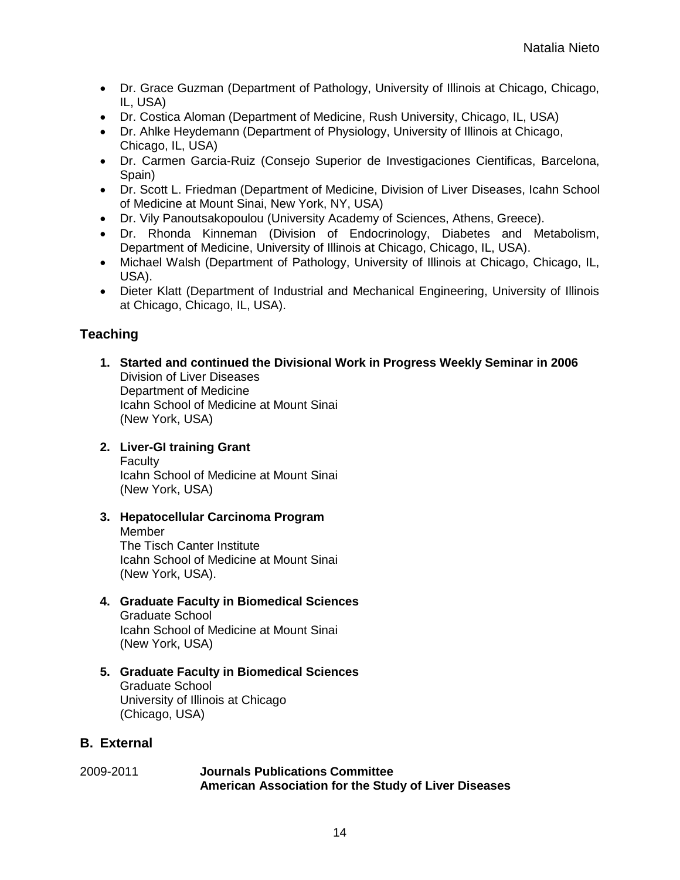- Dr. Grace Guzman (Department of Pathology, University of Illinois at Chicago, Chicago, IL, USA)
- Dr. Costica Aloman (Department of Medicine, Rush University, Chicago, IL, USA)
- Dr. Ahlke Heydemann (Department of Physiology, University of Illinois at Chicago, Chicago, IL, USA)
- Dr. Carmen Garcia-Ruiz (Consejo Superior de Investigaciones Cientificas, Barcelona, Spain)
- Dr. Scott L. Friedman (Department of Medicine, Division of Liver Diseases, Icahn School of Medicine at Mount Sinai, New York, NY, USA)
- Dr. Vily Panoutsakopoulou (University Academy of Sciences, Athens, Greece).
- Dr. Rhonda Kinneman (Division of Endocrinology, Diabetes and Metabolism, Department of Medicine, University of Illinois at Chicago, Chicago, IL, USA).
- Michael Walsh (Department of Pathology, University of Illinois at Chicago, Chicago, IL, USA).
- Dieter Klatt (Department of Industrial and Mechanical Engineering, University of Illinois at Chicago, Chicago, IL, USA).

## Teaching

1. **Started and continued the Divisional Work in Progress Weekly Seminar in 2006**
   Division of Liver Diseases
   Department of Medicine
   Icahn School of Medicine at Mount Sinai
   (New York, USA)

2. **Liver-GI training Grant**
   Faculty
   Icahn School of Medicine at Mount Sinai
   (New York, USA)

3. **Hepatocellular Carcinoma Program**
   Member
   The Tisch Canter Institute
   Icahn School of Medicine at Mount Sinai
   (New York, USA).

4. **Graduate Faculty in Biomedical Sciences**
   Graduate School
   Icahn School of Medicine at Mount Sinai
   (New York, USA)

5. **Graduate Faculty in Biomedical Sciences**
   Graduate School
   University of Illinois at Chicago
   (Chicago, USA)

## B. External

2009-2011 **Journals Publications Committee**
**American Association for the Study of Liver Diseases**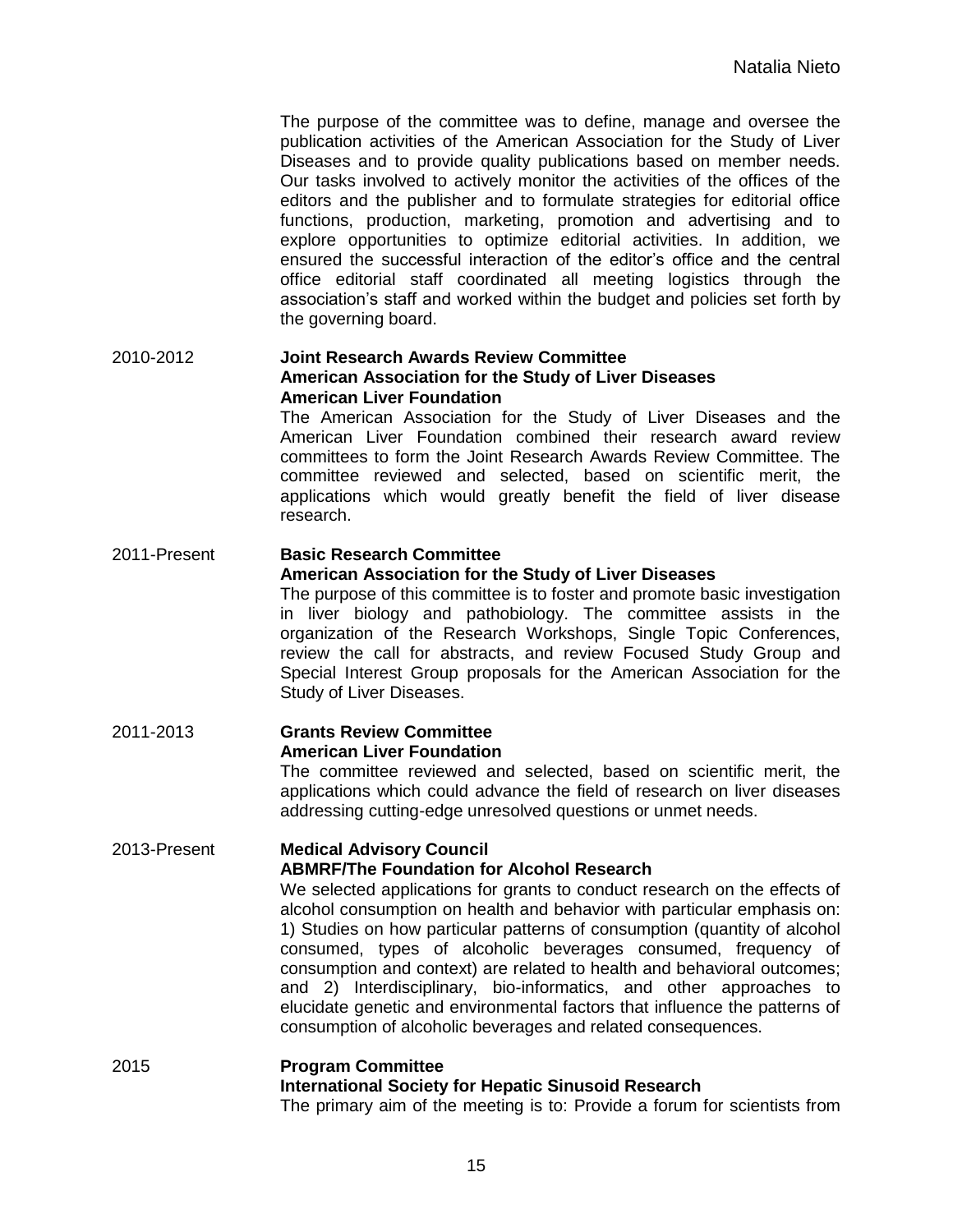The purpose of the committee was to define, manage and oversee the publication activities of the American Association for the Study of Liver Diseases and to provide quality publications based on member needs. Our tasks involved to actively monitor the activities of the offices of the editors and the publisher and to formulate strategies for editorial office functions, production, marketing, promotion and advertising and to explore opportunities to optimize editorial activities. In addition, we ensured the successful interaction of the editor's office and the central office editorial staff coordinated all meeting logistics through the association's staff and worked within the budget and policies set forth by the governing board.

2010-2012 **Joint Research Awards Review Committee**
**American Association for the Study of Liver Diseases**
**American Liver Foundation**
The American Association for the Study of Liver Diseases and the American Liver Foundation combined their research award review committees to form the Joint Research Awards Review Committee. The committee reviewed and selected, based on scientific merit, the applications which would greatly benefit the field of liver disease research.

2011-Present **Basic Research Committee**
**American Association for the Study of Liver Diseases**
The purpose of this committee is to foster and promote basic investigation in liver biology and pathobiology. The committee assists in the organization of the Research Workshops, Single Topic Conferences, review the call for abstracts, and review Focused Study Group and Special Interest Group proposals for the American Association for the Study of Liver Diseases.

2011-2013 **Grants Review Committee**
**American Liver Foundation**
The committee reviewed and selected, based on scientific merit, the applications which could advance the field of research on liver diseases addressing cutting-edge unresolved questions or unmet needs.

2013-Present **Medical Advisory Council**
**ABMRF/The Foundation for Alcohol Research**
We selected applications for grants to conduct research on the effects of alcohol consumption on health and behavior with particular emphasis on: 1) Studies on how particular patterns of consumption (quantity of alcohol consumed, types of alcoholic beverages consumed, frequency of consumption and context) are related to health and behavioral outcomes; and 2) Interdisciplinary, bio-informatics, and other approaches to elucidate genetic and environmental factors that influence the patterns of consumption of alcoholic beverages and related consequences.

2015 **Program Committee**
**International Society for Hepatic Sinusoid Research**
The primary aim of the meeting is to: Provide a forum for scientists from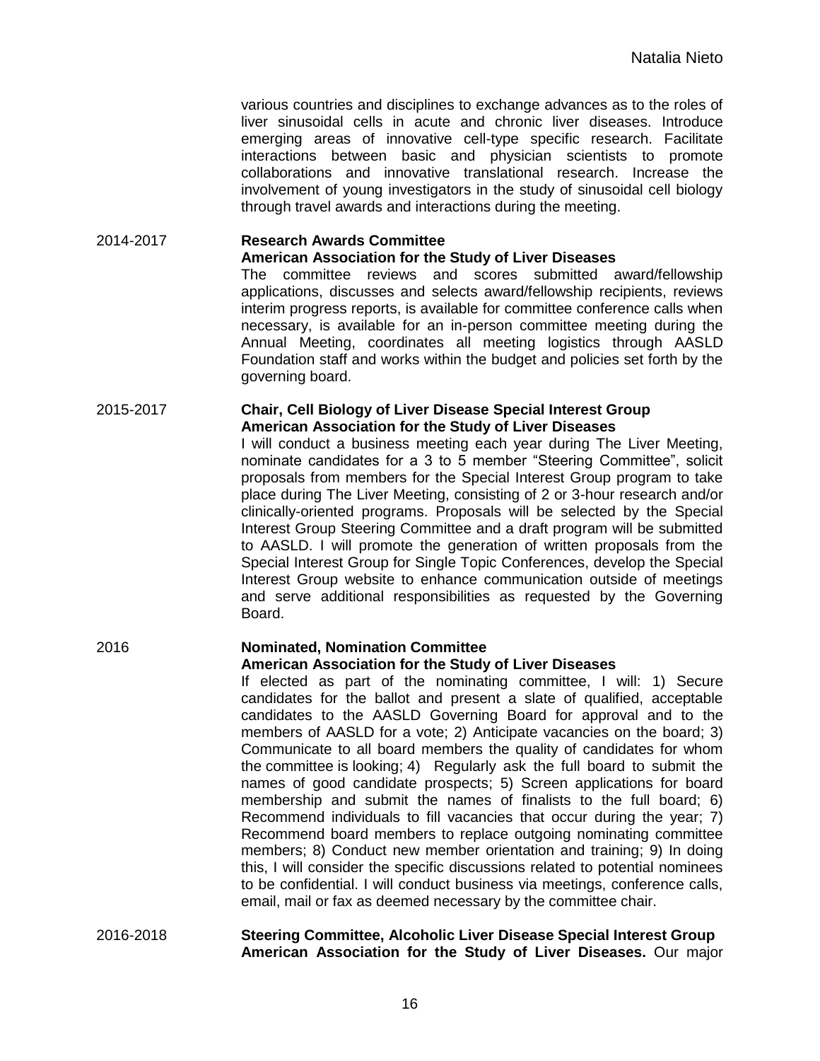various countries and disciplines to exchange advances as to the roles of liver sinusoidal cells in acute and chronic liver diseases. Introduce emerging areas of innovative cell-type specific research. Facilitate interactions between basic and physician scientists to promote collaborations and innovative translational research. Increase the involvement of young investigators in the study of sinusoidal cell biology through travel awards and interactions during the meeting.

2014-2017 **Research Awards Committee**
**American Association for the Study of Liver Diseases**
The committee reviews and scores submitted award/fellowship applications, discusses and selects award/fellowship recipients, reviews interim progress reports, is available for committee conference calls when necessary, is available for an in-person committee meeting during the Annual Meeting, coordinates all meeting logistics through AASLD Foundation staff and works within the budget and policies set forth by the governing board.

2015-2017 **Chair, Cell Biology of Liver Disease Special Interest Group**
**American Association for the Study of Liver Diseases**
I will conduct a business meeting each year during The Liver Meeting, nominate candidates for a 3 to 5 member "Steering Committee", solicit proposals from members for the Special Interest Group program to take place during The Liver Meeting, consisting of 2 or 3-hour research and/or clinically-oriented programs. Proposals will be selected by the Special Interest Group Steering Committee and a draft program will be submitted to AASLD. I will promote the generation of written proposals from the Special Interest Group for Single Topic Conferences, develop the Special Interest Group website to enhance communication outside of meetings and serve additional responsibilities as requested by the Governing Board.

2016 **Nominated, Nomination Committee**
**American Association for the Study of Liver Diseases**
If elected as part of the nominating committee, I will: 1) Secure candidates for the ballot and present a slate of qualified, acceptable candidates to the AASLD Governing Board for approval and to the members of AASLD for a vote; 2) Anticipate vacancies on the board; 3) Communicate to all board members the quality of candidates for whom the committee is looking; 4) Regularly ask the full board to submit the names of good candidate prospects; 5) Screen applications for board membership and submit the names of finalists to the full board; 6) Recommend individuals to fill vacancies that occur during the year; 7) Recommend board members to replace outgoing nominating committee members; 8) Conduct new member orientation and training; 9) In doing this, I will consider the specific discussions related to potential nominees to be confidential. I will conduct business via meetings, conference calls, email, mail or fax as deemed necessary by the committee chair.

2016-2018 **Steering Committee, Alcoholic Liver Disease Special Interest Group**
**American Association for the Study of Liver Diseases.** Our major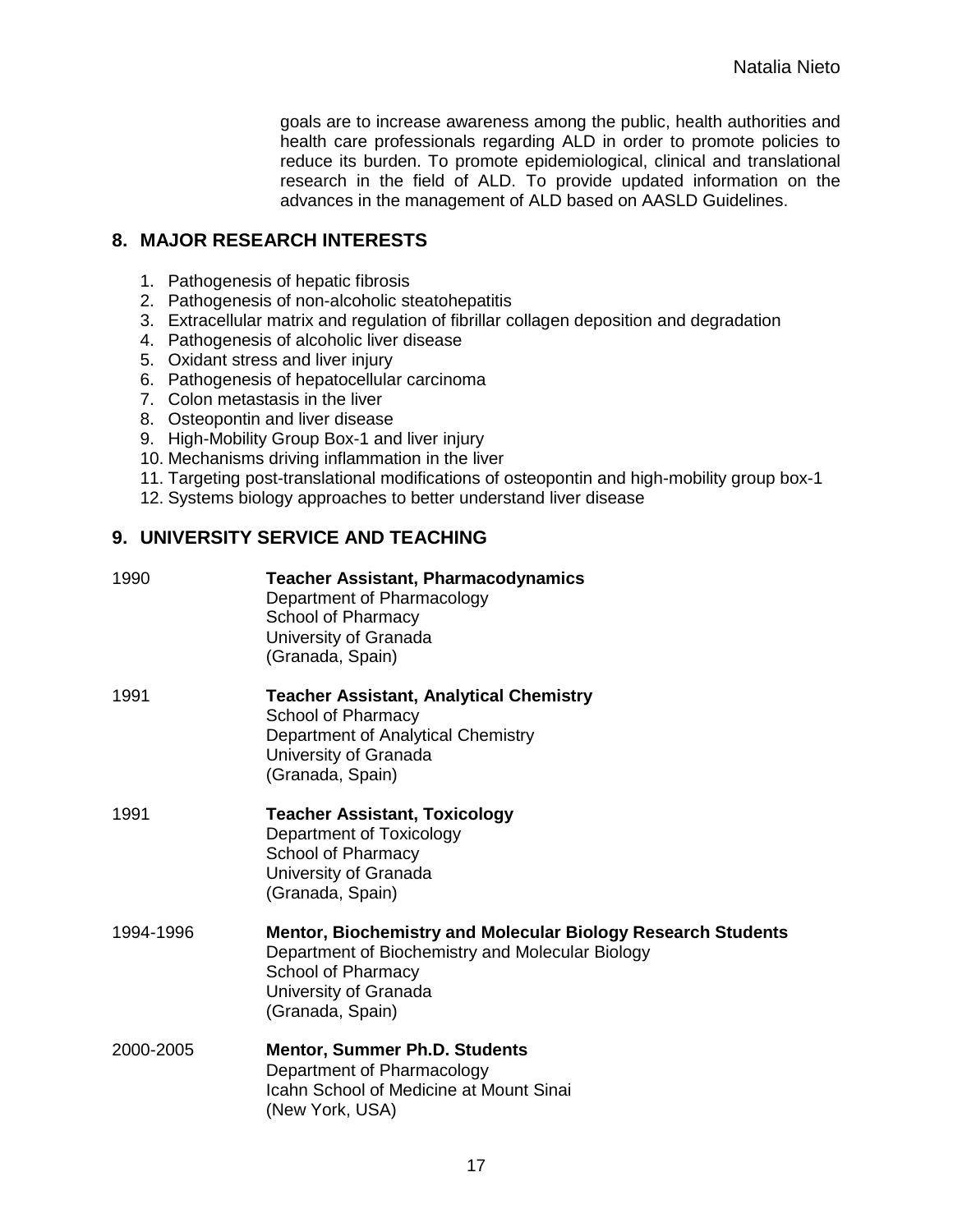goals are to increase awareness among the public, health authorities and health care professionals regarding ALD in order to promote policies to reduce its burden. To promote epidemiological, clinical and translational research in the field of ALD. To provide updated information on the advances in the management of ALD based on AASLD Guidelines.

## 8. MAJOR RESEARCH INTERESTS

1. Pathogenesis of hepatic fibrosis
2. Pathogenesis of non-alcoholic steatohepatitis
3. Extracellular matrix and regulation of fibrillar collagen deposition and degradation
4. Pathogenesis of alcoholic liver disease
5. Oxidant stress and liver injury
6. Pathogenesis of hepatocellular carcinoma
7. Colon metastasis in the liver
8. Osteopontin and liver disease
9. High-Mobility Group Box-1 and liver injury
10. Mechanisms driving inflammation in the liver
11. Targeting post-translational modifications of osteopontin and high-mobility group box-1
12. Systems biology approaches to better understand liver disease

## 9. UNIVERSITY SERVICE AND TEACHING

1990 — **Teacher Assistant, Pharmacodynamics**
Department of Pharmacology
School of Pharmacy
University of Granada
(Granada, Spain)

1991 — **Teacher Assistant, Analytical Chemistry**
School of Pharmacy
Department of Analytical Chemistry
University of Granada
(Granada, Spain)

1991 — **Teacher Assistant, Toxicology**
Department of Toxicology
School of Pharmacy
University of Granada
(Granada, Spain)

1994-1996 — **Mentor, Biochemistry and Molecular Biology Research Students**
Department of Biochemistry and Molecular Biology
School of Pharmacy
University of Granada
(Granada, Spain)

2000-2005 — **Mentor, Summer Ph.D. Students**
Department of Pharmacology
Icahn School of Medicine at Mount Sinai
(New York, USA)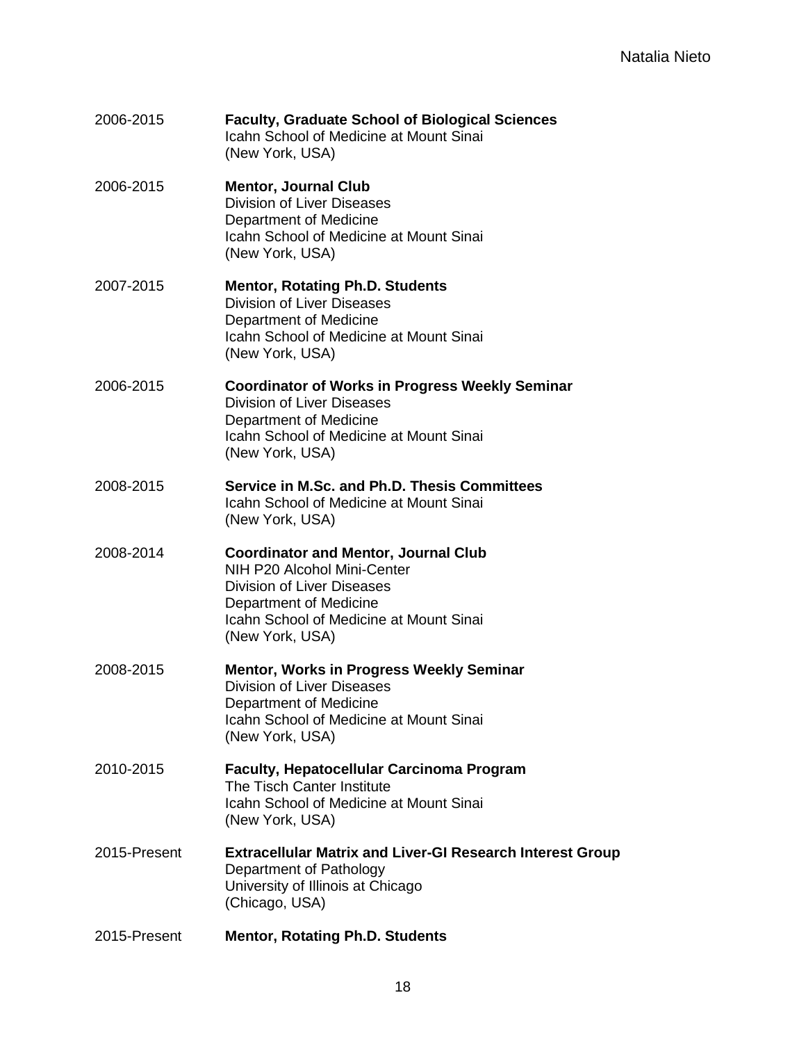2006-2015 **Faculty, Graduate School of Biological Sciences**
Icahn School of Medicine at Mount Sinai
(New York, USA)

2006-2015 **Mentor, Journal Club**
Division of Liver Diseases
Department of Medicine
Icahn School of Medicine at Mount Sinai
(New York, USA)

2007-2015 **Mentor, Rotating Ph.D. Students**
Division of Liver Diseases
Department of Medicine
Icahn School of Medicine at Mount Sinai
(New York, USA)

2006-2015 **Coordinator of Works in Progress Weekly Seminar**
Division of Liver Diseases
Department of Medicine
Icahn School of Medicine at Mount Sinai
(New York, USA)

2008-2015 **Service in M.Sc. and Ph.D. Thesis Committees**
Icahn School of Medicine at Mount Sinai
(New York, USA)

2008-2014 **Coordinator and Mentor, Journal Club**
NIH P20 Alcohol Mini-Center
Division of Liver Diseases
Department of Medicine
Icahn School of Medicine at Mount Sinai
(New York, USA)

2008-2015 **Mentor, Works in Progress Weekly Seminar**
Division of Liver Diseases
Department of Medicine
Icahn School of Medicine at Mount Sinai
(New York, USA)

2010-2015 **Faculty, Hepatocellular Carcinoma Program**
The Tisch Canter Institute
Icahn School of Medicine at Mount Sinai
(New York, USA)

2015-Present **Extracellular Matrix and Liver-GI Research Interest Group**
Department of Pathology
University of Illinois at Chicago
(Chicago, USA)

2015-Present **Mentor, Rotating Ph.D. Students**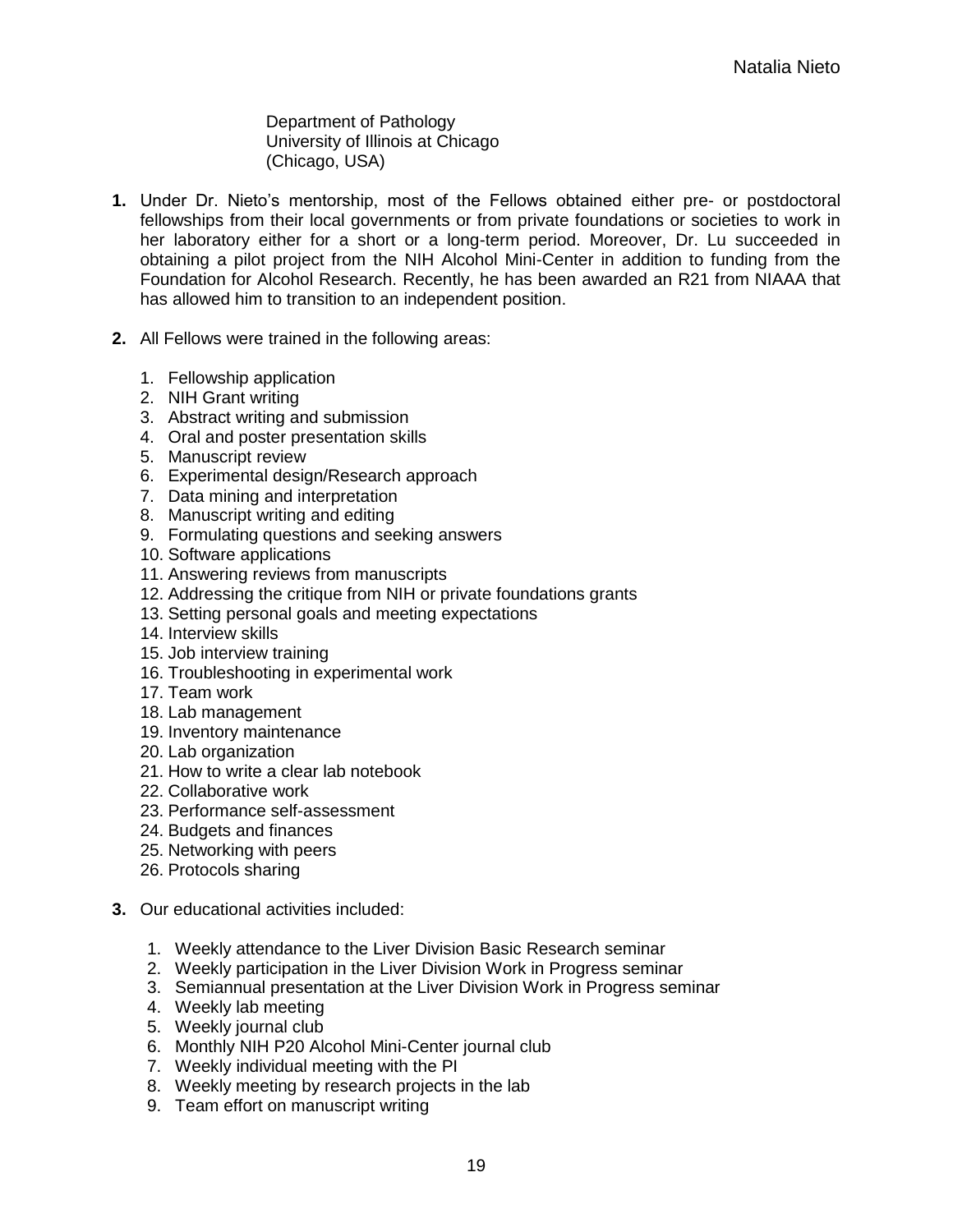Department of Pathology
University of Illinois at Chicago
(Chicago, USA)

**1.** Under Dr. Nieto's mentorship, most of the Fellows obtained either pre- or postdoctoral fellowships from their local governments or from private foundations or societies to work in her laboratory either for a short or a long-term period. Moreover, Dr. Lu succeeded in obtaining a pilot project from the NIH Alcohol Mini-Center in addition to funding from the Foundation for Alcohol Research. Recently, he has been awarded an R21 from NIAAA that has allowed him to transition to an independent position.

**2.** All Fellows were trained in the following areas:

1. Fellowship application
2. NIH Grant writing
3. Abstract writing and submission
4. Oral and poster presentation skills
5. Manuscript review
6. Experimental design/Research approach
7. Data mining and interpretation
8. Manuscript writing and editing
9. Formulating questions and seeking answers
10. Software applications
11. Answering reviews from manuscripts
12. Addressing the critique from NIH or private foundations grants
13. Setting personal goals and meeting expectations
14. Interview skills
15. Job interview training
16. Troubleshooting in experimental work
17. Team work
18. Lab management
19. Inventory maintenance
20. Lab organization
21. How to write a clear lab notebook
22. Collaborative work
23. Performance self-assessment
24. Budgets and finances
25. Networking with peers
26. Protocols sharing

**3.** Our educational activities included:

1. Weekly attendance to the Liver Division Basic Research seminar
2. Weekly participation in the Liver Division Work in Progress seminar
3. Semiannual presentation at the Liver Division Work in Progress seminar
4. Weekly lab meeting
5. Weekly journal club
6. Monthly NIH P20 Alcohol Mini-Center journal club
7. Weekly individual meeting with the PI
8. Weekly meeting by research projects in the lab
9. Team effort on manuscript writing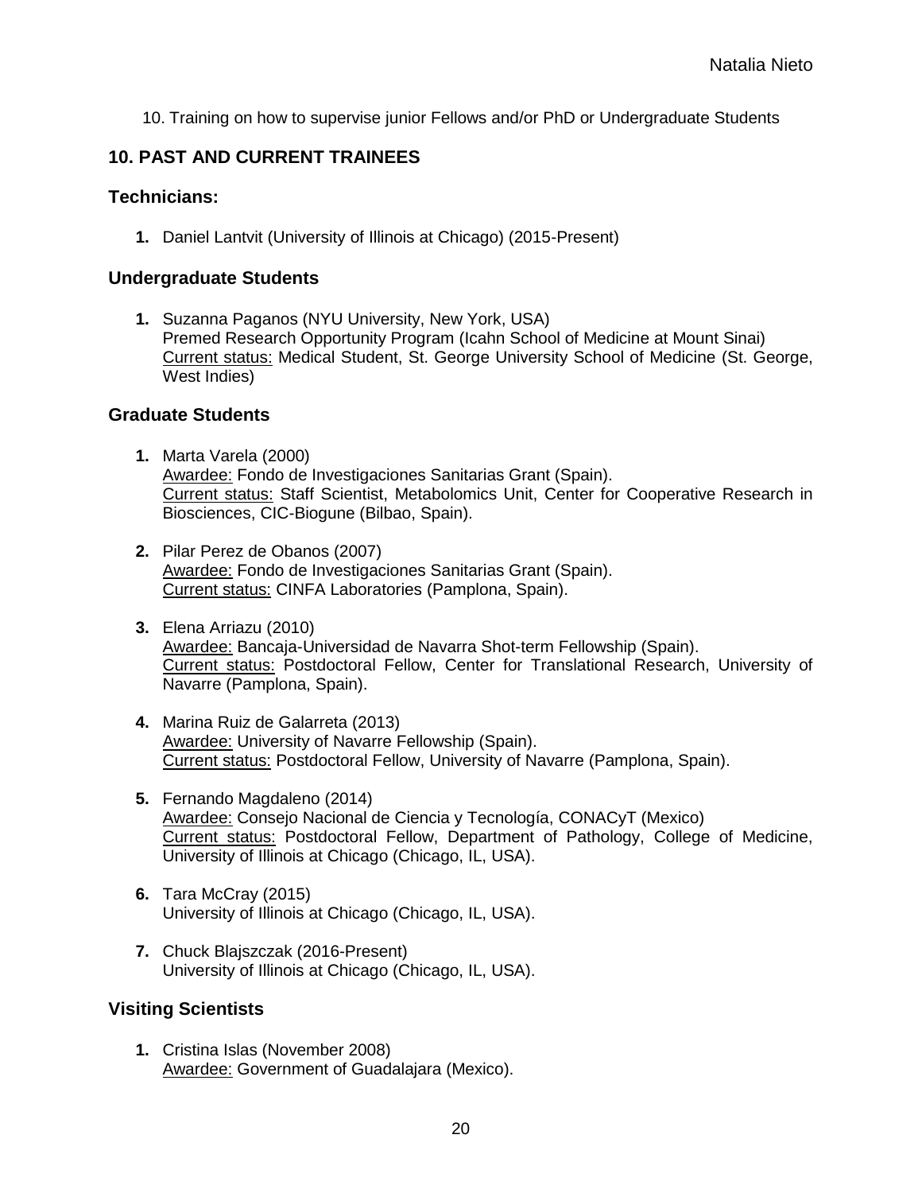10. Training on how to supervise junior Fellows and/or PhD or Undergraduate Students

## 10. PAST AND CURRENT TRAINEES

### Technicians:

1. Daniel Lantvit (University of Illinois at Chicago) (2015-Present)

### Undergraduate Students

1. Suzanna Paganos (NYU University, New York, USA)
   Premed Research Opportunity Program (Icahn School of Medicine at Mount Sinai)
   Current status: Medical Student, St. George University School of Medicine (St. George, West Indies)

### Graduate Students

1. Marta Varela (2000)
   Awardee: Fondo de Investigaciones Sanitarias Grant (Spain).
   Current status: Staff Scientist, Metabolomics Unit, Center for Cooperative Research in Biosciences, CIC-Biogune (Bilbao, Spain).

2. Pilar Perez de Obanos (2007)
   Awardee: Fondo de Investigaciones Sanitarias Grant (Spain).
   Current status: CINFA Laboratories (Pamplona, Spain).

3. Elena Arriazu (2010)
   Awardee: Bancaja-Universidad de Navarra Shot-term Fellowship (Spain).
   Current status: Postdoctoral Fellow, Center for Translational Research, University of Navarre (Pamplona, Spain).

4. Marina Ruiz de Galarreta (2013)
   Awardee: University of Navarre Fellowship (Spain).
   Current status: Postdoctoral Fellow, University of Navarre (Pamplona, Spain).

5. Fernando Magdaleno (2014)
   Awardee: Consejo Nacional de Ciencia y Tecnología, CONACyT (Mexico)
   Current status: Postdoctoral Fellow, Department of Pathology, College of Medicine, University of Illinois at Chicago (Chicago, IL, USA).

6. Tara McCray (2015)
   University of Illinois at Chicago (Chicago, IL, USA).

7. Chuck Blajszczak (2016-Present)
   University of Illinois at Chicago (Chicago, IL, USA).

### Visiting Scientists

1. Cristina Islas (November 2008)
   Awardee: Government of Guadalajara (Mexico).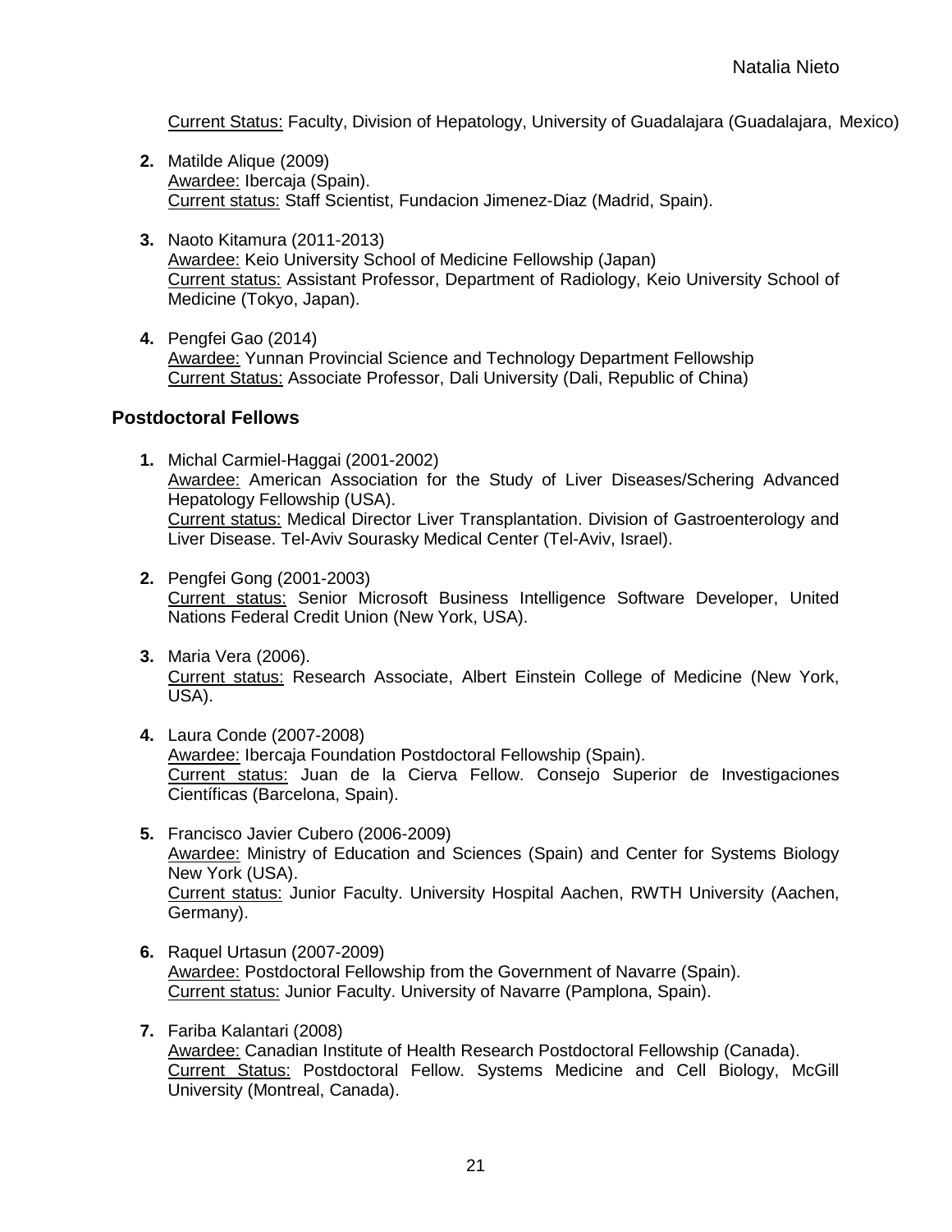Current Status: Faculty, Division of Hepatology, University of Guadalajara (Guadalajara, Mexico)

2. Matilde Alique (2009)  
   Awardee: Ibercaja (Spain).  
   Current status: Staff Scientist, Fundacion Jimenez-Diaz (Madrid, Spain).

3. Naoto Kitamura (2011-2013)  
   Awardee: Keio University School of Medicine Fellowship (Japan)  
   Current status: Assistant Professor, Department of Radiology, Keio University School of Medicine (Tokyo, Japan).

4. Pengfei Gao (2014)  
   Awardee: Yunnan Provincial Science and Technology Department Fellowship  
   Current Status: Associate Professor, Dali University (Dali, Republic of China)

### Postdoctoral Fellows

1. Michal Carmiel-Haggai (2001-2002)  
   Awardee: American Association for the Study of Liver Diseases/Schering Advanced Hepatology Fellowship (USA).  
   Current status: Medical Director Liver Transplantation. Division of Gastroenterology and Liver Disease. Tel-Aviv Sourasky Medical Center (Tel-Aviv, Israel).

2. Pengfei Gong (2001-2003)  
   Current status: Senior Microsoft Business Intelligence Software Developer, United Nations Federal Credit Union (New York, USA).

3. Maria Vera (2006).  
   Current status: Research Associate, Albert Einstein College of Medicine (New York, USA).

4. Laura Conde (2007-2008)  
   Awardee: Ibercaja Foundation Postdoctoral Fellowship (Spain).  
   Current status: Juan de la Cierva Fellow. Consejo Superior de Investigaciones Científicas (Barcelona, Spain).

5. Francisco Javier Cubero (2006-2009)  
   Awardee: Ministry of Education and Sciences (Spain) and Center for Systems Biology New York (USA).  
   Current status: Junior Faculty. University Hospital Aachen, RWTH University (Aachen, Germany).

6. Raquel Urtasun (2007-2009)  
   Awardee: Postdoctoral Fellowship from the Government of Navarre (Spain).  
   Current status: Junior Faculty. University of Navarre (Pamplona, Spain).

7. Fariba Kalantari (2008)  
   Awardee: Canadian Institute of Health Research Postdoctoral Fellowship (Canada).  
   Current Status: Postdoctoral Fellow. Systems Medicine and Cell Biology, McGill University (Montreal, Canada).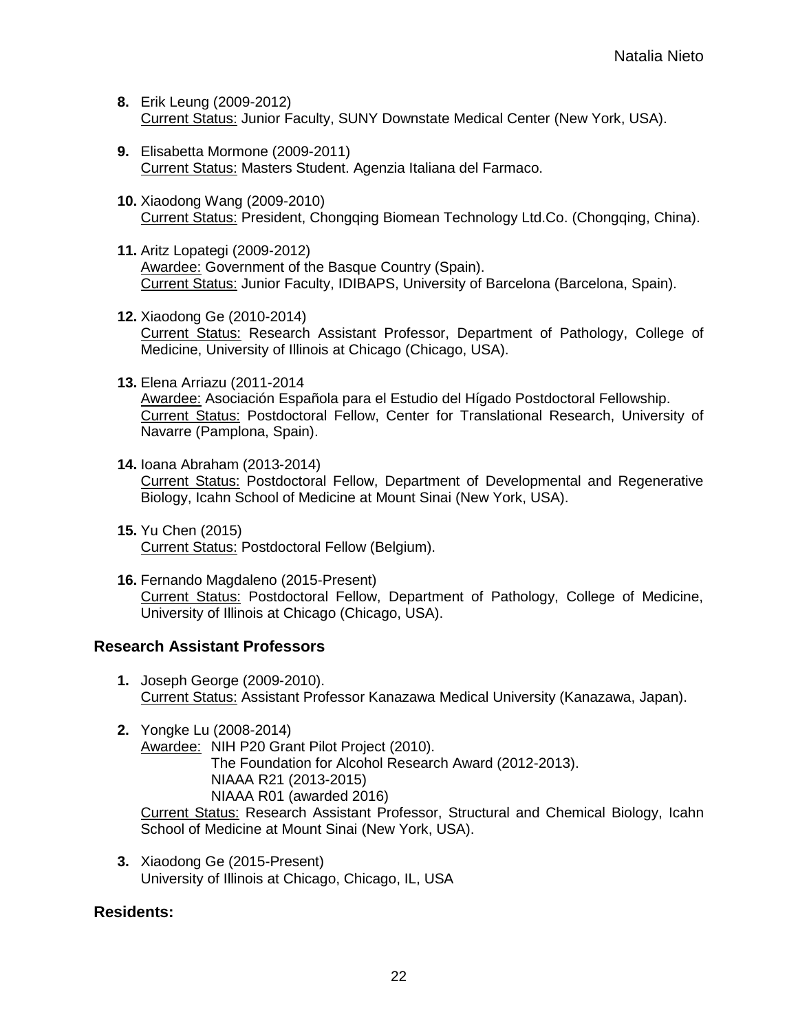**8.** Erik Leung (2009-2012)
Current Status: Junior Faculty, SUNY Downstate Medical Center (New York, USA).

**9.** Elisabetta Mormone (2009-2011)
Current Status: Masters Student. Agenzia Italiana del Farmaco.

**10.** Xiaodong Wang (2009-2010)
Current Status: President, Chongqing Biomean Technology Ltd.Co. (Chongqing, China).

**11.** Aritz Lopategi (2009-2012)
Awardee: Government of the Basque Country (Spain).
Current Status: Junior Faculty, IDIBAPS, University of Barcelona (Barcelona, Spain).

**12.** Xiaodong Ge (2010-2014)
Current Status: Research Assistant Professor, Department of Pathology, College of Medicine, University of Illinois at Chicago (Chicago, USA).

**13.** Elena Arriazu (2011-2014
Awardee: Asociación Española para el Estudio del Hígado Postdoctoral Fellowship.
Current Status: Postdoctoral Fellow, Center for Translational Research, University of Navarre (Pamplona, Spain).

**14.** Ioana Abraham (2013-2014)
Current Status: Postdoctoral Fellow, Department of Developmental and Regenerative Biology, Icahn School of Medicine at Mount Sinai (New York, USA).

**15.** Yu Chen (2015)
Current Status: Postdoctoral Fellow (Belgium).

**16.** Fernando Magdaleno (2015-Present)
Current Status: Postdoctoral Fellow, Department of Pathology, College of Medicine, University of Illinois at Chicago (Chicago, USA).

## Research Assistant Professors

**1.** Joseph George (2009-2010).
Current Status: Assistant Professor Kanazawa Medical University (Kanazawa, Japan).

**2.** Yongke Lu (2008-2014)
Awardee: NIH P20 Grant Pilot Project (2010).
The Foundation for Alcohol Research Award (2012-2013).
NIAAA R21 (2013-2015)
NIAAA R01 (awarded 2016)
Current Status: Research Assistant Professor, Structural and Chemical Biology, Icahn School of Medicine at Mount Sinai (New York, USA).

**3.** Xiaodong Ge (2015-Present)
University of Illinois at Chicago, Chicago, IL, USA

## Residents: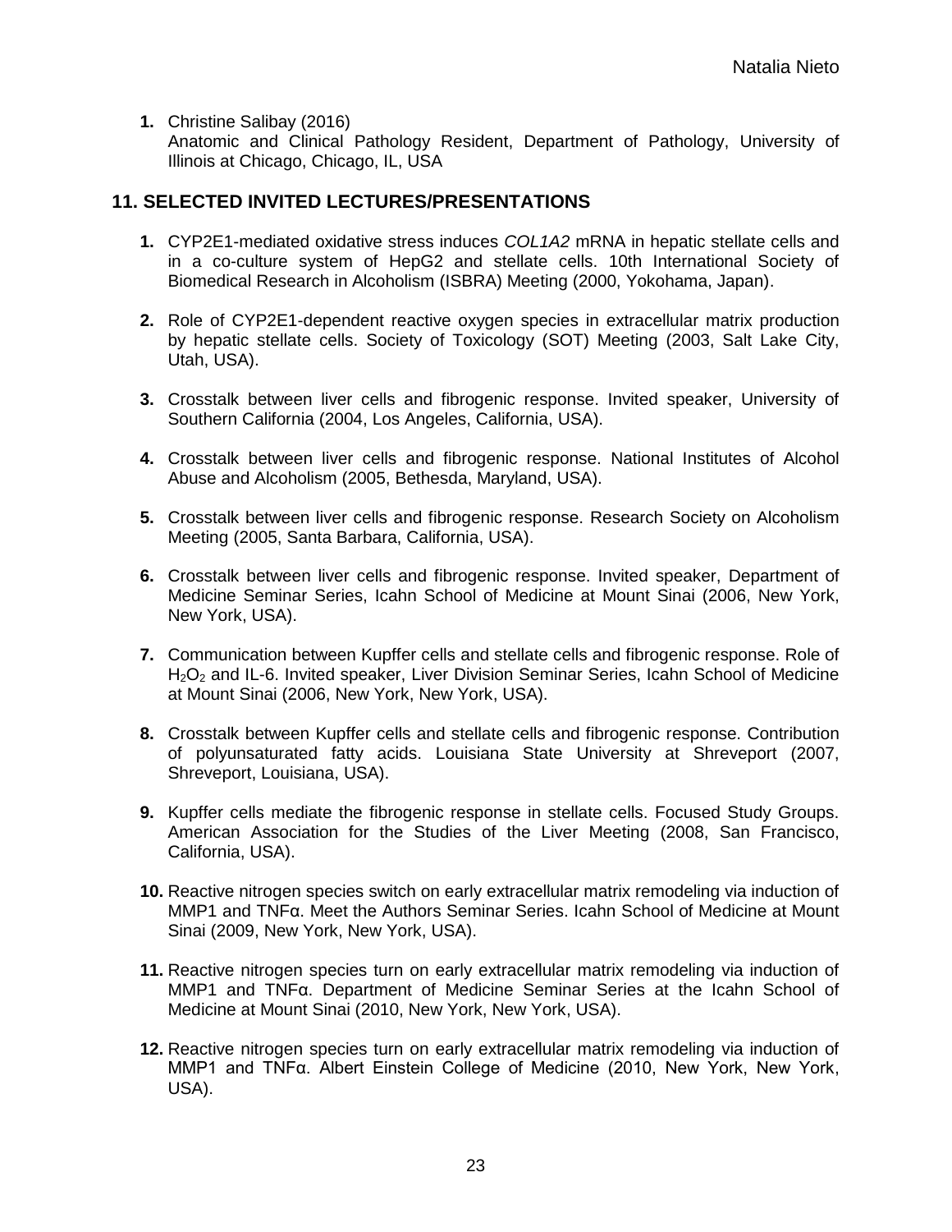1. Christine Salibay (2016)
   Anatomic and Clinical Pathology Resident, Department of Pathology, University of Illinois at Chicago, Chicago, IL, USA

## 11. SELECTED INVITED LECTURES/PRESENTATIONS

1. CYP2E1-mediated oxidative stress induces *COL1A2* mRNA in hepatic stellate cells and in a co-culture system of HepG2 and stellate cells. 10th International Society of Biomedical Research in Alcoholism (ISBRA) Meeting (2000, Yokohama, Japan).

2. Role of CYP2E1-dependent reactive oxygen species in extracellular matrix production by hepatic stellate cells. Society of Toxicology (SOT) Meeting (2003, Salt Lake City, Utah, USA).

3. Crosstalk between liver cells and fibrogenic response. Invited speaker, University of Southern California (2004, Los Angeles, California, USA).

4. Crosstalk between liver cells and fibrogenic response. National Institutes of Alcohol Abuse and Alcoholism (2005, Bethesda, Maryland, USA).

5. Crosstalk between liver cells and fibrogenic response. Research Society on Alcoholism Meeting (2005, Santa Barbara, California, USA).

6. Crosstalk between liver cells and fibrogenic response. Invited speaker, Department of Medicine Seminar Series, Icahn School of Medicine at Mount Sinai (2006, New York, New York, USA).

7. Communication between Kupffer cells and stellate cells and fibrogenic response. Role of $H_2O_2$ and IL-6. Invited speaker, Liver Division Seminar Series, Icahn School of Medicine at Mount Sinai (2006, New York, New York, USA).

8. Crosstalk between Kupffer cells and stellate cells and fibrogenic response. Contribution of polyunsaturated fatty acids. Louisiana State University at Shreveport (2007, Shreveport, Louisiana, USA).

9. Kupffer cells mediate the fibrogenic response in stellate cells. Focused Study Groups. American Association for the Studies of the Liver Meeting (2008, San Francisco, California, USA).

10. Reactive nitrogen species switch on early extracellular matrix remodeling via induction of MMP1 and TNFα. Meet the Authors Seminar Series. Icahn School of Medicine at Mount Sinai (2009, New York, New York, USA).

11. Reactive nitrogen species turn on early extracellular matrix remodeling via induction of MMP1 and TNFα. Department of Medicine Seminar Series at the Icahn School of Medicine at Mount Sinai (2010, New York, New York, USA).

12. Reactive nitrogen species turn on early extracellular matrix remodeling via induction of MMP1 and TNFα. Albert Einstein College of Medicine (2010, New York, New York, USA).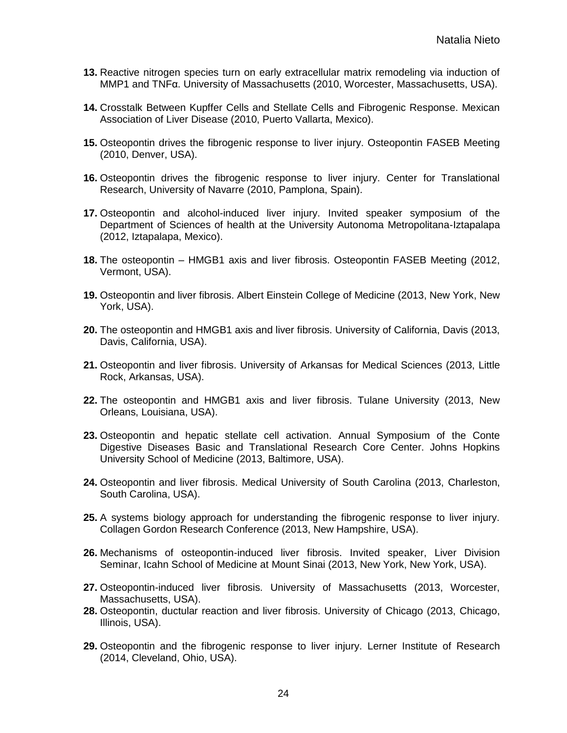**13.** Reactive nitrogen species turn on early extracellular matrix remodeling via induction of MMP1 and TNFα. University of Massachusetts (2010, Worcester, Massachusetts, USA).

**14.** Crosstalk Between Kupffer Cells and Stellate Cells and Fibrogenic Response. Mexican Association of Liver Disease (2010, Puerto Vallarta, Mexico).

**15.** Osteopontin drives the fibrogenic response to liver injury. Osteopontin FASEB Meeting (2010, Denver, USA).

**16.** Osteopontin drives the fibrogenic response to liver injury. Center for Translational Research, University of Navarre (2010, Pamplona, Spain).

**17.** Osteopontin and alcohol-induced liver injury. Invited speaker symposium of the Department of Sciences of health at the University Autonoma Metropolitana-Iztapalapa (2012, Iztapalapa, Mexico).

**18.** The osteopontin – HMGB1 axis and liver fibrosis. Osteopontin FASEB Meeting (2012, Vermont, USA).

**19.** Osteopontin and liver fibrosis. Albert Einstein College of Medicine (2013, New York, New York, USA).

**20.** The osteopontin and HMGB1 axis and liver fibrosis. University of California, Davis (2013, Davis, California, USA).

**21.** Osteopontin and liver fibrosis. University of Arkansas for Medical Sciences (2013, Little Rock, Arkansas, USA).

**22.** The osteopontin and HMGB1 axis and liver fibrosis. Tulane University (2013, New Orleans, Louisiana, USA).

**23.** Osteopontin and hepatic stellate cell activation. Annual Symposium of the Conte Digestive Diseases Basic and Translational Research Core Center. Johns Hopkins University School of Medicine (2013, Baltimore, USA).

**24.** Osteopontin and liver fibrosis. Medical University of South Carolina (2013, Charleston, South Carolina, USA).

**25.** A systems biology approach for understanding the fibrogenic response to liver injury. Collagen Gordon Research Conference (2013, New Hampshire, USA).

**26.** Mechanisms of osteopontin-induced liver fibrosis. Invited speaker, Liver Division Seminar, Icahn School of Medicine at Mount Sinai (2013, New York, New York, USA).

**27.** Osteopontin-induced liver fibrosis. University of Massachusetts (2013, Worcester, Massachusetts, USA).

**28.** Osteopontin, ductular reaction and liver fibrosis. University of Chicago (2013, Chicago, Illinois, USA).

**29.** Osteopontin and the fibrogenic response to liver injury. Lerner Institute of Research (2014, Cleveland, Ohio, USA).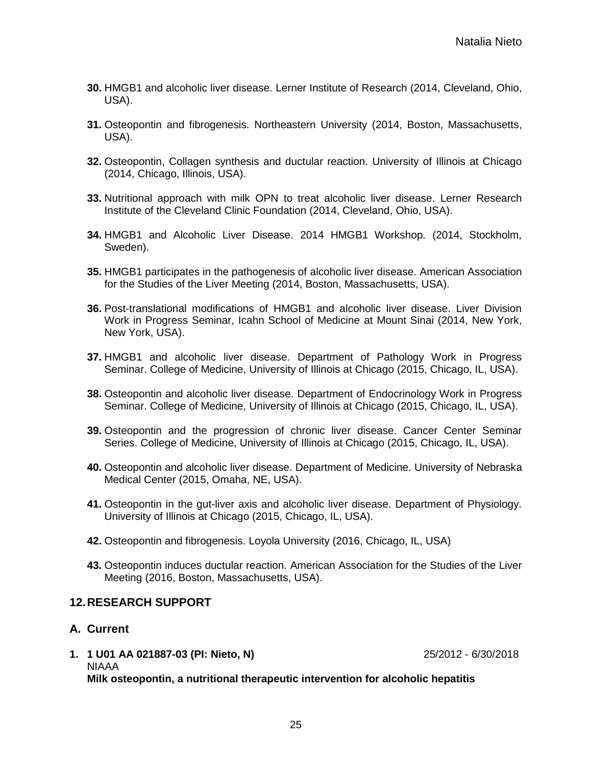**30.** HMGB1 and alcoholic liver disease. Lerner Institute of Research (2014, Cleveland, Ohio, USA).

**31.** Osteopontin and fibrogenesis. Northeastern University (2014, Boston, Massachusetts, USA).

**32.** Osteopontin, Collagen synthesis and ductular reaction. University of Illinois at Chicago (2014, Chicago, Illinois, USA).

**33.** Nutritional approach with milk OPN to treat alcoholic liver disease. Lerner Research Institute of the Cleveland Clinic Foundation (2014, Cleveland, Ohio, USA).

**34.** HMGB1 and Alcoholic Liver Disease. 2014 HMGB1 Workshop. (2014, Stockholm, Sweden).

**35.** HMGB1 participates in the pathogenesis of alcoholic liver disease. American Association for the Studies of the Liver Meeting (2014, Boston, Massachusetts, USA).

**36.** Post-translational modifications of HMGB1 and alcoholic liver disease. Liver Division Work in Progress Seminar, Icahn School of Medicine at Mount Sinai (2014, New York, New York, USA).

**37.** HMGB1 and alcoholic liver disease. Department of Pathology Work in Progress Seminar. College of Medicine, University of Illinois at Chicago (2015, Chicago, IL, USA).

**38.** Osteopontin and alcoholic liver disease. Department of Endocrinology Work in Progress Seminar. College of Medicine, University of Illinois at Chicago (2015, Chicago, IL, USA).

**39.** Osteopontin and the progression of chronic liver disease. Cancer Center Seminar Series. College of Medicine, University of Illinois at Chicago (2015, Chicago, IL, USA).

**40.** Osteopontin and alcoholic liver disease. Department of Medicine. University of Nebraska Medical Center (2015, Omaha, NE, USA).

**41.** Osteopontin in the gut-liver axis and alcoholic liver disease. Department of Physiology. University of Illinois at Chicago (2015, Chicago, IL, USA).

**42.** Osteopontin and fibrogenesis. Loyola University (2016, Chicago, IL, USA)

**43.** Osteopontin induces ductular reaction. American Association for the Studies of the Liver Meeting (2016, Boston, Massachusetts, USA).

## 12. RESEARCH SUPPORT

### A. Current

**1. 1 U01 AA 021887-03 (PI: Nieto, N)** 25/2012 - 6/30/2018
NIAAA
**Milk osteopontin, a nutritional therapeutic intervention for alcoholic hepatitis**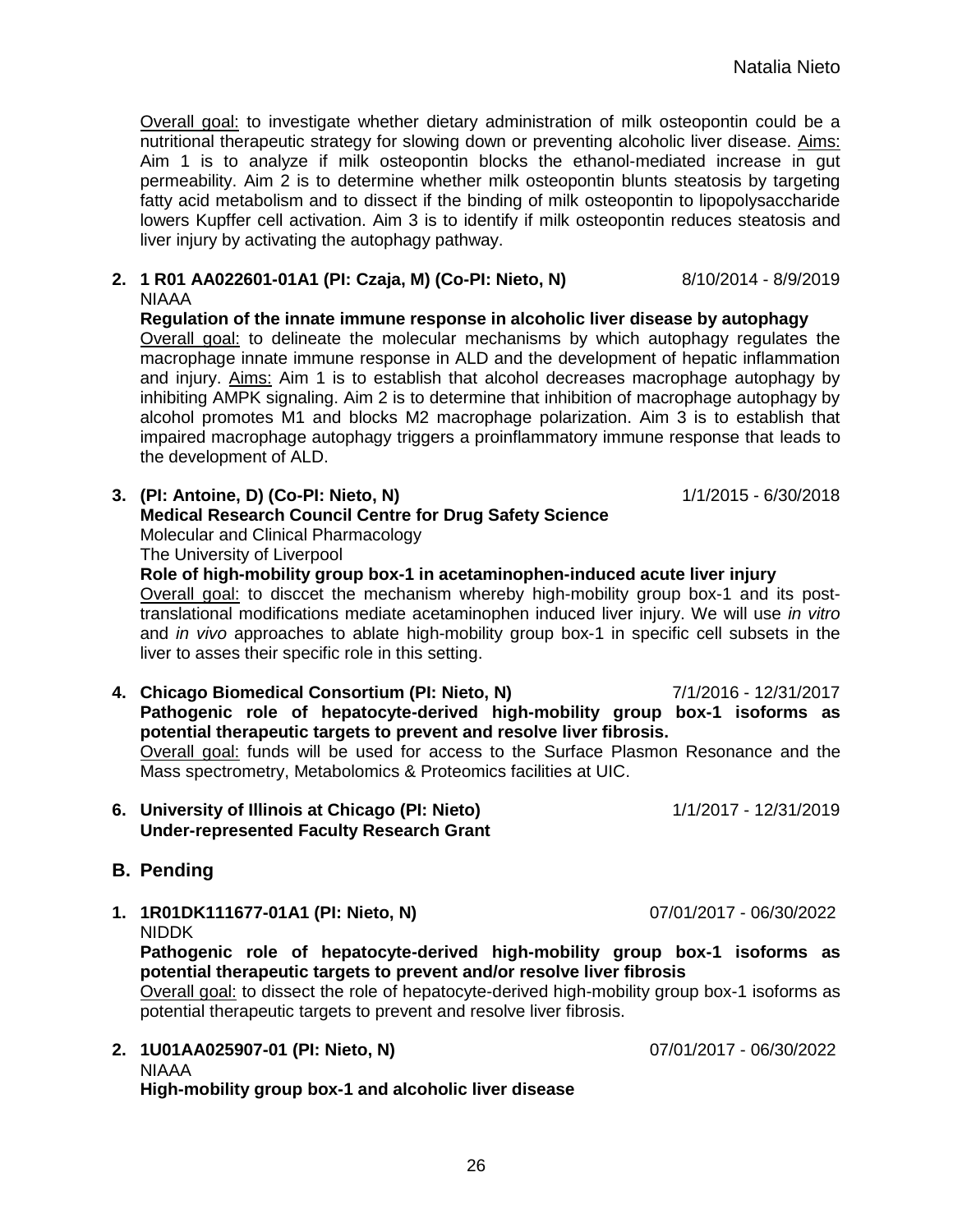Overall goal: to investigate whether dietary administration of milk osteopontin could be a nutritional therapeutic strategy for slowing down or preventing alcoholic liver disease. Aims: Aim 1 is to analyze if milk osteopontin blocks the ethanol-mediated increase in gut permeability. Aim 2 is to determine whether milk osteopontin blunts steatosis by targeting fatty acid metabolism and to dissect if the binding of milk osteopontin to lipopolysaccharide lowers Kupffer cell activation. Aim 3 is to identify if milk osteopontin reduces steatosis and liver injury by activating the autophagy pathway.

2. **1 R01 AA022601-01A1 (PI: Czaja, M) (Co-PI: Nieto, N)** 8/10/2014 - 8/9/2019
   NIAAA
   **Regulation of the innate immune response in alcoholic liver disease by autophagy**
   Overall goal: to delineate the molecular mechanisms by which autophagy regulates the macrophage innate immune response in ALD and the development of hepatic inflammation and injury. Aims: Aim 1 is to establish that alcohol decreases macrophage autophagy by inhibiting AMPK signaling. Aim 2 is to determine that inhibition of macrophage autophagy by alcohol promotes M1 and blocks M2 macrophage polarization. Aim 3 is to establish that impaired macrophage autophagy triggers a proinflammatory immune response that leads to the development of ALD.

3. **(PI: Antoine, D) (Co-PI: Nieto, N)** 1/1/2015 - 6/30/2018
   **Medical Research Council Centre for Drug Safety Science**
   Molecular and Clinical Pharmacology
   The University of Liverpool
   **Role of high-mobility group box-1 in acetaminophen-induced acute liver injury**
   Overall goal: to disccet the mechanism whereby high-mobility group box-1 and its post-translational modifications mediate acetaminophen induced liver injury. We will use *in vitro* and *in vivo* approaches to ablate high-mobility group box-1 in specific cell subsets in the liver to asses their specific role in this setting.

4. **Chicago Biomedical Consortium (PI: Nieto, N)** 7/1/2016 - 12/31/2017
   **Pathogenic role of hepatocyte-derived high-mobility group box-1 isoforms as potential therapeutic targets to prevent and resolve liver fibrosis.**
   Overall goal: funds will be used for access to the Surface Plasmon Resonance and the Mass spectrometry, Metabolomics & Proteomics facilities at UIC.

6. **University of Illinois at Chicago (PI: Nieto)** 1/1/2017 - 12/31/2019
   **Under-represented Faculty Research Grant**

## B. Pending

1. **1R01DK111677-01A1 (PI: Nieto, N)** 07/01/2017 - 06/30/2022
   NIDDK
   **Pathogenic role of hepatocyte-derived high-mobility group box-1 isoforms as potential therapeutic targets to prevent and/or resolve liver fibrosis**
   Overall goal: to dissect the role of hepatocyte-derived high-mobility group box-1 isoforms as potential therapeutic targets to prevent and resolve liver fibrosis.

2. **1U01AA025907-01 (PI: Nieto, N)** 07/01/2017 - 06/30/2022
   NIAAA
   **High-mobility group box-1 and alcoholic liver disease**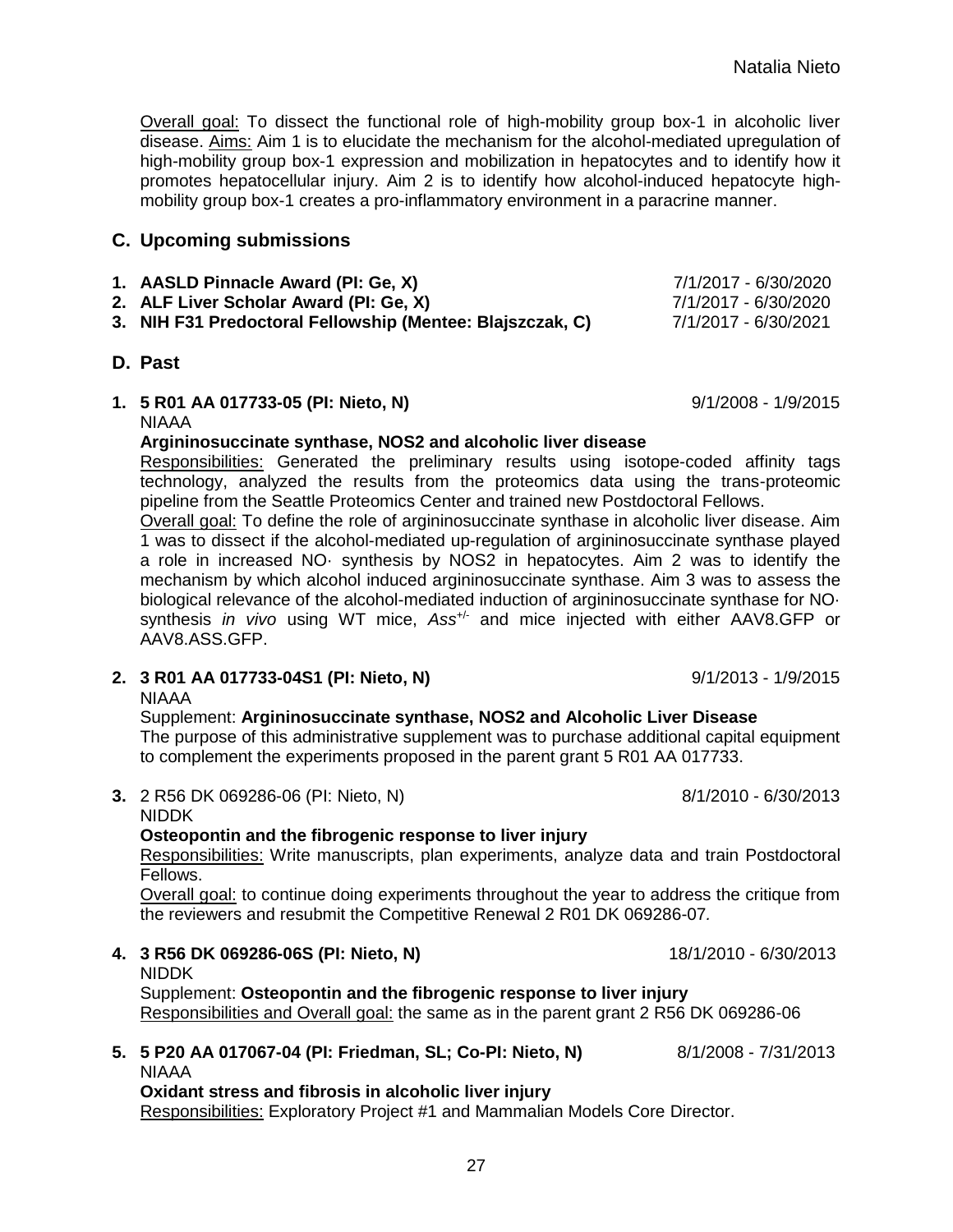Overall goal: To dissect the functional role of high-mobility group box-1 in alcoholic liver disease. Aims: Aim 1 is to elucidate the mechanism for the alcohol-mediated upregulation of high-mobility group box-1 expression and mobilization in hepatocytes and to identify how it promotes hepatocellular injury. Aim 2 is to identify how alcohol-induced hepatocyte high-mobility group box-1 creates a pro-inflammatory environment in a paracrine manner.

## C. Upcoming submissions

1. **AASLD Pinnacle Award (PI: Ge, X)** 7/1/2017 - 6/30/2020
2. **ALF Liver Scholar Award (PI: Ge, X)** 7/1/2017 - 6/30/2020
3. **NIH F31 Predoctoral Fellowship (Mentee: Blajszczak, C)** 7/1/2017 - 6/30/2021

## D. Past

**1. 5 R01 AA 017733-05 (PI: Nieto, N)** 9/1/2008 - 1/9/2015
NIAAA
**Argininosuccinate synthase, NOS2 and alcoholic liver disease**
Responsibilities: Generated the preliminary results using isotope-coded affinity tags technology, analyzed the results from the proteomics data using the trans-proteomic pipeline from the Seattle Proteomics Center and trained new Postdoctoral Fellows.
Overall goal: To define the role of argininosuccinate synthase in alcoholic liver disease. Aim 1 was to dissect if the alcohol-mediated up-regulation of argininosuccinate synthase played a role in increased NO· synthesis by NOS2 in hepatocytes. Aim 2 was to identify the mechanism by which alcohol induced argininosuccinate synthase. Aim 3 was to assess the biological relevance of the alcohol-mediated induction of argininosuccinate synthase for NO· synthesis *in vivo* using WT mice, $Ass^{+/-}$ and mice injected with either AAV8.GFP or AAV8.ASS.GFP.

**2. 3 R01 AA 017733-04S1 (PI: Nieto, N)** 9/1/2013 - 1/9/2015
NIAAA
Supplement: **Argininosuccinate synthase, NOS2 and Alcoholic Liver Disease**
The purpose of this administrative supplement was to purchase additional capital equipment to complement the experiments proposed in the parent grant 5 R01 AA 017733.

**3.** 2 R56 DK 069286-06 (PI: Nieto, N) 8/1/2010 - 6/30/2013
NIDDK
**Osteopontin and the fibrogenic response to liver injury**
Responsibilities: Write manuscripts, plan experiments, analyze data and train Postdoctoral Fellows.
Overall goal: to continue doing experiments throughout the year to address the critique from the reviewers and resubmit the Competitive Renewal 2 R01 DK 069286-07*.*

**4. 3 R56 DK 069286-06S (PI: Nieto, N)** 18/1/2010 - 6/30/2013
NIDDK
Supplement: **Osteopontin and the fibrogenic response to liver injury**
Responsibilities and Overall goal: the same as in the parent grant 2 R56 DK 069286-06

**5. 5 P20 AA 017067-04 (PI: Friedman, SL; Co-PI: Nieto, N)** 8/1/2008 - 7/31/2013
NIAAA
**Oxidant stress and fibrosis in alcoholic liver injury**
Responsibilities: Exploratory Project #1 and Mammalian Models Core Director.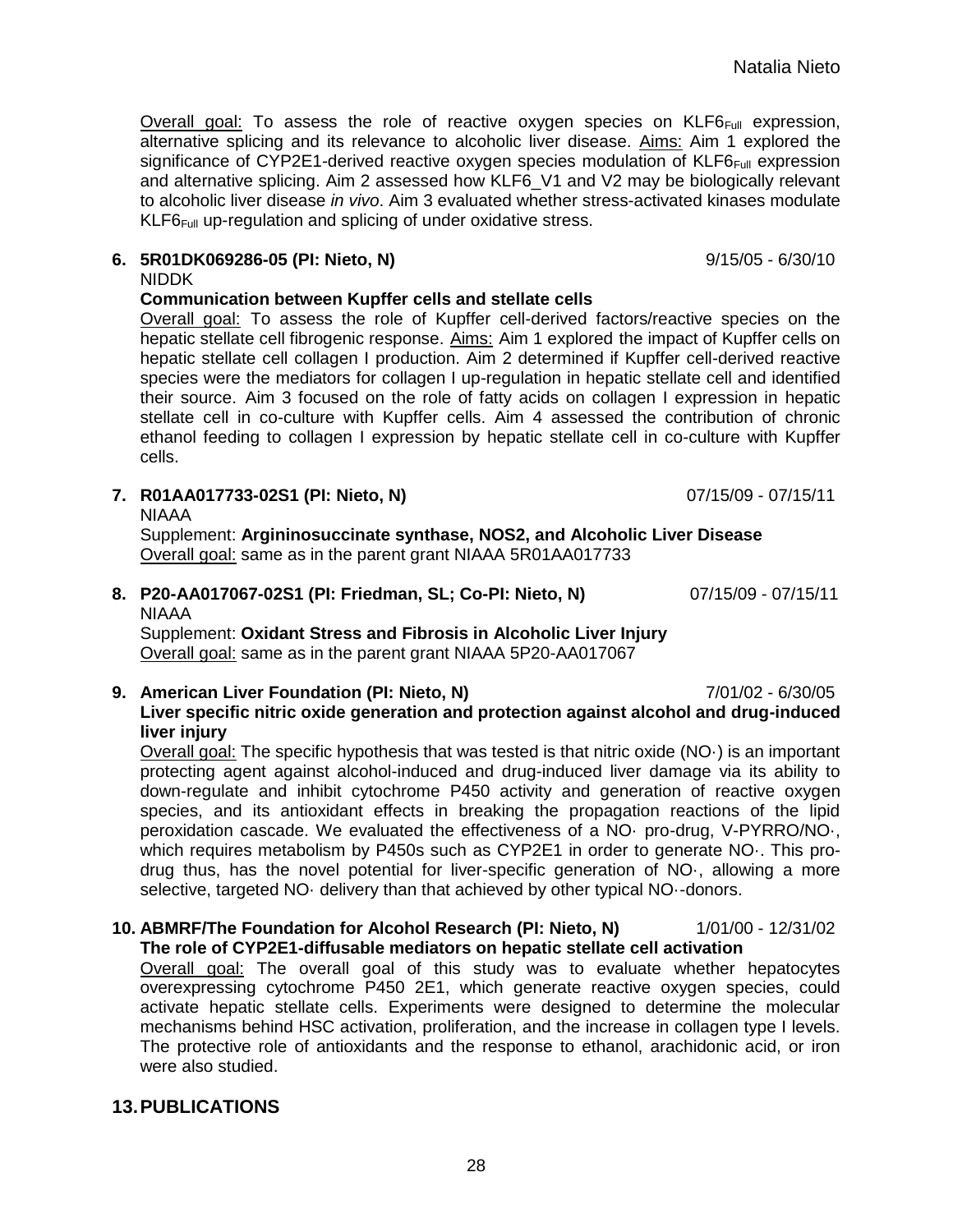Overall goal: To assess the role of reactive oxygen species on $KLF6_{Full}$ expression, alternative splicing and its relevance to alcoholic liver disease. Aims: Aim 1 explored the significance of CYP2E1-derived reactive oxygen species modulation of $KLF6_{Full}$ expression and alternative splicing. Aim 2 assessed how KLF6_V1 and V2 may be biologically relevant to alcoholic liver disease *in vivo*. Aim 3 evaluated whether stress-activated kinases modulate $KLF6_{Full}$ up-regulation and splicing of under oxidative stress.

**6. 5R01DK069286-05 (PI: Nieto, N)** 9/15/05 - 6/30/10
NIDDK
**Communication between Kupffer cells and stellate cells**
Overall goal: To assess the role of Kupffer cell-derived factors/reactive species on the hepatic stellate cell fibrogenic response. Aims: Aim 1 explored the impact of Kupffer cells on hepatic stellate cell collagen I production. Aim 2 determined if Kupffer cell-derived reactive species were the mediators for collagen I up-regulation in hepatic stellate cell and identified their source. Aim 3 focused on the role of fatty acids on collagen I expression in hepatic stellate cell in co-culture with Kupffer cells. Aim 4 assessed the contribution of chronic ethanol feeding to collagen I expression by hepatic stellate cell in co-culture with Kupffer cells.

**7. R01AA017733-02S1 (PI: Nieto, N)** 07/15/09 - 07/15/11
NIAAA
Supplement: **Argininosuccinate synthase, NOS2, and Alcoholic Liver Disease**
Overall goal: same as in the parent grant NIAAA 5R01AA017733

**8. P20-AA017067-02S1 (PI: Friedman, SL; Co-PI: Nieto, N)** 07/15/09 - 07/15/11
NIAAA
Supplement: **Oxidant Stress and Fibrosis in Alcoholic Liver Injury**
Overall goal: same as in the parent grant NIAAA 5P20-AA017067

**9. American Liver Foundation (PI: Nieto, N)** 7/01/02 - 6/30/05
**Liver specific nitric oxide generation and protection against alcohol and drug-induced liver injury**
Overall goal: The specific hypothesis that was tested is that nitric oxide (NO·) is an important protecting agent against alcohol-induced and drug-induced liver damage via its ability to down-regulate and inhibit cytochrome P450 activity and generation of reactive oxygen species, and its antioxidant effects in breaking the propagation reactions of the lipid peroxidation cascade. We evaluated the effectiveness of a NO· pro-drug, V-PYRRO/NO·, which requires metabolism by P450s such as CYP2E1 in order to generate NO·. This pro-drug thus, has the novel potential for liver-specific generation of NO·, allowing a more selective, targeted NO· delivery than that achieved by other typical NO·-donors.

**10. ABMRF/The Foundation for Alcohol Research (PI: Nieto, N)** 1/01/00 - 12/31/02
**The role of CYP2E1-diffusable mediators on hepatic stellate cell activation**
Overall goal: The overall goal of this study was to evaluate whether hepatocytes overexpressing cytochrome P450 2E1, which generate reactive oxygen species, could activate hepatic stellate cells. Experiments were designed to determine the molecular mechanisms behind HSC activation, proliferation, and the increase in collagen type I levels. The protective role of antioxidants and the response to ethanol, arachidonic acid, or iron were also studied.

## 13. PUBLICATIONS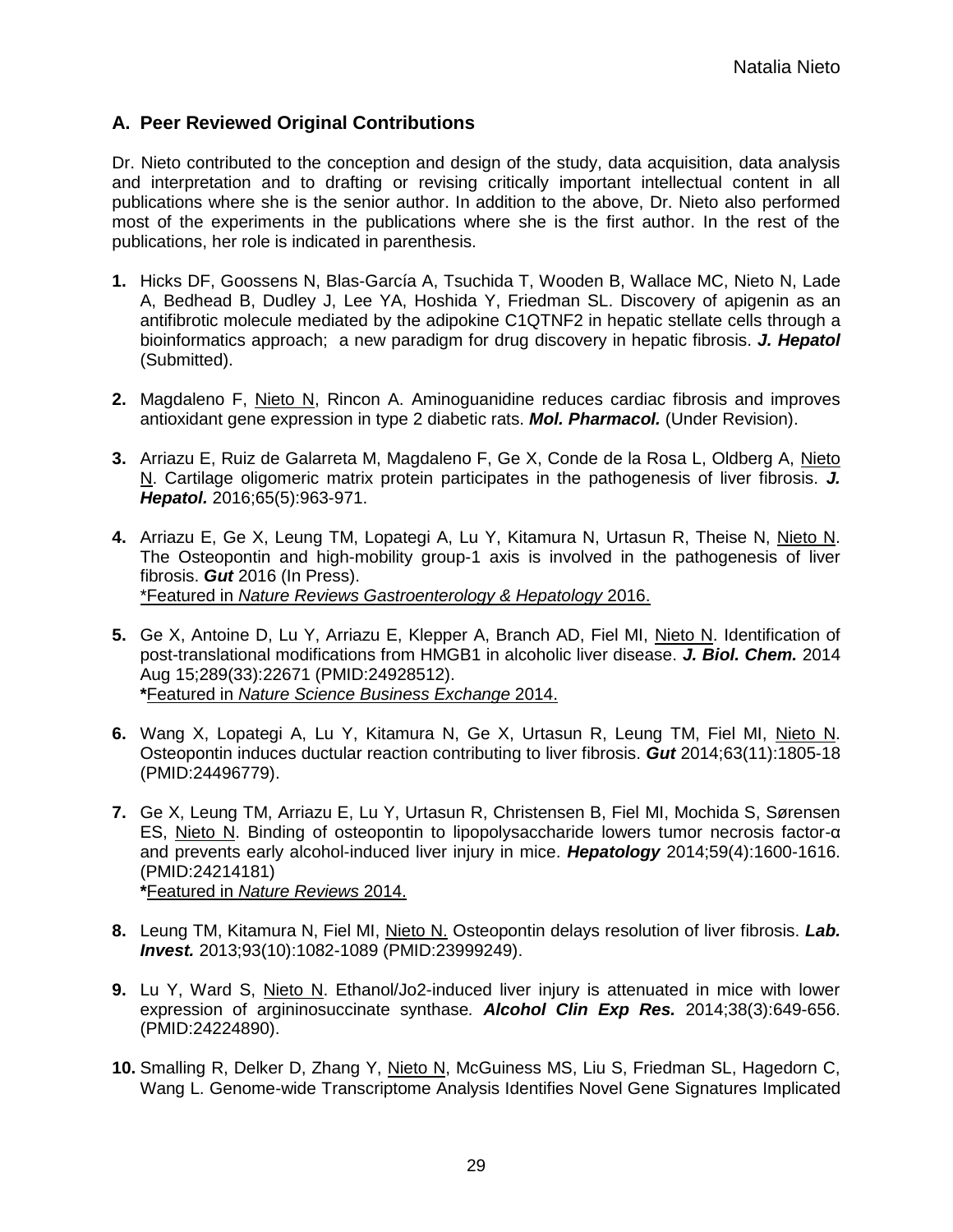## A. Peer Reviewed Original Contributions

Dr. Nieto contributed to the conception and design of the study, data acquisition, data analysis and interpretation and to drafting or revising critically important intellectual content in all publications where she is the senior author. In addition to the above, Dr. Nieto also performed most of the experiments in the publications where she is the first author. In the rest of the publications, her role is indicated in parenthesis.

1. Hicks DF, Goossens N, Blas-García A, Tsuchida T, Wooden B, Wallace MC, Nieto N, Lade A, Bedhead B, Dudley J, Lee YA, Hoshida Y, Friedman SL. Discovery of apigenin as an antifibrotic molecule mediated by the adipokine C1QTNF2 in hepatic stellate cells through a bioinformatics approach; a new paradigm for drug discovery in hepatic fibrosis. ***J. Hepatol*** (Submitted).

2. Magdaleno F, Nieto N, Rincon A. Aminoguanidine reduces cardiac fibrosis and improves antioxidant gene expression in type 2 diabetic rats. ***Mol. Pharmacol.*** (Under Revision).

3. Arriazu E, Ruiz de Galarreta M, Magdaleno F, Ge X, Conde de la Rosa L, Oldberg A, Nieto N. Cartilage oligomeric matrix protein participates in the pathogenesis of liver fibrosis. ***J. Hepatol.*** 2016;65(5):963-971.

4. Arriazu E, Ge X, Leung TM, Lopategi A, Lu Y, Kitamura N, Urtasun R, Theise N, Nieto N. The Osteopontin and high-mobility group-1 axis is involved in the pathogenesis of liver fibrosis. ***Gut*** 2016 (In Press).
   *Featured in *Nature Reviews Gastroenterology & Hepatology* 2016.

5. Ge X, Antoine D, Lu Y, Arriazu E, Klepper A, Branch AD, Fiel MI, Nieto N. Identification of post-translational modifications from HMGB1 in alcoholic liver disease. ***J. Biol. Chem.*** 2014 Aug 15;289(33):22671 (PMID:24928512).
   ***Featured in** *Nature Science Business Exchange* 2014.

6. Wang X, Lopategi A, Lu Y, Kitamura N, Ge X, Urtasun R, Leung TM, Fiel MI, Nieto N. Osteopontin induces ductular reaction contributing to liver fibrosis. ***Gut*** 2014;63(11):1805-18 (PMID:24496779).

7. Ge X, Leung TM, Arriazu E, Lu Y, Urtasun R, Christensen B, Fiel MI, Mochida S, Sørensen ES, Nieto N. Binding of osteopontin to lipopolysaccharide lowers tumor necrosis factor-α and prevents early alcohol-induced liver injury in mice. ***Hepatology*** 2014;59(4):1600-1616. (PMID:24214181)
   ***Featured in** *Nature Reviews* 2014.

8. Leung TM, Kitamura N, Fiel MI, Nieto N. Osteopontin delays resolution of liver fibrosis. ***Lab. Invest.*** 2013;93(10):1082-1089 (PMID:23999249).

9. Lu Y, Ward S, Nieto N. Ethanol/Jo2-induced liver injury is attenuated in mice with lower expression of argininosuccinate synthase*.* ***Alcohol Clin Exp Res.*** 2014;38(3):649-656. (PMID:24224890).

10. Smalling R, Delker D, Zhang Y, Nieto N, McGuiness MS, Liu S, Friedman SL, Hagedorn C, Wang L. Genome-wide Transcriptome Analysis Identifies Novel Gene Signatures Implicated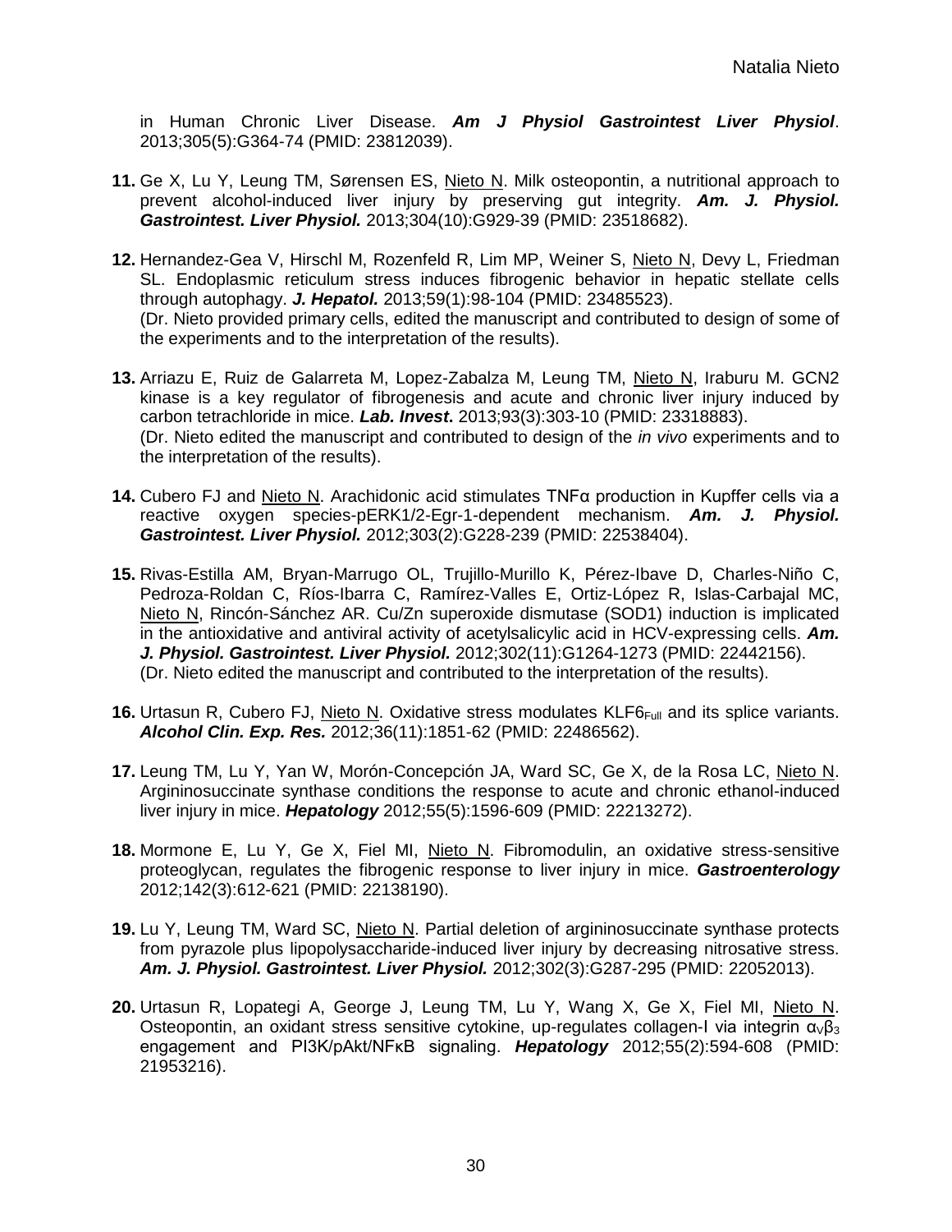in Human Chronic Liver Disease. ***Am J Physiol Gastrointest Liver Physiol***. 2013;305(5):G364-74 (PMID: 23812039).

**11.** Ge X, Lu Y, Leung TM, Sørensen ES, Nieto N. Milk osteopontin, a nutritional approach to prevent alcohol-induced liver injury by preserving gut integrity. ***Am. J. Physiol. Gastrointest. Liver Physiol.*** 2013;304(10):G929-39 (PMID: 23518682).

**12.** Hernandez-Gea V, Hirschl M, Rozenfeld R, Lim MP, Weiner S, Nieto N, Devy L, Friedman SL. Endoplasmic reticulum stress induces fibrogenic behavior in hepatic stellate cells through autophagy. ***J. Hepatol.*** 2013;59(1):98-104 (PMID: 23485523).
(Dr. Nieto provided primary cells, edited the manuscript and contributed to design of some of the experiments and to the interpretation of the results).

**13.** Arriazu E, Ruiz de Galarreta M, Lopez-Zabalza M, Leung TM, Nieto N, Iraburu M. GCN2 kinase is a key regulator of fibrogenesis and acute and chronic liver injury induced by carbon tetrachloride in mice. ***Lab. Invest*.** 2013;93(3):303-10 (PMID: 23318883).
(Dr. Nieto edited the manuscript and contributed to design of the *in vivo* experiments and to the interpretation of the results).

**14.** Cubero FJ and Nieto N. Arachidonic acid stimulates TNFα production in Kupffer cells via a reactive oxygen species-pERK1/2-Egr-1-dependent mechanism. ***Am. J. Physiol. Gastrointest. Liver Physiol.*** 2012;303(2):G228-239 (PMID: 22538404).

**15.** Rivas-Estilla AM, Bryan-Marrugo OL, Trujillo-Murillo K, Pérez-Ibave D, Charles-Niño C, Pedroza-Roldan C, Ríos-Ibarra C, Ramírez-Valles E, Ortiz-López R, Islas-Carbajal MC, Nieto N, Rincón-Sánchez AR. Cu/Zn superoxide dismutase (SOD1) induction is implicated in the antioxidative and antiviral activity of acetylsalicylic acid in HCV-expressing cells. ***Am. J. Physiol. Gastrointest. Liver Physiol.*** 2012;302(11):G1264-1273 (PMID: 22442156).
(Dr. Nieto edited the manuscript and contributed to the interpretation of the results).

**16.** Urtasun R, Cubero FJ, Nieto N. Oxidative stress modulates $KLF6_{Full}$ and its splice variants. ***Alcohol Clin. Exp. Res.*** 2012;36(11):1851-62 (PMID: 22486562).

**17.** Leung TM, Lu Y, Yan W, Morón-Concepción JA, Ward SC, Ge X, de la Rosa LC, Nieto N. Argininosuccinate synthase conditions the response to acute and chronic ethanol-induced liver injury in mice. ***Hepatology*** 2012;55(5):1596-609 (PMID: 22213272).

**18.** Mormone E, Lu Y, Ge X, Fiel MI, Nieto N. Fibromodulin, an oxidative stress-sensitive proteoglycan, regulates the fibrogenic response to liver injury in mice. ***Gastroenterology*** 2012;142(3):612-621 (PMID: 22138190).

**19.** Lu Y, Leung TM, Ward SC, Nieto N. Partial deletion of argininosuccinate synthase protects from pyrazole plus lipopolysaccharide-induced liver injury by decreasing nitrosative stress. ***Am. J. Physiol. Gastrointest. Liver Physiol.*** 2012;302(3):G287-295 (PMID: 22052013).

**20.** Urtasun R, Lopategi A, George J, Leung TM, Lu Y, Wang X, Ge X, Fiel MI, Nieto N. Osteopontin, an oxidant stress sensitive cytokine, up-regulates collagen-I via integrin $\alpha_V\beta_3$ engagement and PI3K/pAkt/NFκB signaling. ***Hepatology*** 2012;55(2):594-608 (PMID: 21953216).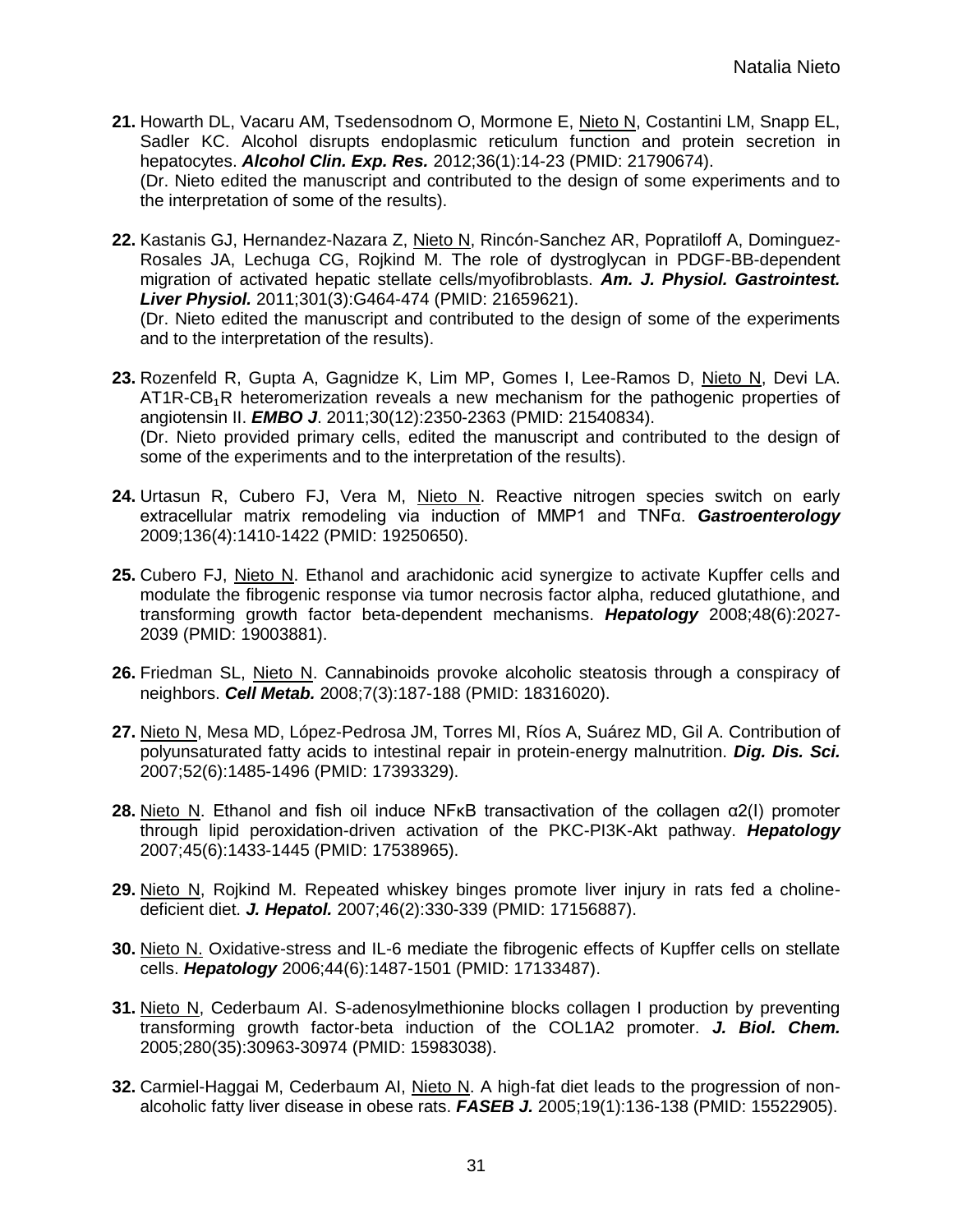**21.** Howarth DL, Vacaru AM, Tsedensodnom O, Mormone E, Nieto N, Costantini LM, Snapp EL, Sadler KC. Alcohol disrupts endoplasmic reticulum function and protein secretion in hepatocytes. ***Alcohol Clin. Exp. Res.*** 2012;36(1):14-23 (PMID: 21790674).
(Dr. Nieto edited the manuscript and contributed to the design of some experiments and to the interpretation of some of the results).

**22.** Kastanis GJ, Hernandez-Nazara Z, Nieto N, Rincón-Sanchez AR, Popratiloff A, Dominguez-Rosales JA, Lechuga CG, Rojkind M. The role of dystroglycan in PDGF-BB-dependent migration of activated hepatic stellate cells/myofibroblasts. ***Am. J. Physiol. Gastrointest. Liver Physiol.*** 2011;301(3):G464-474 (PMID: 21659621).
(Dr. Nieto edited the manuscript and contributed to the design of some of the experiments and to the interpretation of the results).

**23.** Rozenfeld R, Gupta A, Gagnidze K, Lim MP, Gomes I, Lee-Ramos D, Nieto N, Devi LA. AT1R-$CB_1$R heteromerization reveals a new mechanism for the pathogenic properties of angiotensin II. ***EMBO J***. 2011;30(12):2350-2363 (PMID: 21540834).
(Dr. Nieto provided primary cells, edited the manuscript and contributed to the design of some of the experiments and to the interpretation of the results).

**24.** Urtasun R, Cubero FJ, Vera M, Nieto N. Reactive nitrogen species switch on early extracellular matrix remodeling via induction of MMP1 and TNFα. ***Gastroenterology*** 2009;136(4):1410-1422 (PMID: 19250650).

**25.** Cubero FJ, Nieto N. Ethanol and arachidonic acid synergize to activate Kupffer cells and modulate the fibrogenic response via tumor necrosis factor alpha, reduced glutathione, and transforming growth factor beta-dependent mechanisms. ***Hepatology*** 2008;48(6):2027-2039 (PMID: 19003881).

**26.** Friedman SL, Nieto N. Cannabinoids provoke alcoholic steatosis through a conspiracy of neighbors. ***Cell Metab.*** 2008;7(3):187-188 (PMID: 18316020).

**27.** Nieto N, Mesa MD, López-Pedrosa JM, Torres MI, Ríos A, Suárez MD, Gil A. Contribution of polyunsaturated fatty acids to intestinal repair in protein-energy malnutrition. ***Dig. Dis. Sci.*** 2007;52(6):1485-1496 (PMID: 17393329).

**28.** Nieto N. Ethanol and fish oil induce NFκB transactivation of the collagen α2(I) promoter through lipid peroxidation-driven activation of the PKC-PI3K-Akt pathway. ***Hepatology*** 2007;45(6):1433-1445 (PMID: 17538965).

**29.** Nieto N, Rojkind M. Repeated whiskey binges promote liver injury in rats fed a choline-deficient diet. ***J. Hepatol.*** 2007;46(2):330-339 (PMID: 17156887).

**30.** Nieto N. Oxidative-stress and IL-6 mediate the fibrogenic effects of Kupffer cells on stellate cells. ***Hepatology*** 2006;44(6):1487-1501 (PMID: 17133487).

**31.** Nieto N, Cederbaum AI. S-adenosylmethionine blocks collagen I production by preventing transforming growth factor-beta induction of the COL1A2 promoter. ***J. Biol. Chem.*** 2005;280(35):30963-30974 (PMID: 15983038).

**32.** Carmiel-Haggai M, Cederbaum AI, Nieto N. A high-fat diet leads to the progression of non-alcoholic fatty liver disease in obese rats. ***FASEB J.*** 2005;19(1):136-138 (PMID: 15522905).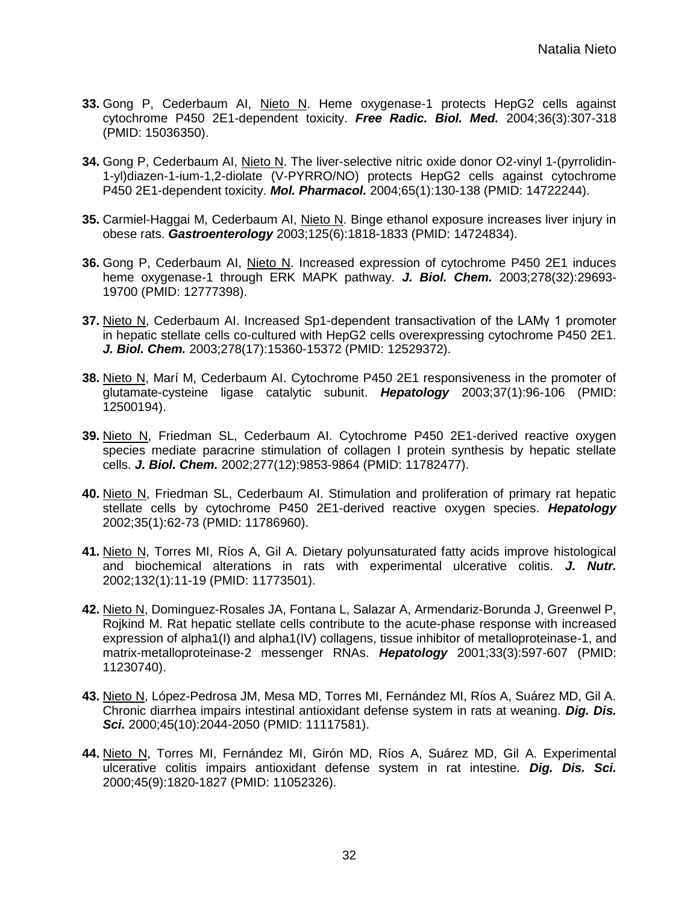**33.** Gong P, Cederbaum AI, <u>Nieto N</u>. Heme oxygenase-1 protects HepG2 cells against cytochrome P450 2E1-dependent toxicity. ***Free Radic. Biol. Med.*** 2004;36(3):307-318 (PMID: 15036350).

**34.** Gong P, Cederbaum AI, <u>Nieto N</u>. The liver-selective nitric oxide donor O2-vinyl 1-(pyrrolidin-1-yl)diazen-1-ium-1,2-diolate (V-PYRRO/NO) protects HepG2 cells against cytochrome P450 2E1-dependent toxicity. ***Mol. Pharmacol.*** 2004;65(1):130-138 (PMID: 14722244).

**35.** Carmiel-Haggai M, Cederbaum AI, <u>Nieto N</u>. Binge ethanol exposure increases liver injury in obese rats. ***Gastroenterology*** 2003;125(6):1818-1833 (PMID: 14724834).

**36.** Gong P, Cederbaum AI, <u>Nieto N</u>. Increased expression of cytochrome P450 2E1 induces heme oxygenase-1 through ERK MAPK pathway. ***J. Biol. Chem.*** 2003;278(32):29693-19700 (PMID: 12777398).

**37.** <u>Nieto N</u>, Cederbaum AI. Increased Sp1-dependent transactivation of the LAMγ 1 promoter in hepatic stellate cells co-cultured with HepG2 cells overexpressing cytochrome P450 2E1. ***J. Biol. Chem.*** 2003;278(17):15360-15372 (PMID: 12529372).

**38.** <u>Nieto N</u>, Marí M, Cederbaum AI. Cytochrome P450 2E1 responsiveness in the promoter of glutamate-cysteine ligase catalytic subunit. ***Hepatology*** 2003;37(1):96-106 (PMID: 12500194).

**39.** <u>Nieto N</u>, Friedman SL, Cederbaum AI. Cytochrome P450 2E1-derived reactive oxygen species mediate paracrine stimulation of collagen I protein synthesis by hepatic stellate cells. ***J. Biol. Chem.*** 2002;277(12):9853-9864 (PMID: 11782477).

**40.** <u>Nieto N</u>, Friedman SL, Cederbaum AI. Stimulation and proliferation of primary rat hepatic stellate cells by cytochrome P450 2E1-derived reactive oxygen species. ***Hepatology*** 2002;35(1):62-73 (PMID: 11786960).

**41.** <u>Nieto N</u>, Torres MI, Ríos A, Gil A. Dietary polyunsaturated fatty acids improve histological and biochemical alterations in rats with experimental ulcerative colitis. ***J. Nutr.*** 2002;132(1):11-19 (PMID: 11773501).

**42.** <u>Nieto N</u>, Dominguez-Rosales JA, Fontana L, Salazar A, Armendariz-Borunda J, Greenwel P, Rojkind M. Rat hepatic stellate cells contribute to the acute-phase response with increased expression of alpha1(I) and alpha1(IV) collagens, tissue inhibitor of metalloproteinase-1, and matrix-metalloproteinase-2 messenger RNAs. ***Hepatology*** 2001;33(3):597-607 (PMID: 11230740).

**43.** <u>Nieto N</u>, López-Pedrosa JM, Mesa MD, Torres MI, Fernández MI, Ríos A, Suárez MD, Gil A. Chronic diarrhea impairs intestinal antioxidant defense system in rats at weaning. ***Dig. Dis. Sci.*** 2000;45(10):2044-2050 (PMID: 11117581).

**44.** <u>Nieto N</u>, Torres MI, Fernández MI, Girón MD, Ríos A, Suárez MD, Gil A. Experimental ulcerative colitis impairs antioxidant defense system in rat intestine. ***Dig. Dis. Sci.*** 2000;45(9):1820-1827 (PMID: 11052326).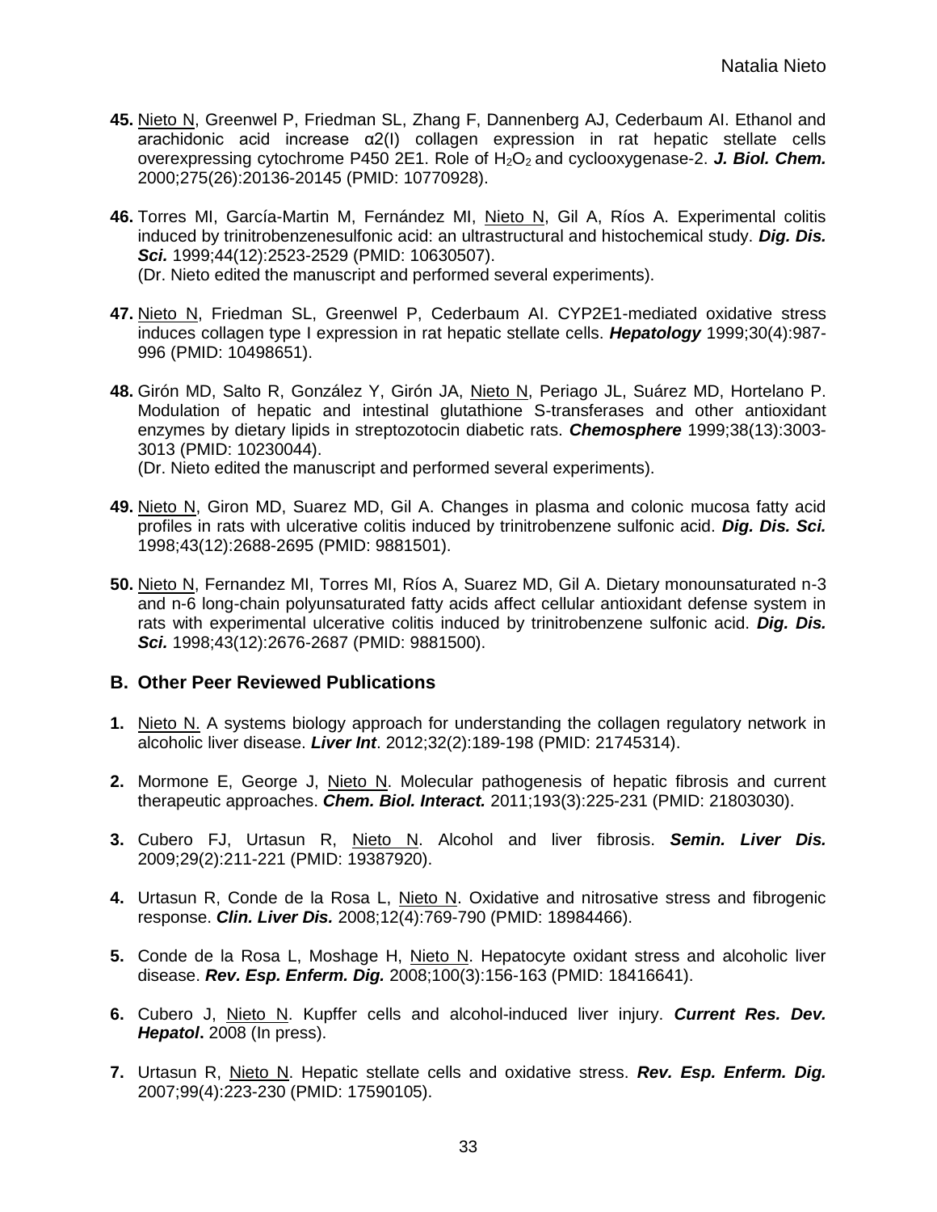45. Nieto N, Greenwel P, Friedman SL, Zhang F, Dannenberg AJ, Cederbaum AI. Ethanol and arachidonic acid increase α2(I) collagen expression in rat hepatic stellate cells overexpressing cytochrome P450 2E1. Role of $H_2O_2$ and cyclooxygenase-2. ***J. Biol. Chem.*** 2000;275(26):20136-20145 (PMID: 10770928).

46. Torres MI, García-Martin M, Fernández MI, Nieto N, Gil A, Ríos A. Experimental colitis induced by trinitrobenzenesulfonic acid: an ultrastructural and histochemical study. ***Dig. Dis. Sci.*** 1999;44(12):2523-2529 (PMID: 10630507).
(Dr. Nieto edited the manuscript and performed several experiments).

47. Nieto N, Friedman SL, Greenwel P, Cederbaum AI. CYP2E1-mediated oxidative stress induces collagen type I expression in rat hepatic stellate cells. ***Hepatology*** 1999;30(4):987-996 (PMID: 10498651).

48. Girón MD, Salto R, González Y, Girón JA, Nieto N, Periago JL, Suárez MD, Hortelano P. Modulation of hepatic and intestinal glutathione S-transferases and other antioxidant enzymes by dietary lipids in streptozotocin diabetic rats. ***Chemosphere*** 1999;38(13):3003-3013 (PMID: 10230044).
(Dr. Nieto edited the manuscript and performed several experiments).

49. Nieto N, Giron MD, Suarez MD, Gil A. Changes in plasma and colonic mucosa fatty acid profiles in rats with ulcerative colitis induced by trinitrobenzene sulfonic acid. ***Dig. Dis. Sci.*** 1998;43(12):2688-2695 (PMID: 9881501).

50. Nieto N, Fernandez MI, Torres MI, Ríos A, Suarez MD, Gil A. Dietary monounsaturated n-3 and n-6 long-chain polyunsaturated fatty acids affect cellular antioxidant defense system in rats with experimental ulcerative colitis induced by trinitrobenzene sulfonic acid. ***Dig. Dis. Sci.*** 1998;43(12):2676-2687 (PMID: 9881500).

### B. Other Peer Reviewed Publications

1. Nieto N. A systems biology approach for understanding the collagen regulatory network in alcoholic liver disease. ***Liver Int***. 2012;32(2):189-198 (PMID: 21745314).

2. Mormone E, George J, Nieto N. Molecular pathogenesis of hepatic fibrosis and current therapeutic approaches. ***Chem. Biol. Interact.*** 2011;193(3):225-231 (PMID: 21803030).

3. Cubero FJ, Urtasun R, Nieto N. Alcohol and liver fibrosis. ***Semin. Liver Dis.*** 2009;29(2):211-221 (PMID: 19387920).

4. Urtasun R, Conde de la Rosa L, Nieto N. Oxidative and nitrosative stress and fibrogenic response. ***Clin. Liver Dis.*** 2008;12(4):769-790 (PMID: 18984466).

5. Conde de la Rosa L, Moshage H, Nieto N. Hepatocyte oxidant stress and alcoholic liver disease. ***Rev. Esp. Enferm. Dig.*** 2008;100(3):156-163 (PMID: 18416641).

6. Cubero J, Nieto N. Kupffer cells and alcohol-induced liver injury. ***Current Res. Dev. Hepatol*****.** 2008 (In press).

7. Urtasun R, Nieto N. Hepatic stellate cells and oxidative stress. ***Rev. Esp. Enferm. Dig.*** 2007;99(4):223-230 (PMID: 17590105).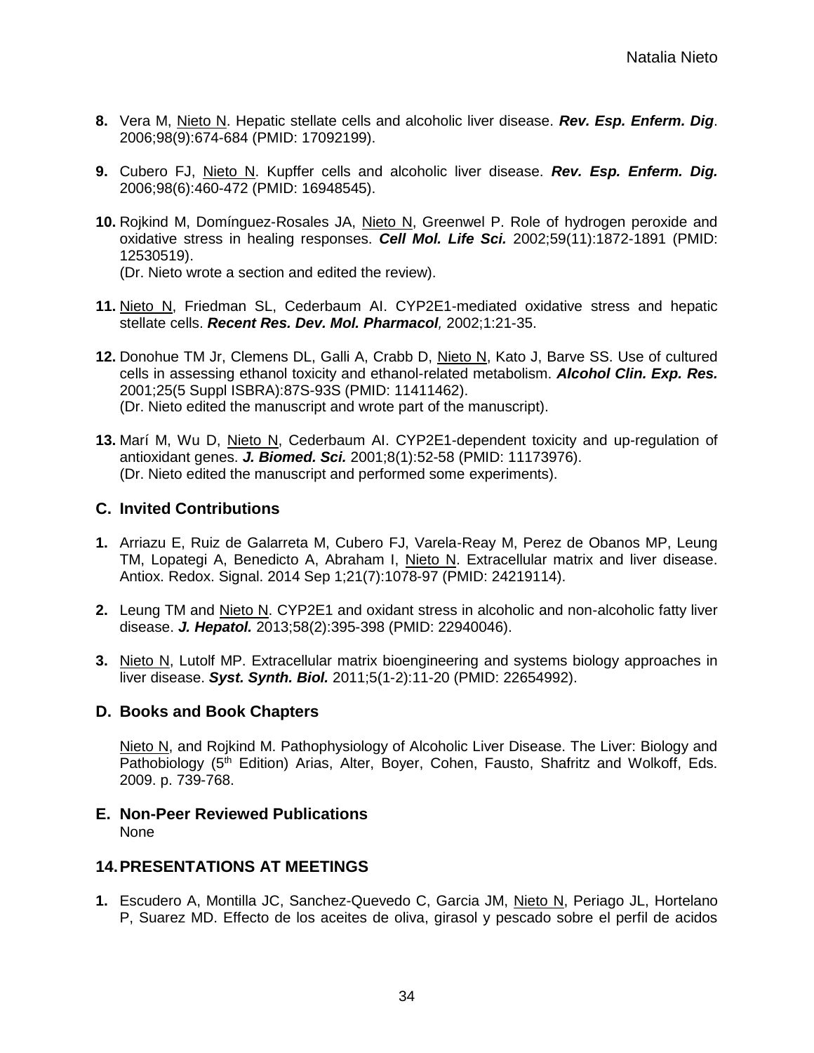**8.** Vera M, Nieto N. Hepatic stellate cells and alcoholic liver disease. ***Rev. Esp. Enferm. Dig***. 2006;98(9):674-684 (PMID: 17092199).

**9.** Cubero FJ, Nieto N. Kupffer cells and alcoholic liver disease. ***Rev. Esp. Enferm. Dig.*** 2006;98(6):460-472 (PMID: 16948545).

**10.** Rojkind M, Domínguez-Rosales JA, Nieto N, Greenwel P. Role of hydrogen peroxide and oxidative stress in healing responses. ***Cell Mol. Life Sci.*** 2002;59(11):1872-1891 (PMID: 12530519).
(Dr. Nieto wrote a section and edited the review).

**11.** Nieto N, Friedman SL, Cederbaum AI. CYP2E1-mediated oxidative stress and hepatic stellate cells. ***Recent Res. Dev. Mol. Pharmacol****,* 2002;1:21-35.

**12.** Donohue TM Jr, Clemens DL, Galli A, Crabb D, Nieto N, Kato J, Barve SS. Use of cultured cells in assessing ethanol toxicity and ethanol-related metabolism. ***Alcohol Clin. Exp. Res.*** 2001;25(5 Suppl ISBRA):87S-93S (PMID: 11411462).
(Dr. Nieto edited the manuscript and wrote part of the manuscript).

**13.** Marí M, Wu D, Nieto N, Cederbaum AI. CYP2E1-dependent toxicity and up-regulation of antioxidant genes. ***J. Biomed. Sci.*** 2001;8(1):52-58 (PMID: 11173976).
(Dr. Nieto edited the manuscript and performed some experiments).

### C. Invited Contributions

**1.** Arriazu E, Ruiz de Galarreta M, Cubero FJ, Varela-Reay M, Perez de Obanos MP, Leung TM, Lopategi A, Benedicto A, Abraham I, Nieto N. Extracellular matrix and liver disease. Antiox. Redox. Signal. 2014 Sep 1;21(7):1078-97 (PMID: 24219114).

**2.** Leung TM and Nieto N. CYP2E1 and oxidant stress in alcoholic and non-alcoholic fatty liver disease. ***J. Hepatol.*** 2013;58(2):395-398 (PMID: 22940046).

**3.** Nieto N, Lutolf MP. Extracellular matrix bioengineering and systems biology approaches in liver disease. ***Syst. Synth. Biol.*** 2011;5(1-2):11-20 (PMID: 22654992).

### D. Books and Book Chapters

Nieto N, and Rojkind M. Pathophysiology of Alcoholic Liver Disease. The Liver: Biology and Pathobiology (5th Edition) Arias, Alter, Boyer, Cohen, Fausto, Shafritz and Wolkoff, Eds. 2009. p. 739-768.

### E. Non-Peer Reviewed Publications

None

## 14. PRESENTATIONS AT MEETINGS

**1.** Escudero A, Montilla JC, Sanchez-Quevedo C, Garcia JM, Nieto N, Periago JL, Hortelano P, Suarez MD. Effecto de los aceites de oliva, girasol y pescado sobre el perfil de acidos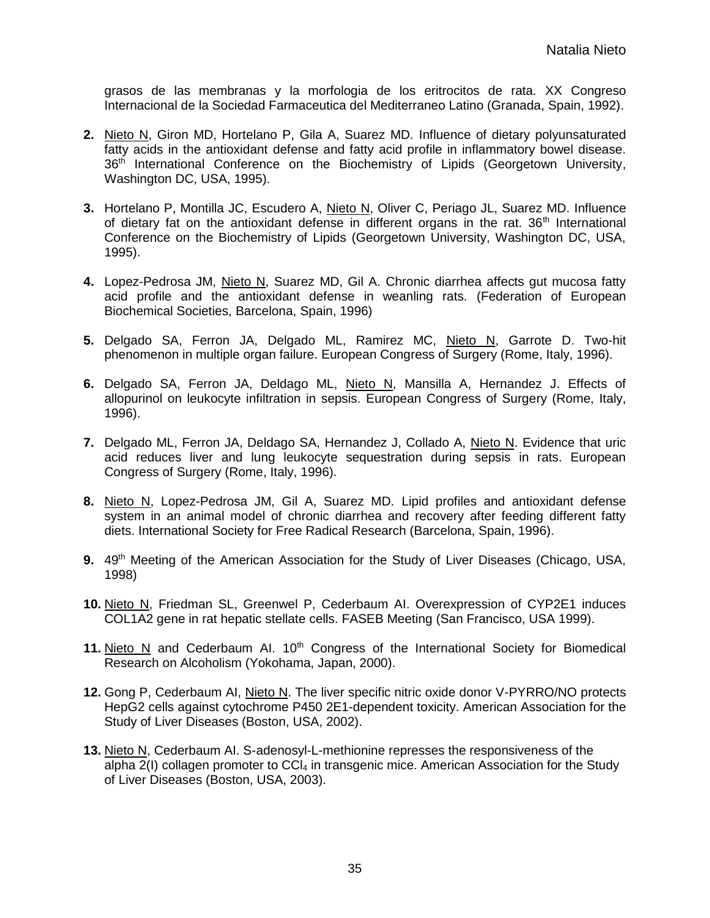grasos de las membranas y la morfologia de los eritrocitos de rata. XX Congreso Internacional de la Sociedad Farmaceutica del Mediterraneo Latino (Granada, Spain, 1992).

2. Nieto N, Giron MD, Hortelano P, Gila A, Suarez MD. Influence of dietary polyunsaturated fatty acids in the antioxidant defense and fatty acid profile in inflammatory bowel disease. 36th International Conference on the Biochemistry of Lipids (Georgetown University, Washington DC, USA, 1995).

3. Hortelano P, Montilla JC, Escudero A, Nieto N, Oliver C, Periago JL, Suarez MD. Influence of dietary fat on the antioxidant defense in different organs in the rat. 36th International Conference on the Biochemistry of Lipids (Georgetown University, Washington DC, USA, 1995).

4. Lopez-Pedrosa JM, Nieto N, Suarez MD, Gil A. Chronic diarrhea affects gut mucosa fatty acid profile and the antioxidant defense in weanling rats. (Federation of European Biochemical Societies, Barcelona, Spain, 1996)

5. Delgado SA, Ferron JA, Delgado ML, Ramirez MC, Nieto N, Garrote D. Two-hit phenomenon in multiple organ failure. European Congress of Surgery (Rome, Italy, 1996).

6. Delgado SA, Ferron JA, Deldago ML, Nieto N, Mansilla A, Hernandez J. Effects of allopurinol on leukocyte infiltration in sepsis. European Congress of Surgery (Rome, Italy, 1996).

7. Delgado ML, Ferron JA, Deldago SA, Hernandez J, Collado A, Nieto N. Evidence that uric acid reduces liver and lung leukocyte sequestration during sepsis in rats. European Congress of Surgery (Rome, Italy, 1996).

8. Nieto N, Lopez-Pedrosa JM, Gil A, Suarez MD. Lipid profiles and antioxidant defense system in an animal model of chronic diarrhea and recovery after feeding different fatty diets. International Society for Free Radical Research (Barcelona, Spain, 1996).

9. 49th Meeting of the American Association for the Study of Liver Diseases (Chicago, USA, 1998)

10. Nieto N, Friedman SL, Greenwel P, Cederbaum AI. Overexpression of CYP2E1 induces COL1A2 gene in rat hepatic stellate cells. FASEB Meeting (San Francisco, USA 1999).

11. Nieto N and Cederbaum AI. 10th Congress of the International Society for Biomedical Research on Alcoholism (Yokohama, Japan, 2000).

12. Gong P, Cederbaum AI, Nieto N. The liver specific nitric oxide donor V-PYRRO/NO protects HepG2 cells against cytochrome P450 2E1-dependent toxicity. American Association for the Study of Liver Diseases (Boston, USA, 2002).

13. Nieto N, Cederbaum AI. S-adenosyl-L-methionine represses the responsiveness of the alpha 2(I) collagen promoter to $CCl_4$ in transgenic mice. American Association for the Study of Liver Diseases (Boston, USA, 2003).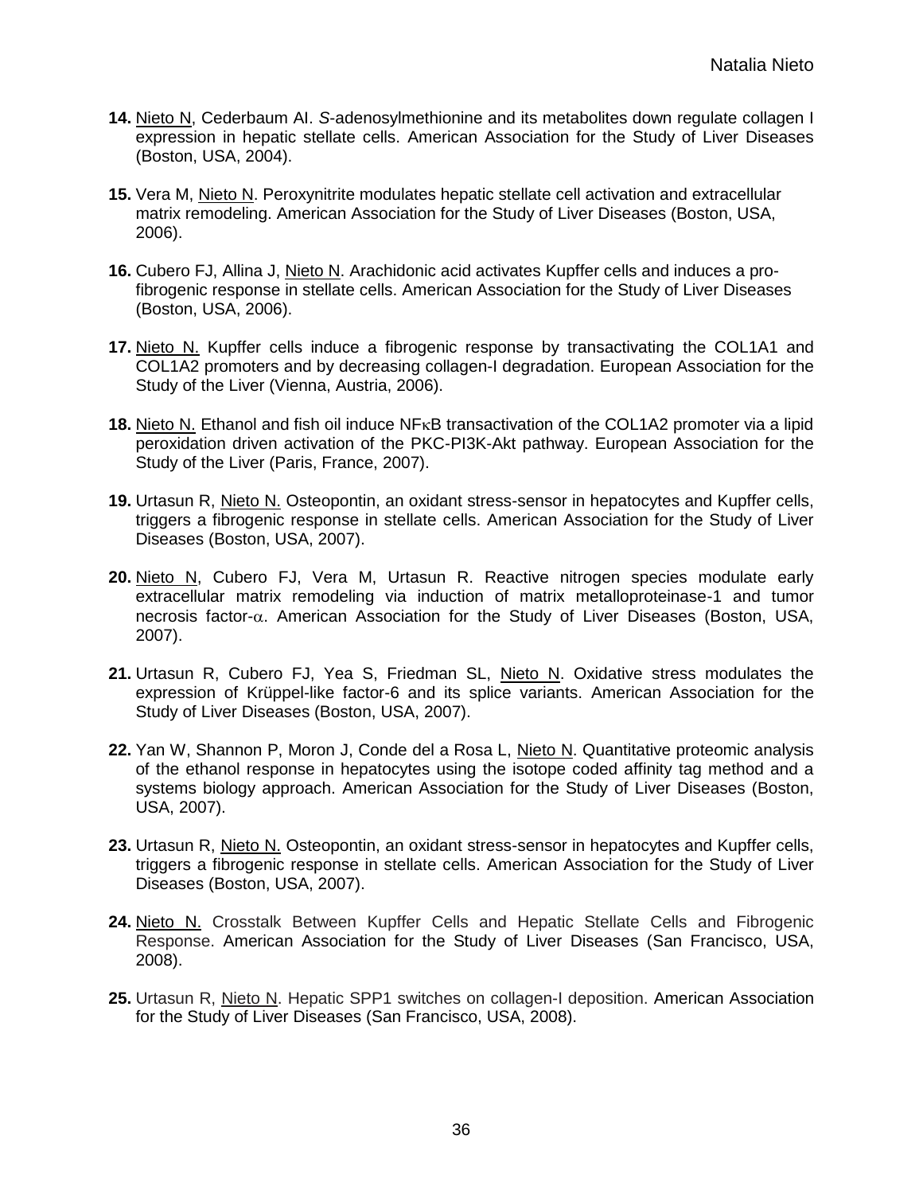14. Nieto N, Cederbaum AI. *S*-adenosylmethionine and its metabolites down regulate collagen I expression in hepatic stellate cells. American Association for the Study of Liver Diseases (Boston, USA, 2004).

15. Vera M, Nieto N. Peroxynitrite modulates hepatic stellate cell activation and extracellular matrix remodeling. American Association for the Study of Liver Diseases (Boston, USA, 2006).

16. Cubero FJ, Allina J, Nieto N. Arachidonic acid activates Kupffer cells and induces a pro-fibrogenic response in stellate cells. American Association for the Study of Liver Diseases (Boston, USA, 2006).

17. Nieto N. Kupffer cells induce a fibrogenic response by transactivating the COL1A1 and COL1A2 promoters and by decreasing collagen-I degradation. European Association for the Study of the Liver (Vienna, Austria, 2006).

18. Nieto N. Ethanol and fish oil induce NFκB transactivation of the COL1A2 promoter via a lipid peroxidation driven activation of the PKC-PI3K-Akt pathway. European Association for the Study of the Liver (Paris, France, 2007).

19. Urtasun R, Nieto N. Osteopontin, an oxidant stress-sensor in hepatocytes and Kupffer cells, triggers a fibrogenic response in stellate cells. American Association for the Study of Liver Diseases (Boston, USA, 2007).

20. Nieto N, Cubero FJ, Vera M, Urtasun R. Reactive nitrogen species modulate early extracellular matrix remodeling via induction of matrix metalloproteinase-1 and tumor necrosis factor-$\alpha$. American Association for the Study of Liver Diseases (Boston, USA, 2007).

21. Urtasun R, Cubero FJ, Yea S, Friedman SL, Nieto N. Oxidative stress modulates the expression of Krüppel-like factor-6 and its splice variants. American Association for the Study of Liver Diseases (Boston, USA, 2007).

22. Yan W, Shannon P, Moron J, Conde del a Rosa L, Nieto N. Quantitative proteomic analysis of the ethanol response in hepatocytes using the isotope coded affinity tag method and a systems biology approach. American Association for the Study of Liver Diseases (Boston, USA, 2007).

23. Urtasun R, Nieto N. Osteopontin, an oxidant stress-sensor in hepatocytes and Kupffer cells, triggers a fibrogenic response in stellate cells. American Association for the Study of Liver Diseases (Boston, USA, 2007).

24. Nieto N. Crosstalk Between Kupffer Cells and Hepatic Stellate Cells and Fibrogenic Response. American Association for the Study of Liver Diseases (San Francisco, USA, 2008).

25. Urtasun R, Nieto N. Hepatic SPP1 switches on collagen-I deposition. American Association for the Study of Liver Diseases (San Francisco, USA, 2008).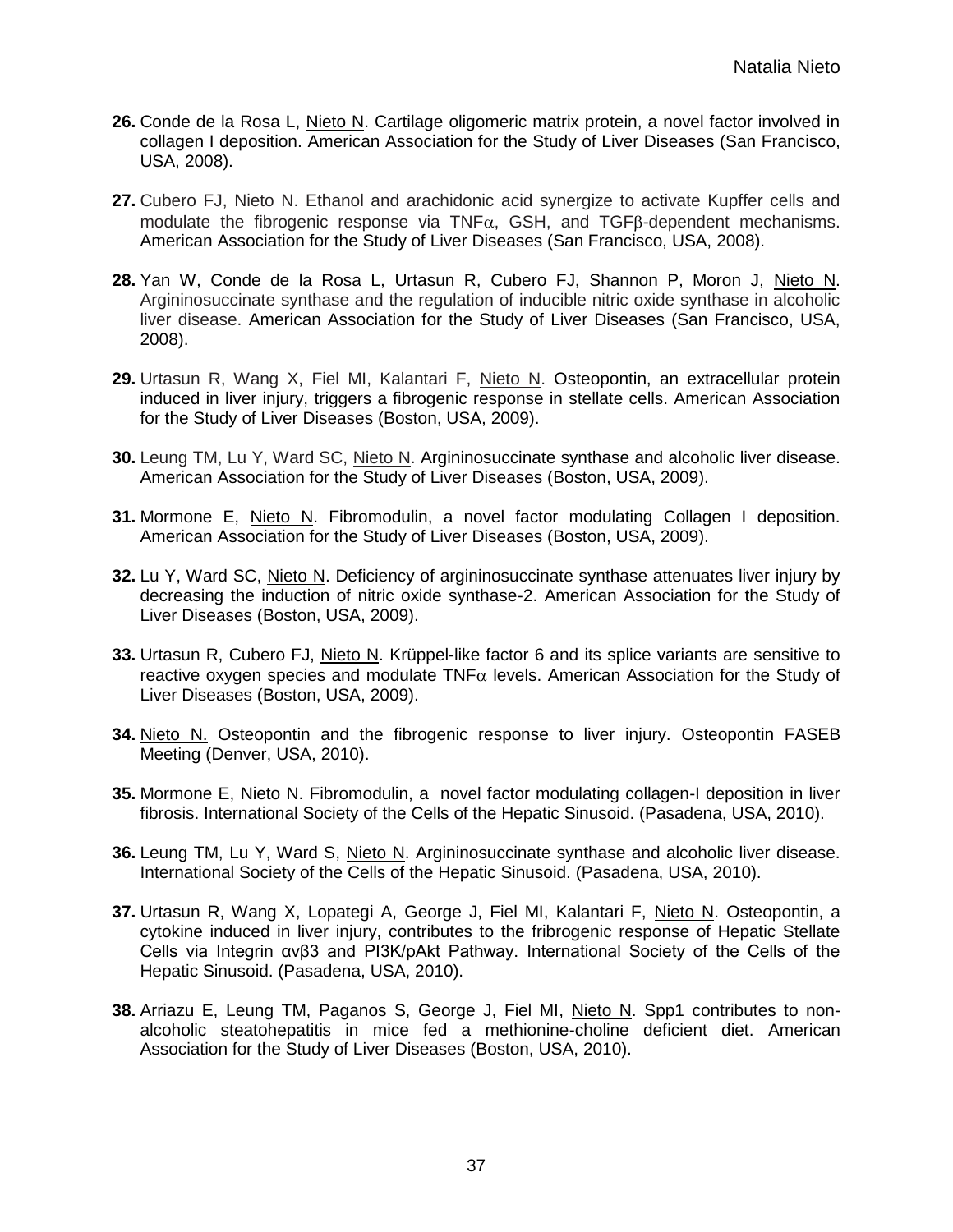**26.** Conde de la Rosa L, Nieto N. Cartilage oligomeric matrix protein, a novel factor involved in collagen I deposition. American Association for the Study of Liver Diseases (San Francisco, USA, 2008).

**27.** Cubero FJ, Nieto N. Ethanol and arachidonic acid synergize to activate Kupffer cells and modulate the fibrogenic response via TNF$\alpha$, GSH, and TGF$\beta$-dependent mechanisms. American Association for the Study of Liver Diseases (San Francisco, USA, 2008).

**28.** Yan W, Conde de la Rosa L, Urtasun R, Cubero FJ, Shannon P, Moron J, Nieto N. Argininosuccinate synthase and the regulation of inducible nitric oxide synthase in alcoholic liver disease. American Association for the Study of Liver Diseases (San Francisco, USA, 2008).

**29.** Urtasun R, Wang X, Fiel MI, Kalantari F, Nieto N. Osteopontin, an extracellular protein induced in liver injury, triggers a fibrogenic response in stellate cells. American Association for the Study of Liver Diseases (Boston, USA, 2009).

**30.** Leung TM, Lu Y, Ward SC, Nieto N. Argininosuccinate synthase and alcoholic liver disease. American Association for the Study of Liver Diseases (Boston, USA, 2009).

**31.** Mormone E, Nieto N. Fibromodulin, a novel factor modulating Collagen I deposition. American Association for the Study of Liver Diseases (Boston, USA, 2009).

**32.** Lu Y, Ward SC, Nieto N. Deficiency of argininosuccinate synthase attenuates liver injury by decreasing the induction of nitric oxide synthase-2. American Association for the Study of Liver Diseases (Boston, USA, 2009).

**33.** Urtasun R, Cubero FJ, Nieto N. Krüppel-like factor 6 and its splice variants are sensitive to reactive oxygen species and modulate TNF$\alpha$ levels. American Association for the Study of Liver Diseases (Boston, USA, 2009).

**34.** Nieto N. Osteopontin and the fibrogenic response to liver injury. Osteopontin FASEB Meeting (Denver, USA, 2010).

**35.** Mormone E, Nieto N. Fibromodulin, a novel factor modulating collagen-I deposition in liver fibrosis. International Society of the Cells of the Hepatic Sinusoid. (Pasadena, USA, 2010).

**36.** Leung TM, Lu Y, Ward S, Nieto N. Argininosuccinate synthase and alcoholic liver disease. International Society of the Cells of the Hepatic Sinusoid. (Pasadena, USA, 2010).

**37.** Urtasun R, Wang X, Lopategi A, George J, Fiel MI, Kalantari F, Nieto N. Osteopontin, a cytokine induced in liver injury, contributes to the fribrogenic response of Hepatic Stellate Cells via Integrin $\alpha v\beta 3$ and PI3K/pAkt Pathway. International Society of the Cells of the Hepatic Sinusoid. (Pasadena, USA, 2010).

**38.** Arriazu E, Leung TM, Paganos S, George J, Fiel MI, Nieto N. Spp1 contributes to non-alcoholic steatohepatitis in mice fed a methionine-choline deficient diet. American Association for the Study of Liver Diseases (Boston, USA, 2010).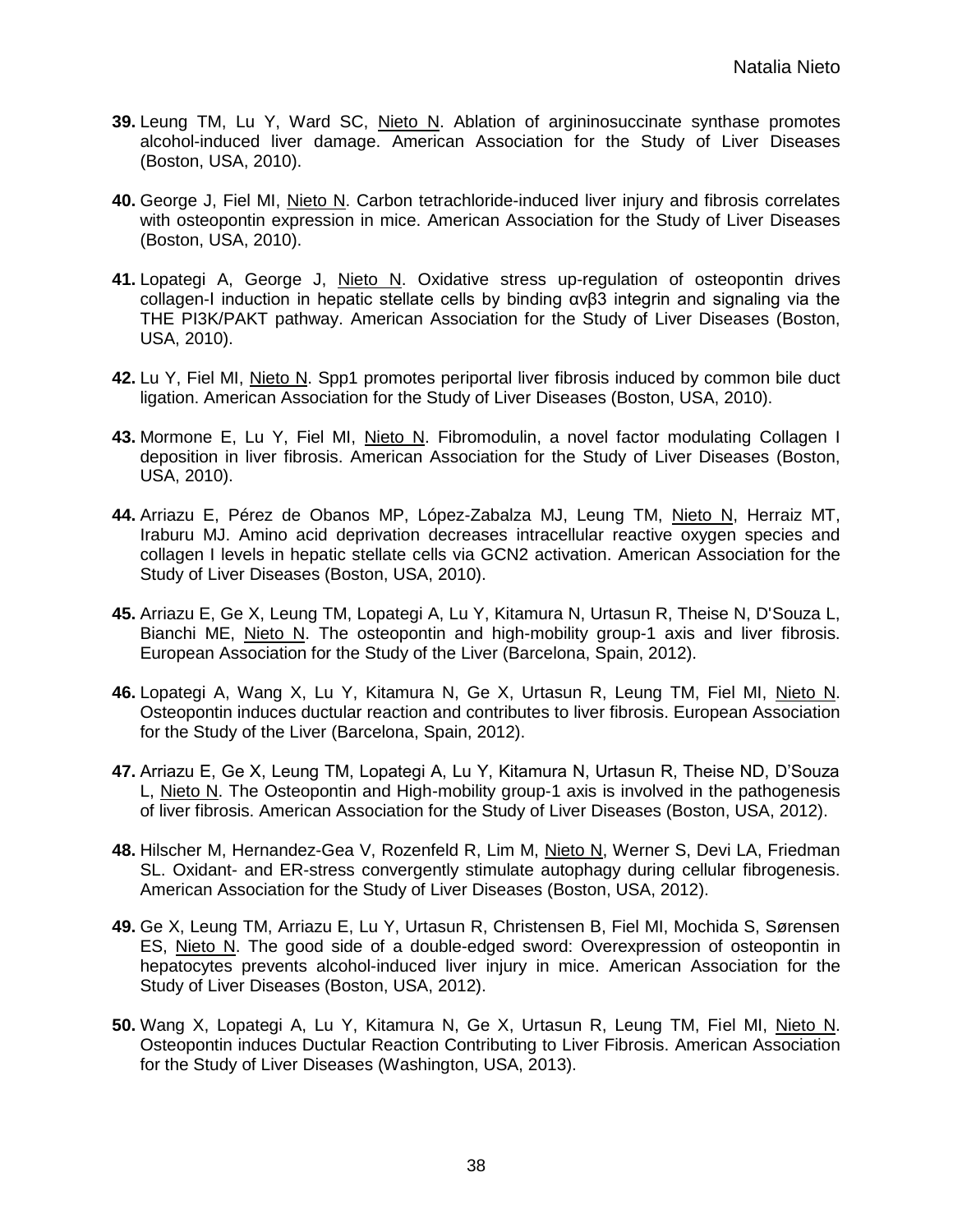**39.** Leung TM, Lu Y, Ward SC, Nieto N. Ablation of argininosuccinate synthase promotes alcohol-induced liver damage. American Association for the Study of Liver Diseases (Boston, USA, 2010).

**40.** George J, Fiel MI, Nieto N. Carbon tetrachloride-induced liver injury and fibrosis correlates with osteopontin expression in mice. American Association for the Study of Liver Diseases (Boston, USA, 2010).

**41.** Lopategi A, George J, Nieto N. Oxidative stress up-regulation of osteopontin drives collagen-I induction in hepatic stellate cells by binding αvβ3 integrin and signaling via the THE PI3K/PAKT pathway. American Association for the Study of Liver Diseases (Boston, USA, 2010).

**42.** Lu Y, Fiel MI, Nieto N. Spp1 promotes periportal liver fibrosis induced by common bile duct ligation. American Association for the Study of Liver Diseases (Boston, USA, 2010).

**43.** Mormone E, Lu Y, Fiel MI, Nieto N. Fibromodulin, a novel factor modulating Collagen I deposition in liver fibrosis. American Association for the Study of Liver Diseases (Boston, USA, 2010).

**44.** Arriazu E, Pérez de Obanos MP, López-Zabalza MJ, Leung TM, Nieto N, Herraiz MT, Iraburu MJ. Amino acid deprivation decreases intracellular reactive oxygen species and collagen I levels in hepatic stellate cells via GCN2 activation. American Association for the Study of Liver Diseases (Boston, USA, 2010).

**45.** Arriazu E, Ge X, Leung TM, Lopategi A, Lu Y, Kitamura N, Urtasun R, Theise N, D'Souza L, Bianchi ME, Nieto N. The osteopontin and high-mobility group-1 axis and liver fibrosis. European Association for the Study of the Liver (Barcelona, Spain, 2012).

**46.** Lopategi A, Wang X, Lu Y, Kitamura N, Ge X, Urtasun R, Leung TM, Fiel MI, Nieto N. Osteopontin induces ductular reaction and contributes to liver fibrosis. European Association for the Study of the Liver (Barcelona, Spain, 2012).

**47.** Arriazu E, Ge X, Leung TM, Lopategi A, Lu Y, Kitamura N, Urtasun R, Theise ND, D'Souza L, Nieto N. The Osteopontin and High-mobility group-1 axis is involved in the pathogenesis of liver fibrosis. American Association for the Study of Liver Diseases (Boston, USA, 2012).

**48.** Hilscher M, Hernandez-Gea V, Rozenfeld R, Lim M, Nieto N, Werner S, Devi LA, Friedman SL. Oxidant- and ER-stress convergently stimulate autophagy during cellular fibrogenesis. American Association for the Study of Liver Diseases (Boston, USA, 2012).

**49.** Ge X, Leung TM, Arriazu E, Lu Y, Urtasun R, Christensen B, Fiel MI, Mochida S, Sørensen ES, Nieto N. The good side of a double-edged sword: Overexpression of osteopontin in hepatocytes prevents alcohol-induced liver injury in mice. American Association for the Study of Liver Diseases (Boston, USA, 2012).

**50.** Wang X, Lopategi A, Lu Y, Kitamura N, Ge X, Urtasun R, Leung TM, Fiel MI, Nieto N. Osteopontin induces Ductular Reaction Contributing to Liver Fibrosis. American Association for the Study of Liver Diseases (Washington, USA, 2013).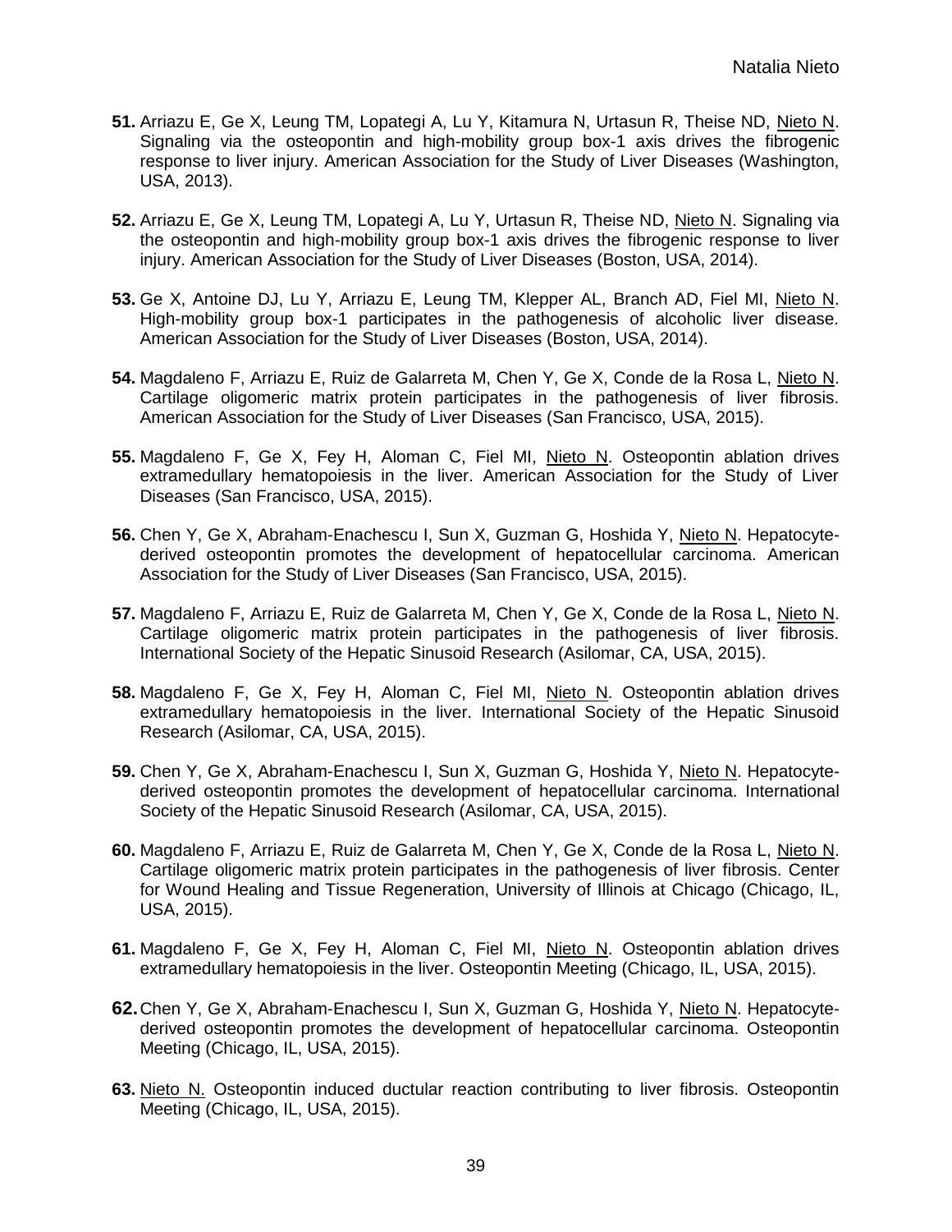**51.** Arriazu E, Ge X, Leung TM, Lopategi A, Lu Y, Kitamura N, Urtasun R, Theise ND, Nieto N. Signaling via the osteopontin and high-mobility group box-1 axis drives the fibrogenic response to liver injury. American Association for the Study of Liver Diseases (Washington, USA, 2013).

**52.** Arriazu E, Ge X, Leung TM, Lopategi A, Lu Y, Urtasun R, Theise ND, Nieto N. Signaling via the osteopontin and high-mobility group box-1 axis drives the fibrogenic response to liver injury. American Association for the Study of Liver Diseases (Boston, USA, 2014).

**53.** Ge X, Antoine DJ, Lu Y, Arriazu E, Leung TM, Klepper AL, Branch AD, Fiel MI, Nieto N. High-mobility group box-1 participates in the pathogenesis of alcoholic liver disease. American Association for the Study of Liver Diseases (Boston, USA, 2014).

**54.** Magdaleno F, Arriazu E, Ruiz de Galarreta M, Chen Y, Ge X, Conde de la Rosa L, Nieto N. Cartilage oligomeric matrix protein participates in the pathogenesis of liver fibrosis. American Association for the Study of Liver Diseases (San Francisco, USA, 2015).

**55.** Magdaleno F, Ge X, Fey H, Aloman C, Fiel MI, Nieto N. Osteopontin ablation drives extramedullary hematopoiesis in the liver. American Association for the Study of Liver Diseases (San Francisco, USA, 2015).

**56.** Chen Y, Ge X, Abraham-Enachescu I, Sun X, Guzman G, Hoshida Y, Nieto N. Hepatocyte-derived osteopontin promotes the development of hepatocellular carcinoma. American Association for the Study of Liver Diseases (San Francisco, USA, 2015).

**57.** Magdaleno F, Arriazu E, Ruiz de Galarreta M, Chen Y, Ge X, Conde de la Rosa L, Nieto N. Cartilage oligomeric matrix protein participates in the pathogenesis of liver fibrosis. International Society of the Hepatic Sinusoid Research (Asilomar, CA, USA, 2015).

**58.** Magdaleno F, Ge X, Fey H, Aloman C, Fiel MI, Nieto N. Osteopontin ablation drives extramedullary hematopoiesis in the liver. International Society of the Hepatic Sinusoid Research (Asilomar, CA, USA, 2015).

**59.** Chen Y, Ge X, Abraham-Enachescu I, Sun X, Guzman G, Hoshida Y, Nieto N. Hepatocyte-derived osteopontin promotes the development of hepatocellular carcinoma. International Society of the Hepatic Sinusoid Research (Asilomar, CA, USA, 2015).

**60.** Magdaleno F, Arriazu E, Ruiz de Galarreta M, Chen Y, Ge X, Conde de la Rosa L, Nieto N. Cartilage oligomeric matrix protein participates in the pathogenesis of liver fibrosis. Center for Wound Healing and Tissue Regeneration, University of Illinois at Chicago (Chicago, IL, USA, 2015).

**61.** Magdaleno F, Ge X, Fey H, Aloman C, Fiel MI, Nieto N. Osteopontin ablation drives extramedullary hematopoiesis in the liver. Osteopontin Meeting (Chicago, IL, USA, 2015).

**62.** Chen Y, Ge X, Abraham-Enachescu I, Sun X, Guzman G, Hoshida Y, Nieto N. Hepatocyte-derived osteopontin promotes the development of hepatocellular carcinoma. Osteopontin Meeting (Chicago, IL, USA, 2015).

**63.** Nieto N. Osteopontin induced ductular reaction contributing to liver fibrosis. Osteopontin Meeting (Chicago, IL, USA, 2015).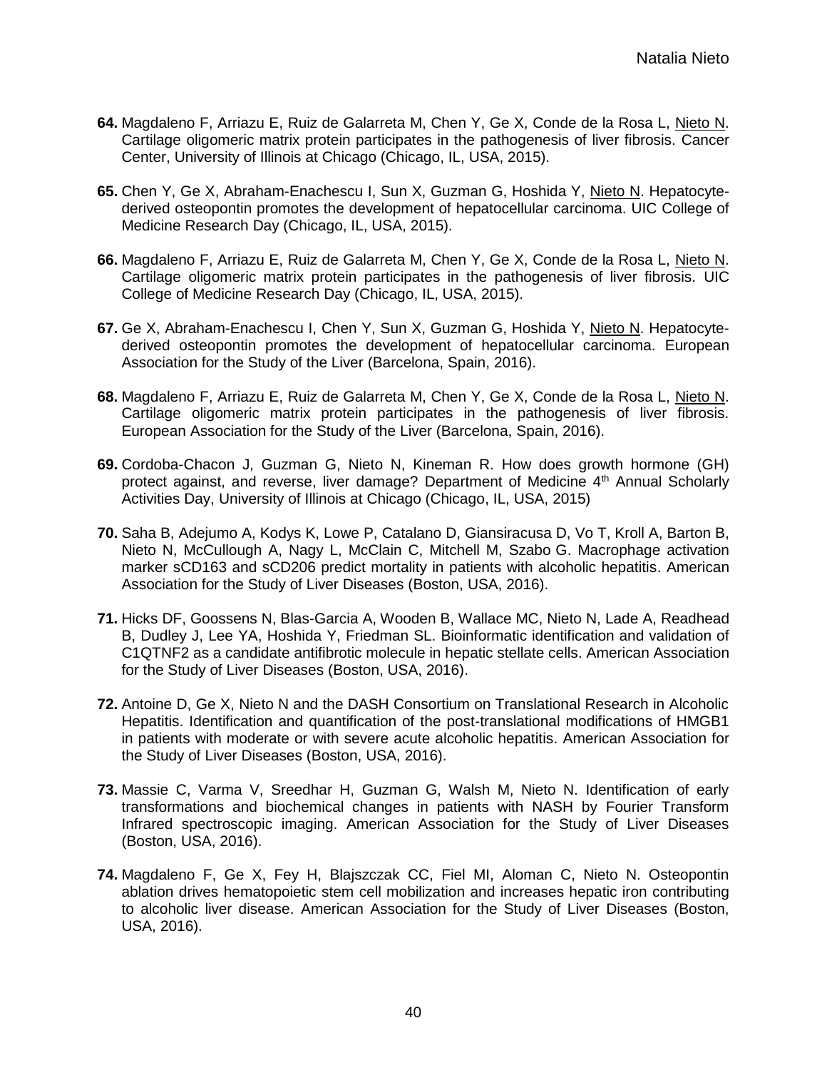**64.** Magdaleno F, Arriazu E, Ruiz de Galarreta M, Chen Y, Ge X, Conde de la Rosa L, Nieto N. Cartilage oligomeric matrix protein participates in the pathogenesis of liver fibrosis. Cancer Center, University of Illinois at Chicago (Chicago, IL, USA, 2015).

**65.** Chen Y, Ge X, Abraham-Enachescu I, Sun X, Guzman G, Hoshida Y, Nieto N. Hepatocyte-derived osteopontin promotes the development of hepatocellular carcinoma. UIC College of Medicine Research Day (Chicago, IL, USA, 2015).

**66.** Magdaleno F, Arriazu E, Ruiz de Galarreta M, Chen Y, Ge X, Conde de la Rosa L, Nieto N. Cartilage oligomeric matrix protein participates in the pathogenesis of liver fibrosis. UIC College of Medicine Research Day (Chicago, IL, USA, 2015).

**67.** Ge X, Abraham-Enachescu I, Chen Y, Sun X, Guzman G, Hoshida Y, Nieto N. Hepatocyte-derived osteopontin promotes the development of hepatocellular carcinoma. European Association for the Study of the Liver (Barcelona, Spain, 2016).

**68.** Magdaleno F, Arriazu E, Ruiz de Galarreta M, Chen Y, Ge X, Conde de la Rosa L, Nieto N. Cartilage oligomeric matrix protein participates in the pathogenesis of liver fibrosis. European Association for the Study of the Liver (Barcelona, Spain, 2016).

**69.** Cordoba-Chacon J, Guzman G, Nieto N, Kineman R. How does growth hormone (GH) protect against, and reverse, liver damage? Department of Medicine 4th Annual Scholarly Activities Day, University of Illinois at Chicago (Chicago, IL, USA, 2015)

**70.** Saha B, Adejumo A, Kodys K, Lowe P, Catalano D, Giansiracusa D, Vo T, Kroll A, Barton B, Nieto N, McCullough A, Nagy L, McClain C, Mitchell M, Szabo G. Macrophage activation marker sCD163 and sCD206 predict mortality in patients with alcoholic hepatitis. American Association for the Study of Liver Diseases (Boston, USA, 2016).

**71.** Hicks DF, Goossens N, Blas-Garcia A, Wooden B, Wallace MC, Nieto N, Lade A, Readhead B, Dudley J, Lee YA, Hoshida Y, Friedman SL. Bioinformatic identification and validation of C1QTNF2 as a candidate antifibrotic molecule in hepatic stellate cells. American Association for the Study of Liver Diseases (Boston, USA, 2016).

**72.** Antoine D, Ge X, Nieto N and the DASH Consortium on Translational Research in Alcoholic Hepatitis. Identification and quantification of the post-translational modifications of HMGB1 in patients with moderate or with severe acute alcoholic hepatitis. American Association for the Study of Liver Diseases (Boston, USA, 2016).

**73.** Massie C, Varma V, Sreedhar H, Guzman G, Walsh M, Nieto N. Identification of early transformations and biochemical changes in patients with NASH by Fourier Transform Infrared spectroscopic imaging. American Association for the Study of Liver Diseases (Boston, USA, 2016).

**74.** Magdaleno F, Ge X, Fey H, Blajszczak CC, Fiel MI, Aloman C, Nieto N. Osteopontin ablation drives hematopoietic stem cell mobilization and increases hepatic iron contributing to alcoholic liver disease. American Association for the Study of Liver Diseases (Boston, USA, 2016).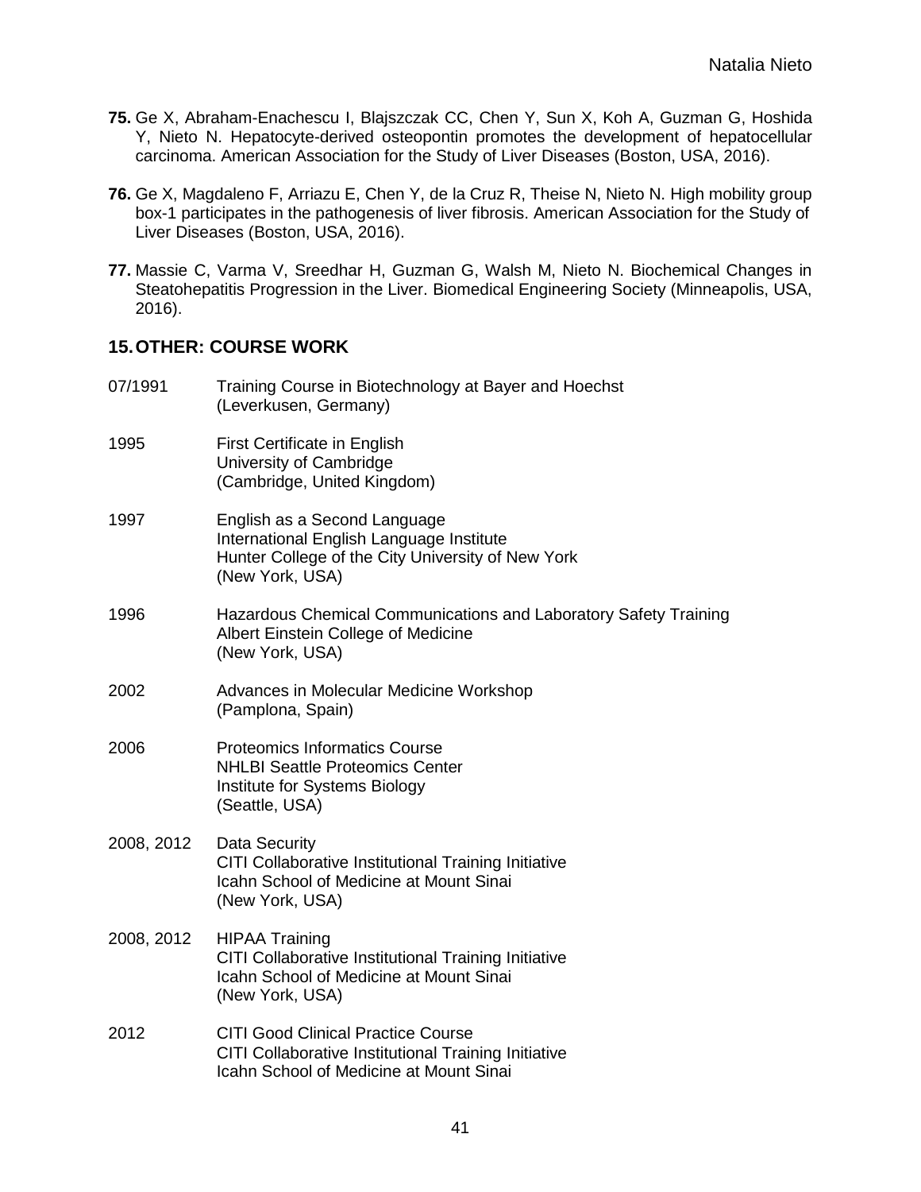**75.** Ge X, Abraham-Enachescu I, Blajszczak CC, Chen Y, Sun X, Koh A, Guzman G, Hoshida Y, Nieto N. Hepatocyte-derived osteopontin promotes the development of hepatocellular carcinoma. American Association for the Study of Liver Diseases (Boston, USA, 2016).

**76.** Ge X, Magdaleno F, Arriazu E, Chen Y, de la Cruz R, Theise N, Nieto N. High mobility group box-1 participates in the pathogenesis of liver fibrosis. American Association for the Study of Liver Diseases (Boston, USA, 2016).

**77.** Massie C, Varma V, Sreedhar H, Guzman G, Walsh M, Nieto N. Biochemical Changes in Steatohepatitis Progression in the Liver. Biomedical Engineering Society (Minneapolis, USA, 2016).

## 15. OTHER: COURSE WORK

07/1991 Training Course in Biotechnology at Bayer and Hoechst
(Leverkusen, Germany)

1995 First Certificate in English
University of Cambridge
(Cambridge, United Kingdom)

1997 English as a Second Language
International English Language Institute
Hunter College of the City University of New York
(New York, USA)

1996 Hazardous Chemical Communications and Laboratory Safety Training
Albert Einstein College of Medicine
(New York, USA)

2002 Advances in Molecular Medicine Workshop
(Pamplona, Spain)

2006 Proteomics Informatics Course
NHLBI Seattle Proteomics Center
Institute for Systems Biology
(Seattle, USA)

2008, 2012 Data Security
CITI Collaborative Institutional Training Initiative
Icahn School of Medicine at Mount Sinai
(New York, USA)

2008, 2012 HIPAA Training
CITI Collaborative Institutional Training Initiative
Icahn School of Medicine at Mount Sinai
(New York, USA)

2012 CITI Good Clinical Practice Course
CITI Collaborative Institutional Training Initiative
Icahn School of Medicine at Mount Sinai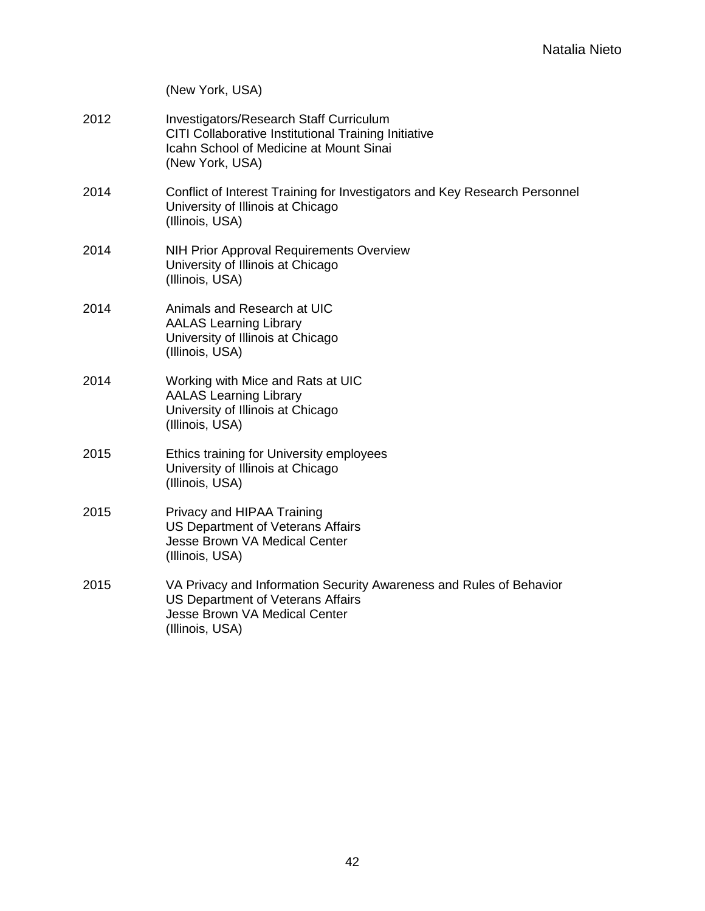(New York, USA)

2012 Investigators/Research Staff Curriculum
CITI Collaborative Institutional Training Initiative
Icahn School of Medicine at Mount Sinai
(New York, USA)

2014 Conflict of Interest Training for Investigators and Key Research Personnel
University of Illinois at Chicago
(Illinois, USA)

2014 NIH Prior Approval Requirements Overview
University of Illinois at Chicago
(Illinois, USA)

2014 Animals and Research at UIC
AALAS Learning Library
University of Illinois at Chicago
(Illinois, USA)

2014 Working with Mice and Rats at UIC
AALAS Learning Library
University of Illinois at Chicago
(Illinois, USA)

2015 Ethics training for University employees
University of Illinois at Chicago
(Illinois, USA)

2015 Privacy and HIPAA Training
US Department of Veterans Affairs
Jesse Brown VA Medical Center
(Illinois, USA)

2015 VA Privacy and Information Security Awareness and Rules of Behavior
US Department of Veterans Affairs
Jesse Brown VA Medical Center
(Illinois, USA)